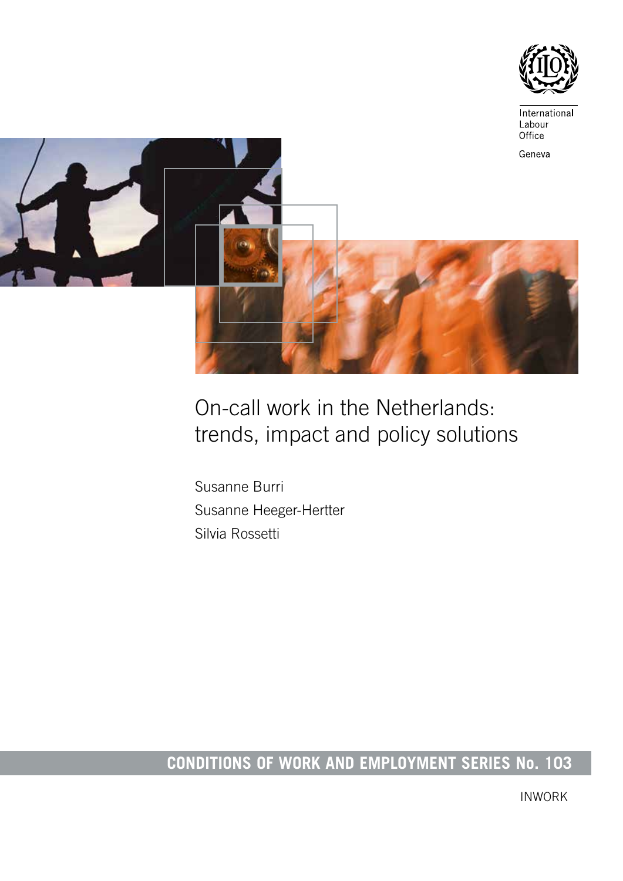International Labour Office

Geneva

# On-call work in the Netherlands: trends, impact and policy solutions

Susanne Burri

Susanne Heeger-Hertter

Silvia Rossetti

**CONDITIONS OF WORK AND EMPLOYMENT SERIES No. 103**

INWORK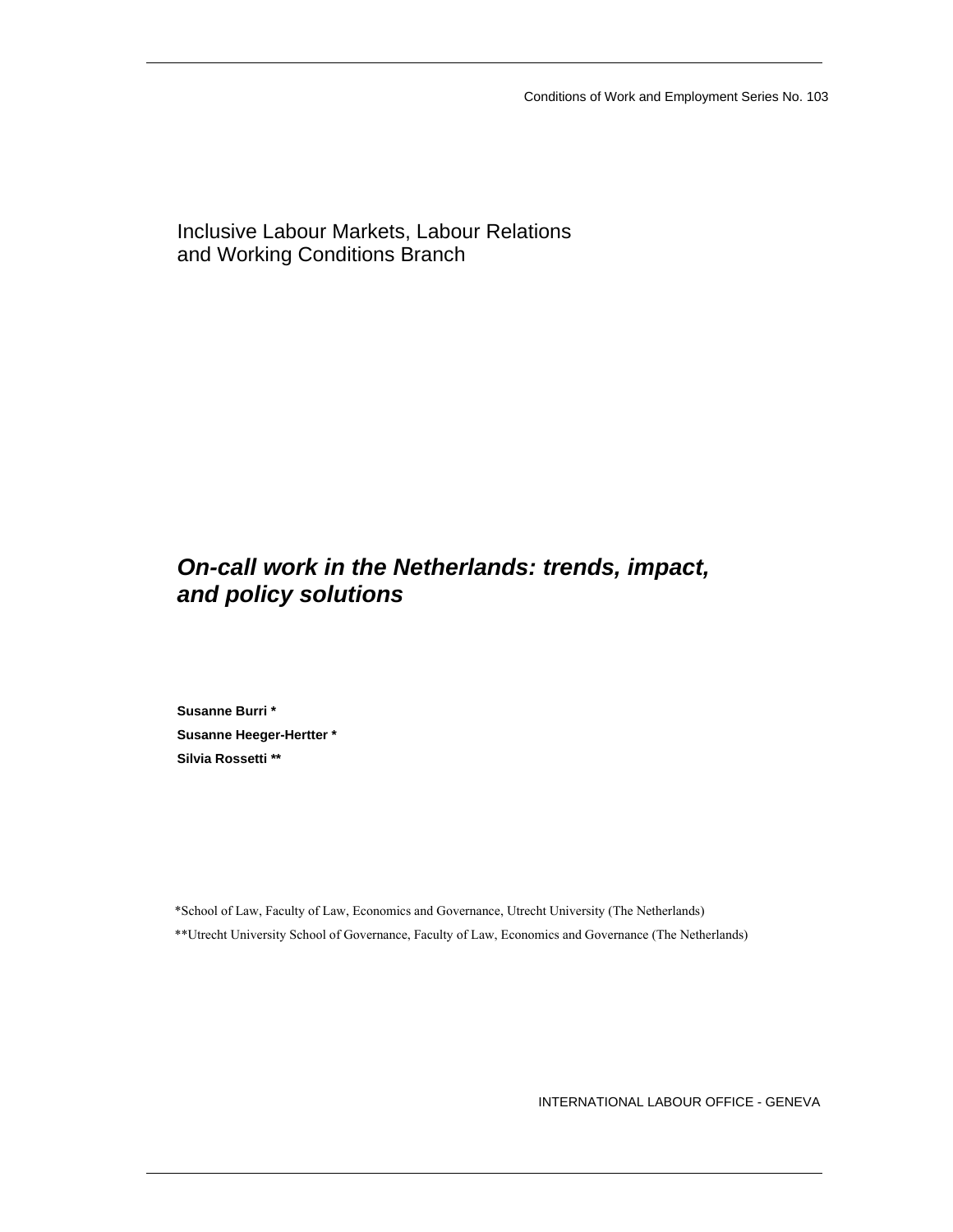Conditions of Work and Employment Series No. 103

Inclusive Labour Markets, Labour Relations and Working Conditions Branch

# *On-call work in the Netherlands: trends, impact, and policy solutions*

**Susanne Burri ***

**Susanne Heeger-Hertter ***

**Silvia Rossetti ****

*School of Law, Faculty of Law, Economics and Governance, Utrecht University (The Netherlands)

**Utrecht University School of Governance, Faculty of Law, Economics and Governance (The Netherlands)

INTERNATIONAL LABOUR OFFICE - GENEVA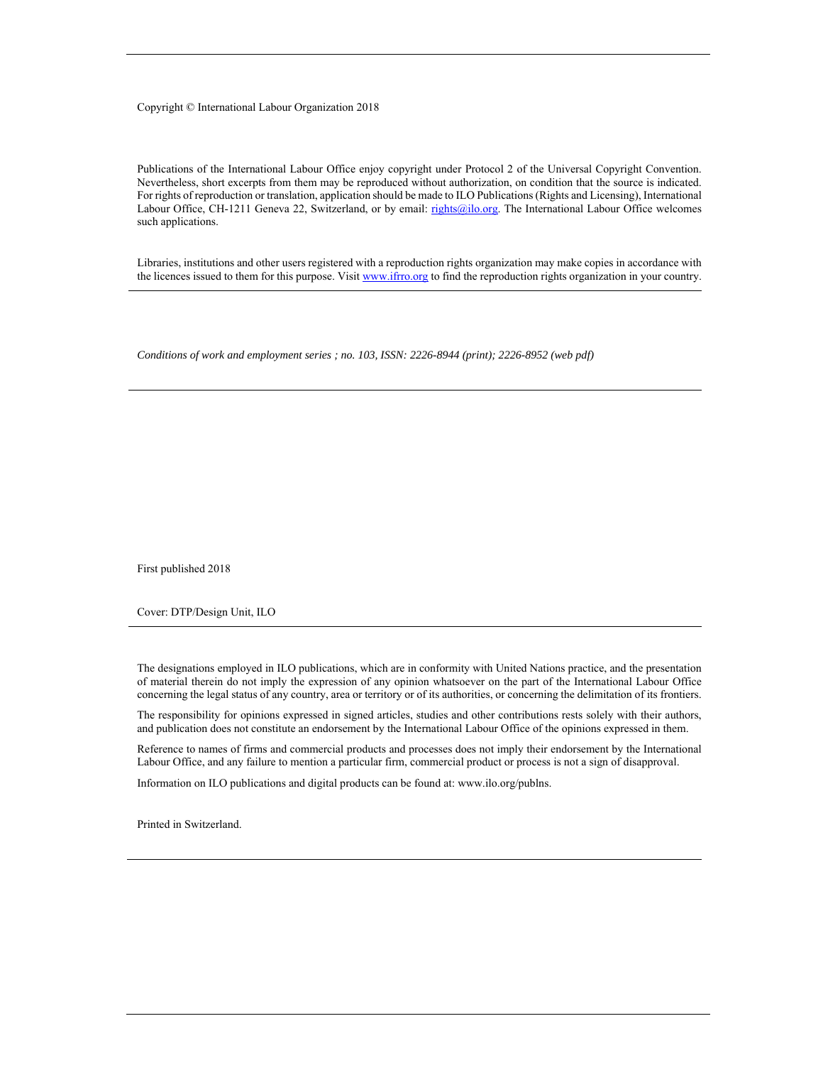Copyright © International Labour Organization 2018

Publications of the International Labour Office enjoy copyright under Protocol 2 of the Universal Copyright Convention. Nevertheless, short excerpts from them may be reproduced without authorization, on condition that the source is indicated. For rights of reproduction or translation, application should be made to ILO Publications (Rights and Licensing), International Labour Office, CH-1211 Geneva 22, Switzerland, or by email: rights@ilo.org. The International Labour Office welcomes such applications.

Libraries, institutions and other users registered with a reproduction rights organization may make copies in accordance with the licences issued to them for this purpose. Visit www.ifrro.org to find the reproduction rights organization in your country.

*Conditions of work and employment series ; no. 103, ISSN: 2226-8944 (print); 2226-8952 (web pdf)*

First published 2018

Cover: DTP/Design Unit, ILO

The designations employed in ILO publications, which are in conformity with United Nations practice, and the presentation of material therein do not imply the expression of any opinion whatsoever on the part of the International Labour Office concerning the legal status of any country, area or territory or of its authorities, or concerning the delimitation of its frontiers.

The responsibility for opinions expressed in signed articles, studies and other contributions rests solely with their authors, and publication does not constitute an endorsement by the International Labour Office of the opinions expressed in them.

Reference to names of firms and commercial products and processes does not imply their endorsement by the International Labour Office, and any failure to mention a particular firm, commercial product or process is not a sign of disapproval.

Information on ILO publications and digital products can be found at: www.ilo.org/publns.

Printed in Switzerland.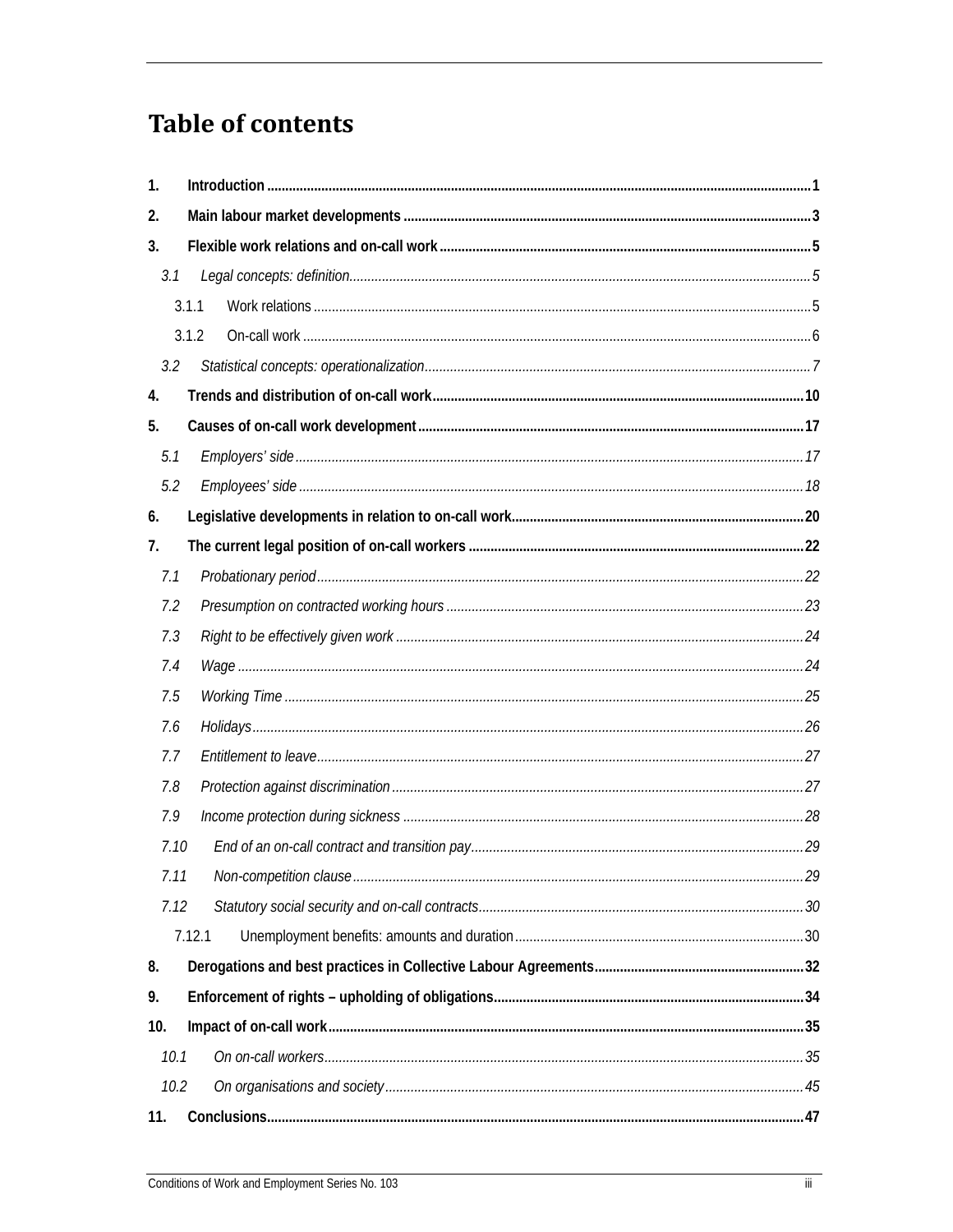# Table of contents

**1. Introduction** ........................................................................ **1**

**2. Main labour market developments** ........................................................................ **3**

**3. Flexible work relations and on-call work** ........................................................................ **5**

*3.1 Legal concepts: definition* ........................................................................ *5*

3.1.1 Work relations ........................................................................ 5

3.1.2 On-call work ........................................................................ 6

*3.2 Statistical concepts: operationalization* ........................................................................ *7*

**4. Trends and distribution of on-call work** ........................................................................ **10**

**5. Causes of on-call work development** ........................................................................ **17**

*5.1 Employers' side* ........................................................................ *17*

*5.2 Employees' side* ........................................................................ *18*

**6. Legislative developments in relation to on-call work** ........................................................................ **20**

**7. The current legal position of on-call workers** ........................................................................ **22**

*7.1 Probationary period* ........................................................................ *22*

*7.2 Presumption on contracted working hours* ........................................................................ *23*

*7.3 Right to be effectively given work* ........................................................................ *24*

*7.4 Wage* ........................................................................ *24*

*7.5 Working Time* ........................................................................ *25*

*7.6 Holidays* ........................................................................ *26*

*7.7 Entitlement to leave* ........................................................................ *27*

*7.8 Protection against discrimination* ........................................................................ *27*

*7.9 Income protection during sickness* ........................................................................ *28*

*7.10 End of an on-call contract and transition pay* ........................................................................ *29*

*7.11 Non-competition clause* ........................................................................ *29*

*7.12 Statutory social security and on-call contracts* ........................................................................ *30*

7.12.1 Unemployment benefits: amounts and duration ........................................................................ 30

**8. Derogations and best practices in Collective Labour Agreements** ........................................................................ **32**

**9. Enforcement of rights – upholding of obligations** ........................................................................ **34**

**10. Impact of on-call work** ........................................................................ **35**

*10.1 On on-call workers* ........................................................................ *35*

*10.2 On organisations and society* ........................................................................ *45*

**11. Conclusions** ........................................................................ **47**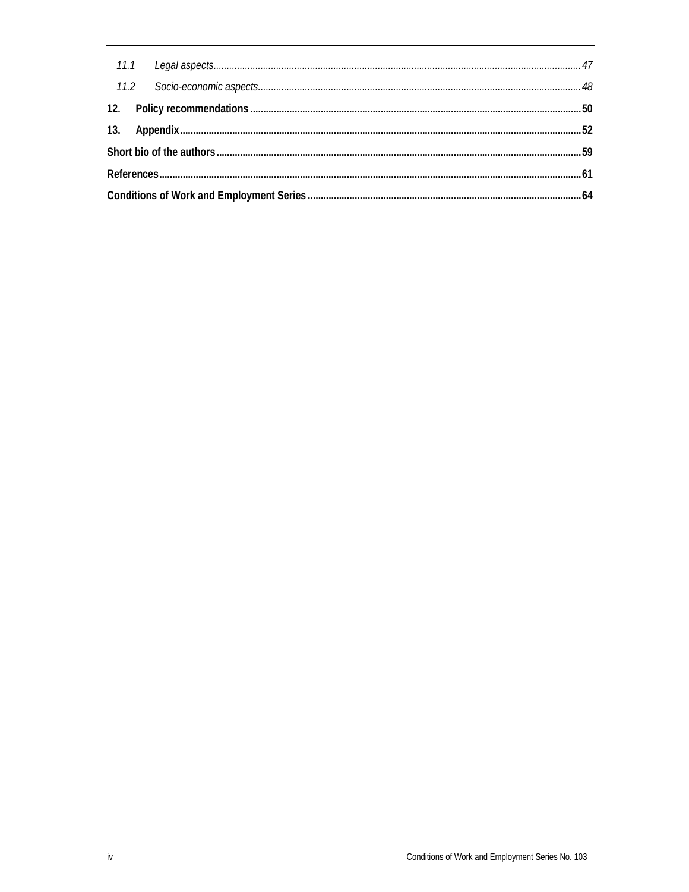11.1 *Legal aspects* ........ 47

11.2 *Socio-economic aspects* ........ 48

**12. Policy recommendations** ........ **50**

**13. Appendix** ........ **52**

**Short bio of the authors** ........ **59**

**References** ........ **61**

**Conditions of Work and Employment Series** ........ **64**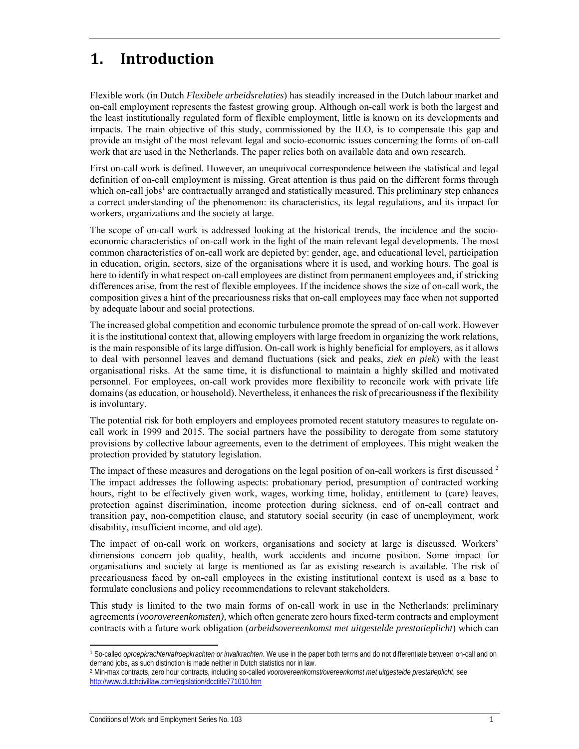# 1. Introduction

Flexible work (in Dutch *Flexibele arbeidsrelaties*) has steadily increased in the Dutch labour market and on-call employment represents the fastest growing group. Although on-call work is both the largest and the least institutionally regulated form of flexible employment, little is known on its developments and impacts. The main objective of this study, commissioned by the ILO, is to compensate this gap and provide an insight of the most relevant legal and socio-economic issues concerning the forms of on-call work that are used in the Netherlands. The paper relies both on available data and own research.

First on-call work is defined. However, an unequivocal correspondence between the statistical and legal definition of on-call employment is missing. Great attention is thus paid on the different forms through which on-call jobs[1] are contractually arranged and statistically measured. This preliminary step enhances a correct understanding of the phenomenon: its characteristics, its legal regulations, and its impact for workers, organizations and the society at large.

The scope of on-call work is addressed looking at the historical trends, the incidence and the socio-economic characteristics of on-call work in the light of the main relevant legal developments. The most common characteristics of on-call work are depicted by: gender, age, and educational level, participation in education, origin, sectors, size of the organisations where it is used, and working hours. The goal is here to identify in what respect on-call employees are distinct from permanent employees and, if striking differences arise, from the rest of flexible employees. If the incidence shows the size of on-call work, the composition gives a hint of the precariousness risks that on-call employees may face when not supported by adequate labour and social protections.

The increased global competition and economic turbulence promote the spread of on-call work. However it is the institutional context that, allowing employers with large freedom in organizing the work relations, is the main responsible of its large diffusion. On-call work is highly beneficial for employers, as it allows to deal with personnel leaves and demand fluctuations (sick and peaks, *ziek en piek*) with the least organisational risks. At the same time, it is disfunctional to maintain a highly skilled and motivated personnel. For employees, on-call work provides more flexibility to reconcile work with private life domains (as education, or household). Nevertheless, it enhances the risk of precariousness if the flexibility is involuntary.

The potential risk for both employers and employees promoted recent statutory measures to regulate on-call work in 1999 and 2015. The social partners have the possibility to derogate from some statutory provisions by collective labour agreements, even to the detriment of employees. This might weaken the protection provided by statutory legislation.

The impact of these measures and derogations on the legal position of on-call workers is first discussed [2] The impact addresses the following aspects: probationary period, presumption of contracted working hours, right to be effectively given work, wages, working time, holiday, entitlement to (care) leaves, protection against discrimination, income protection during sickness, end of on-call contract and transition pay, non-competition clause, and statutory social security (in case of unemployment, work disability, insufficient income, and old age).

The impact of on-call work on workers, organisations and society at large is discussed. Workers' dimensions concern job quality, health, work accidents and income position. Some impact for organisations and society at large is mentioned as far as existing research is available. The risk of precariousness faced by on-call employees in the existing institutional context is used as a base to formulate conclusions and policy recommendations to relevant stakeholders.

This study is limited to the two main forms of on-call work in use in the Netherlands: preliminary agreements (*voorovereenkomsten),* which often generate zero hours fixed-term contracts and employment contracts with a future work obligation (*arbeidsovereenkomst met uitgestelde prestatieplicht*) which can

---

[1] So-called *oproepkrachten/afroepkrachten or invalkrachten*. We use in the paper both terms and do not differentiate between on-call and on demand jobs, as such distinction is made neither in Dutch statistics nor in law.

[2] Min-max contracts, zero hour contracts, including so-called *voorovereenkomst/overeenkomst met uitgestelde prestatieplicht*, see http://www.dutchcivillaw.com/legislation/dcctitle771010.htm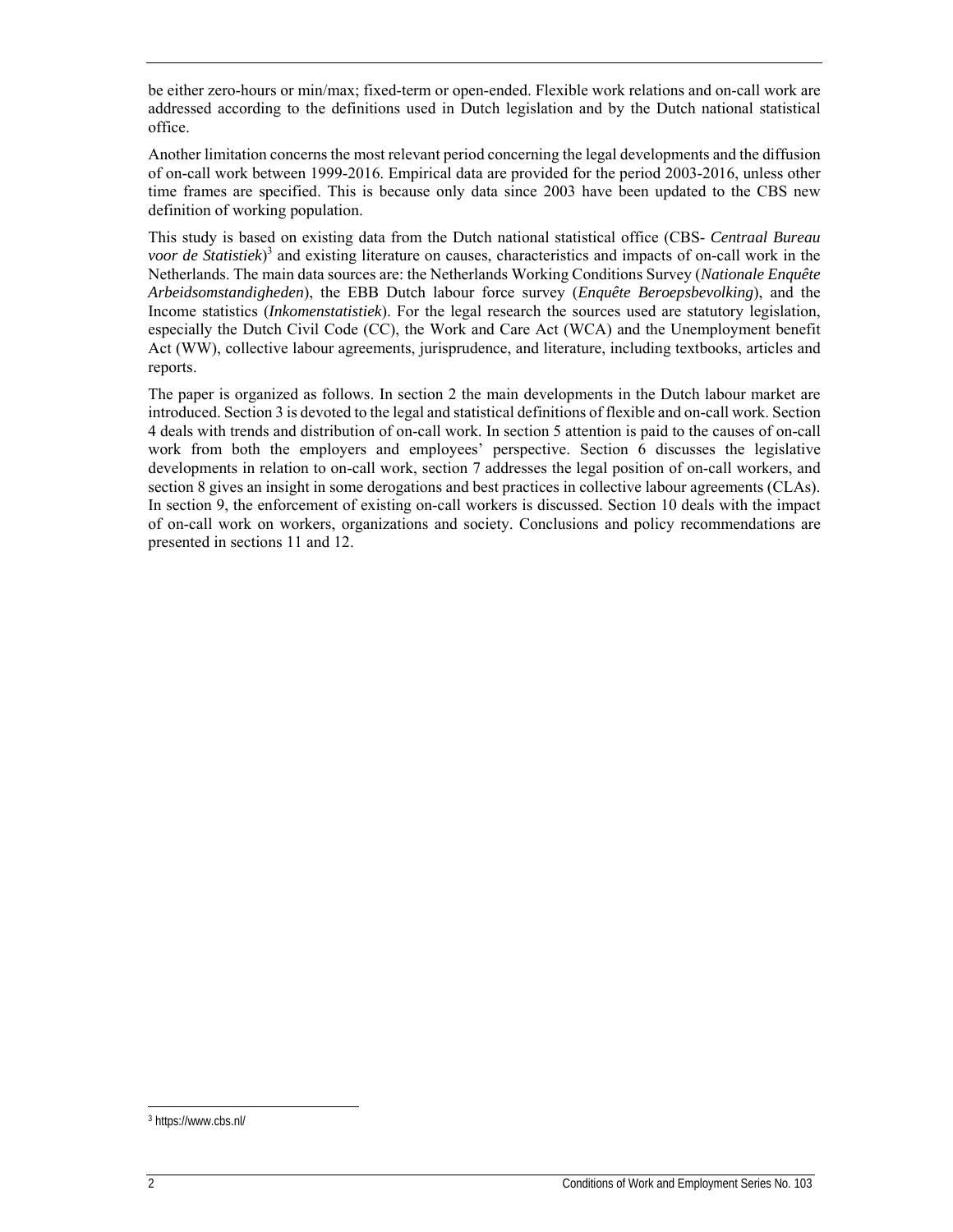be either zero-hours or min/max; fixed-term or open-ended. Flexible work relations and on-call work are addressed according to the definitions used in Dutch legislation and by the Dutch national statistical office.

Another limitation concerns the most relevant period concerning the legal developments and the diffusion of on-call work between 1999-2016. Empirical data are provided for the period 2003-2016, unless other time frames are specified. This is because only data since 2003 have been updated to the CBS new definition of working population.

This study is based on existing data from the Dutch national statistical office (CBS- *Centraal Bureau voor de Statistiek*)[3] and existing literature on causes, characteristics and impacts of on-call work in the Netherlands. The main data sources are: the Netherlands Working Conditions Survey (*Nationale Enquête Arbeidsomstandigheden*), the EBB Dutch labour force survey (*Enquête Beroepsbevolking*), and the Income statistics (*Inkomenstatistiek*). For the legal research the sources used are statutory legislation, especially the Dutch Civil Code (CC), the Work and Care Act (WCA) and the Unemployment benefit Act (WW), collective labour agreements, jurisprudence, and literature, including textbooks, articles and reports.

The paper is organized as follows. In section 2 the main developments in the Dutch labour market are introduced. Section 3 is devoted to the legal and statistical definitions of flexible and on-call work. Section 4 deals with trends and distribution of on-call work. In section 5 attention is paid to the causes of on-call work from both the employers and employees' perspective. Section 6 discusses the legislative developments in relation to on-call work, section 7 addresses the legal position of on-call workers, and section 8 gives an insight in some derogations and best practices in collective labour agreements (CLAs). In section 9, the enforcement of existing on-call workers is discussed. Section 10 deals with the impact of on-call work on workers, organizations and society. Conclusions and policy recommendations are presented in sections 11 and 12.

[3] https://www.cbs.nl/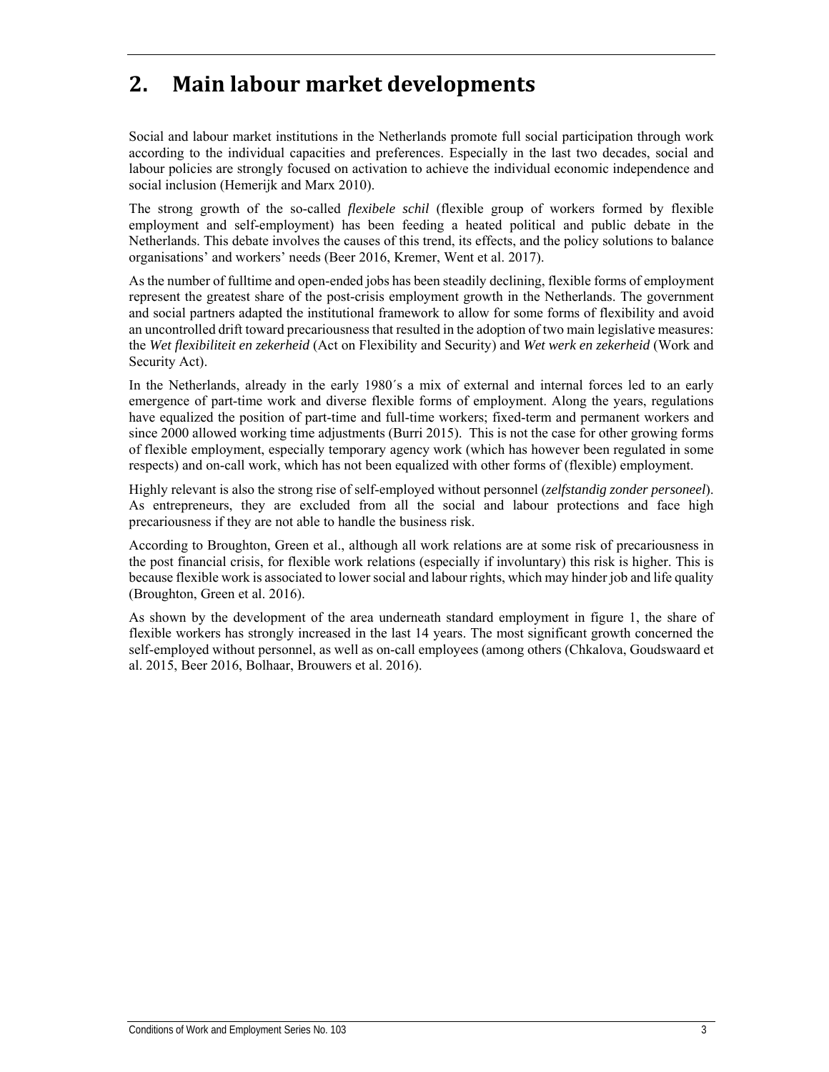# 2. Main labour market developments

Social and labour market institutions in the Netherlands promote full social participation through work according to the individual capacities and preferences. Especially in the last two decades, social and labour policies are strongly focused on activation to achieve the individual economic independence and social inclusion (Hemerijk and Marx 2010).

The strong growth of the so-called *flexibele schil* (flexible group of workers formed by flexible employment and self-employment) has been feeding a heated political and public debate in the Netherlands. This debate involves the causes of this trend, its effects, and the policy solutions to balance organisations' and workers' needs (Beer 2016, Kremer, Went et al. 2017).

As the number of fulltime and open-ended jobs has been steadily declining, flexible forms of employment represent the greatest share of the post-crisis employment growth in the Netherlands. The government and social partners adapted the institutional framework to allow for some forms of flexibility and avoid an uncontrolled drift toward precariousness that resulted in the adoption of two main legislative measures: the *Wet flexibiliteit en zekerheid* (Act on Flexibility and Security) and *Wet werk en zekerheid* (Work and Security Act).

In the Netherlands, already in the early 1980´s a mix of external and internal forces led to an early emergence of part-time work and diverse flexible forms of employment. Along the years, regulations have equalized the position of part-time and full-time workers; fixed-term and permanent workers and since 2000 allowed working time adjustments (Burri 2015). This is not the case for other growing forms of flexible employment, especially temporary agency work (which has however been regulated in some respects) and on-call work, which has not been equalized with other forms of (flexible) employment.

Highly relevant is also the strong rise of self-employed without personnel (*zelfstandig zonder personeel*). As entrepreneurs, they are excluded from all the social and labour protections and face high precariousness if they are not able to handle the business risk.

According to Broughton, Green et al., although all work relations are at some risk of precariousness in the post financial crisis, for flexible work relations (especially if involuntary) this risk is higher. This is because flexible work is associated to lower social and labour rights, which may hinder job and life quality (Broughton, Green et al. 2016).

As shown by the development of the area underneath standard employment in figure 1, the share of flexible workers has strongly increased in the last 14 years. The most significant growth concerned the self-employed without personnel, as well as on-call employees (among others (Chkalova, Goudswaard et al. 2015, Beer 2016, Bolhaar, Brouwers et al. 2016).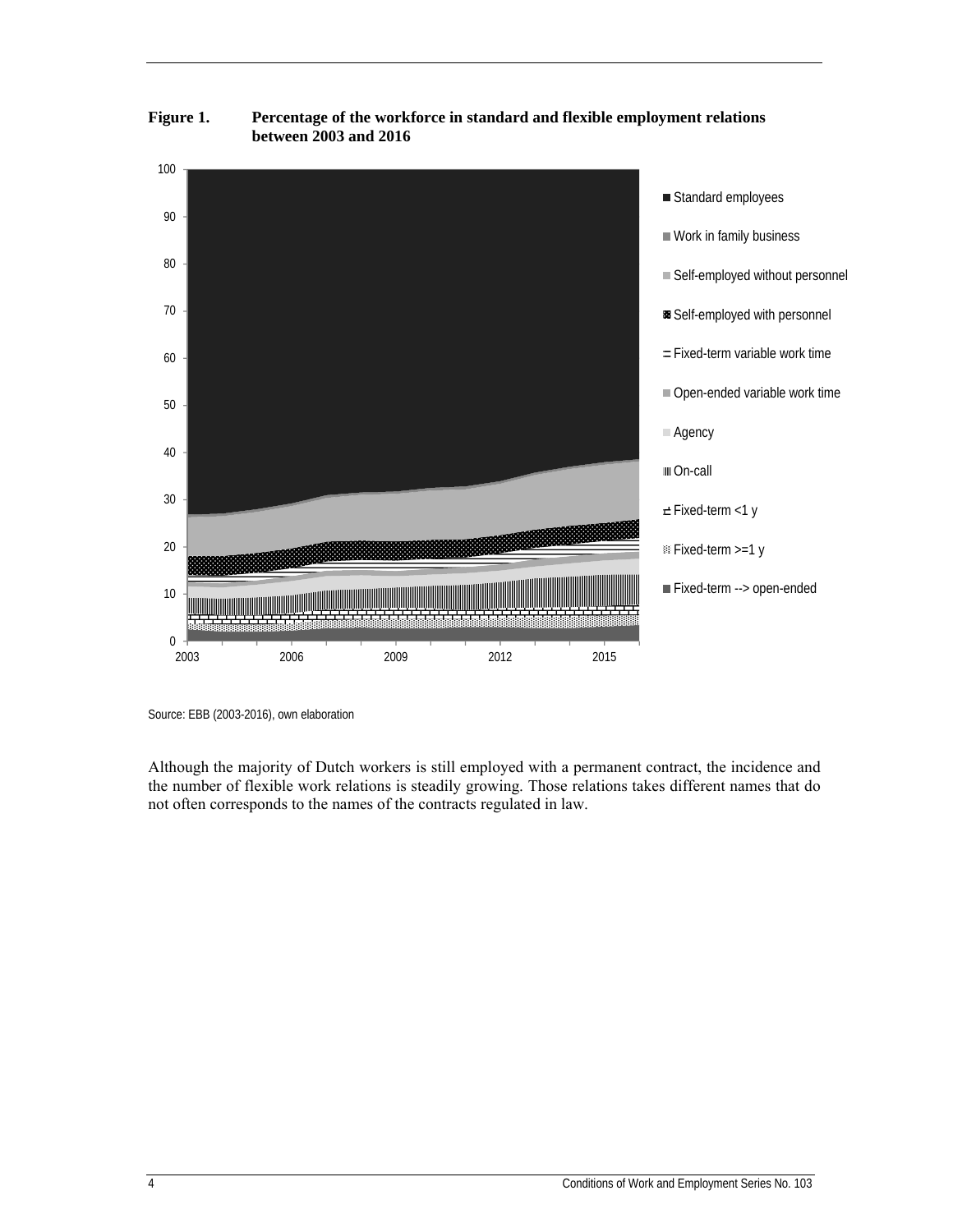**Figure 1. Percentage of the workforce in standard and flexible employment relations between 2003 and 2016**

Source: EBB (2003-2016), own elaboration

Although the majority of Dutch workers is still employed with a permanent contract, the incidence and the number of flexible work relations is steadily growing. Those relations takes different names that do not often corresponds to the names of the contracts regulated in law.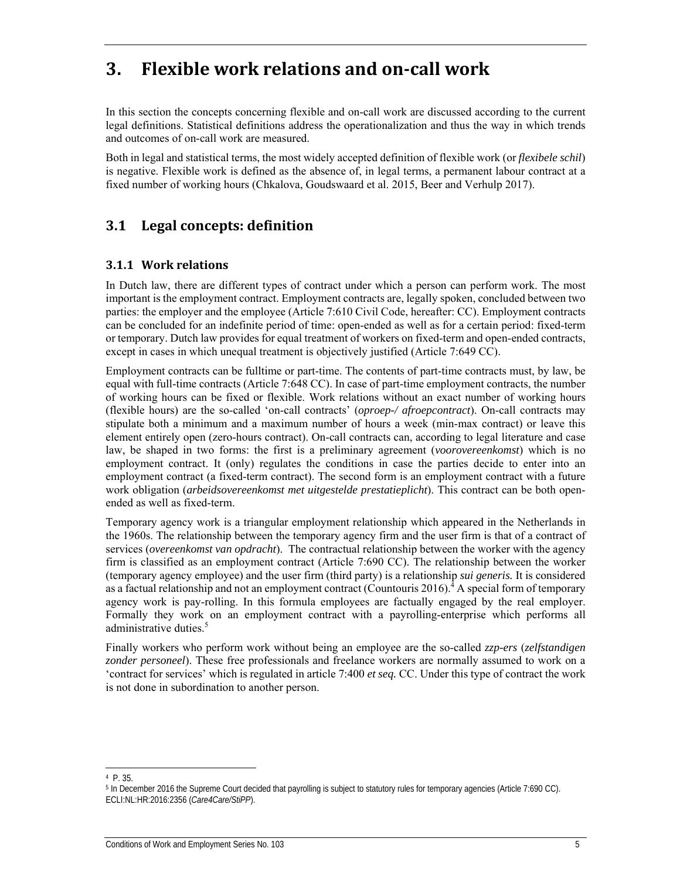# 3. Flexible work relations and on-call work

In this section the concepts concerning flexible and on-call work are discussed according to the current legal definitions. Statistical definitions address the operationalization and thus the way in which trends and outcomes of on-call work are measured.

Both in legal and statistical terms, the most widely accepted definition of flexible work (or *flexibele schil*) is negative. Flexible work is defined as the absence of, in legal terms, a permanent labour contract at a fixed number of working hours (Chkalova, Goudswaard et al. 2015, Beer and Verhulp 2017).

## 3.1 Legal concepts: definition

### 3.1.1 Work relations

In Dutch law, there are different types of contract under which a person can perform work. The most important is the employment contract. Employment contracts are, legally spoken, concluded between two parties: the employer and the employee (Article 7:610 Civil Code, hereafter: CC). Employment contracts can be concluded for an indefinite period of time: open-ended as well as for a certain period: fixed-term or temporary. Dutch law provides for equal treatment of workers on fixed-term and open-ended contracts, except in cases in which unequal treatment is objectively justified (Article 7:649 CC).

Employment contracts can be fulltime or part-time. The contents of part-time contracts must, by law, be equal with full-time contracts (Article 7:648 CC). In case of part-time employment contracts, the number of working hours can be fixed or flexible. Work relations without an exact number of working hours (flexible hours) are the so-called 'on-call contracts' (*oproep-/ afroepcontract*). On-call contracts may stipulate both a minimum and a maximum number of hours a week (min-max contract) or leave this element entirely open (zero-hours contract). On-call contracts can, according to legal literature and case law, be shaped in two forms: the first is a preliminary agreement (*voorovereenkomst*) which is no employment contract. It (only) regulates the conditions in case the parties decide to enter into an employment contract (a fixed-term contract). The second form is an employment contract with a future work obligation (*arbeidsovereenkomst met uitgestelde prestatieplicht*). This contract can be both open-ended as well as fixed-term.

Temporary agency work is a triangular employment relationship which appeared in the Netherlands in the 1960s. The relationship between the temporary agency firm and the user firm is that of a contract of services (*overeenkomst van opdracht*). The contractual relationship between the worker with the agency firm is classified as an employment contract (Article 7:690 CC). The relationship between the worker (temporary agency employee) and the user firm (third party) is a relationship *sui generis.* It is considered as a factual relationship and not an employment contract (Countouris 2016).[4] A special form of temporary agency work is pay-rolling. In this formula employees are factually engaged by the real employer. Formally they work on an employment contract with a payrolling-enterprise which performs all administrative duties.[5]

Finally workers who perform work without being an employee are the so-called *zzp-ers* (*zelfstandigen zonder personeel*). These free professionals and freelance workers are normally assumed to work on a 'contract for services' which is regulated in article 7:400 *et seq.* CC. Under this type of contract the work is not done in subordination to another person.

---

[4] P. 35.

[5] In December 2016 the Supreme Court decided that payrolling is subject to statutory rules for temporary agencies (Article 7:690 CC). ECLI:NL:HR:2016:2356 (*Care4Care/StiPP*).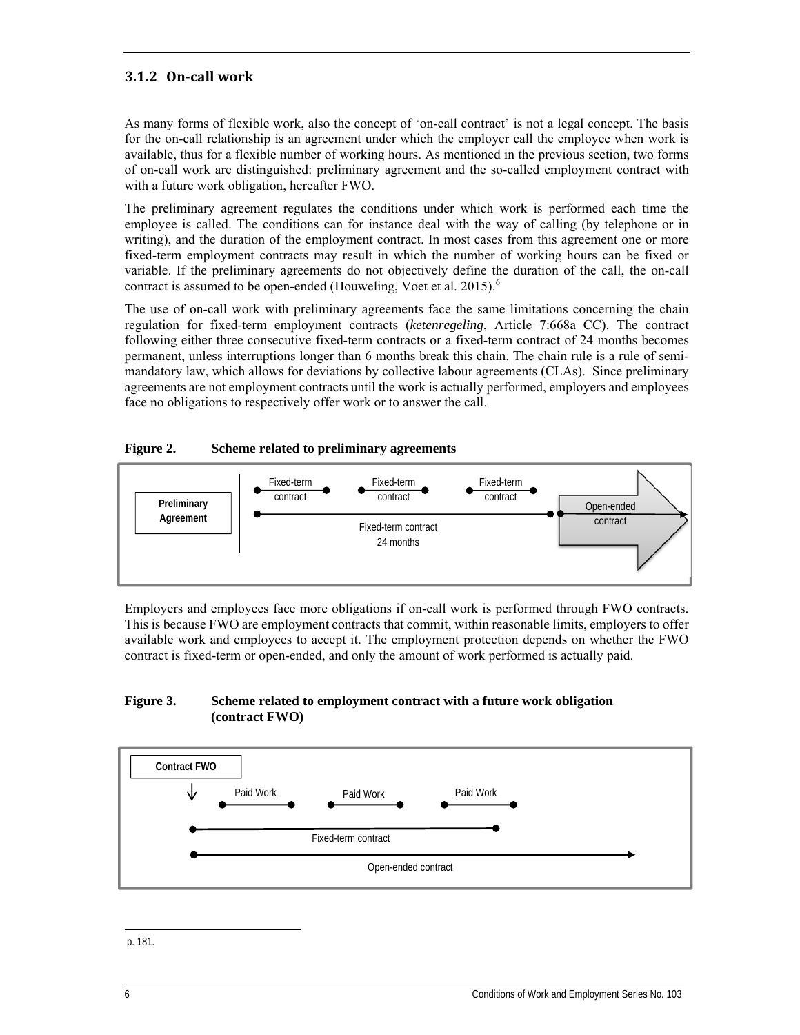### 3.1.2 On-call work

As many forms of flexible work, also the concept of 'on-call contract' is not a legal concept. The basis for the on-call relationship is an agreement under which the employer call the employee when work is available, thus for a flexible number of working hours. As mentioned in the previous section, two forms of on-call work are distinguished: preliminary agreement and the so-called employment contract with with a future work obligation, hereafter FWO.

The preliminary agreement regulates the conditions under which work is performed each time the employee is called. The conditions can for instance deal with the way of calling (by telephone or in writing), and the duration of the employment contract. In most cases from this agreement one or more fixed-term employment contracts may result in which the number of working hours can be fixed or variable. If the preliminary agreements do not objectively define the duration of the call, the on-call contract is assumed to be open-ended (Houweling, Voet et al. 2015).[6]

The use of on-call work with preliminary agreements face the same limitations concerning the chain regulation for fixed-term employment contracts (*ketenregeling*, Article 7:668a CC). The contract following either three consecutive fixed-term contracts or a fixed-term contract of 24 months becomes permanent, unless interruptions longer than 6 months break this chain. The chain rule is a rule of semi-mandatory law, which allows for deviations by collective labour agreements (CLAs). Since preliminary agreements are not employment contracts until the work is actually performed, employers and employees face no obligations to respectively offer work or to answer the call.

**Figure 2. Scheme related to preliminary agreements**

Preliminary Agreement | Fixed-term contract | Fixed-term contract | Fixed-term contract | Fixed-term contract 24 months | Open-ended contract

Employers and employees face more obligations if on-call work is performed through FWO contracts. This is because FWO are employment contracts that commit, within reasonable limits, employers to offer available work and employees to accept it. The employment protection depends on whether the FWO contract is fixed-term or open-ended, and only the amount of work performed is actually paid.

**Figure 3. Scheme related to employment contract with a future work obligation (contract FWO)**

Contract FWO | Paid Work | Paid Work | Paid Work | Fixed-term contract | Open-ended contract

p. 181.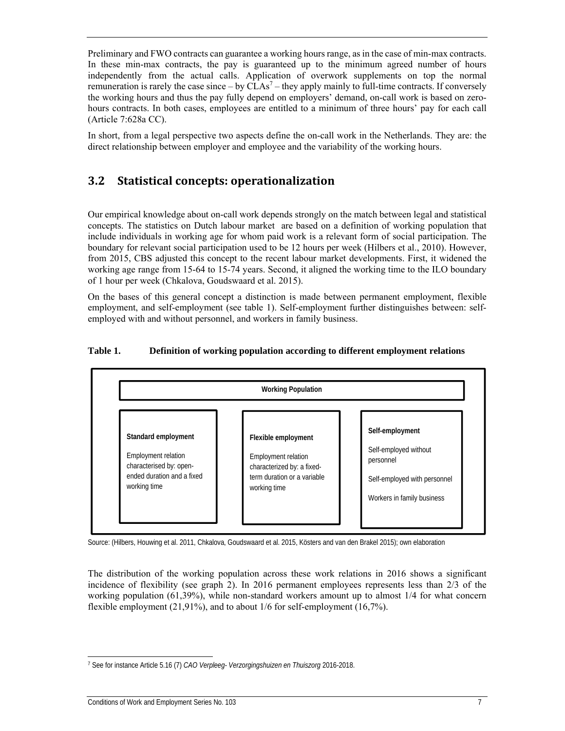Preliminary and FWO contracts can guarantee a working hours range, as in the case of min-max contracts. In these min-max contracts, the pay is guaranteed up to the minimum agreed number of hours independently from the actual calls. Application of overwork supplements on top the normal remuneration is rarely the case since – by CLAs[7] – they apply mainly to full-time contracts. If conversely the working hours and thus the pay fully depend on employers' demand, on-call work is based on zero-hours contracts. In both cases, employees are entitled to a minimum of three hours' pay for each call (Article 7:628a CC).

In short, from a legal perspective two aspects define the on-call work in the Netherlands. They are: the direct relationship between employer and employee and the variability of the working hours.

## 3.2 Statistical concepts: operationalization

Our empirical knowledge about on-call work depends strongly on the match between legal and statistical concepts. The statistics on Dutch labour market are based on a definition of working population that include individuals in working age for whom paid work is a relevant form of social participation. The boundary for relevant social participation used to be 12 hours per week (Hilbers et al., 2010). However, from 2015, CBS adjusted this concept to the recent labour market developments. First, it widened the working age range from 15-64 to 15-74 years. Second, it aligned the working time to the ILO boundary of 1 hour per week (Chkalova, Goudswaard et al. 2015).

On the bases of this general concept a distinction is made between permanent employment, flexible employment, and self-employment (see table 1). Self-employment further distinguishes between: self-employed with and without personnel, and workers in family business.

**Table 1. Definition of working population according to different employment relations**

| Working Population | | |
|---|---|---|
| **Standard employment** | **Flexible employment** | **Self-employment** |
| Employment relation characterised by: open-ended duration and a fixed working time | Employment relation characterized by: a fixed-term duration or a variable working time | Self-employed without personnel<br>Self-employed with personnel<br>Workers in family business |

Source: (Hilbers, Houwing et al. 2011, Chkalova, Goudswaard et al. 2015, Kösters and van den Brakel 2015); own elaboration

The distribution of the working population across these work relations in 2016 shows a significant incidence of flexibility (see graph 2). In 2016 permanent employees represents less than 2/3 of the working population (61,39%), while non-standard workers amount up to almost 1/4 for what concern flexible employment (21,91%), and to about 1/6 for self-employment (16,7%).

[7] See for instance Article 5.16 (7) *CAO Verpleeg- Verzorgingshuizen en Thuiszorg* 2016-2018.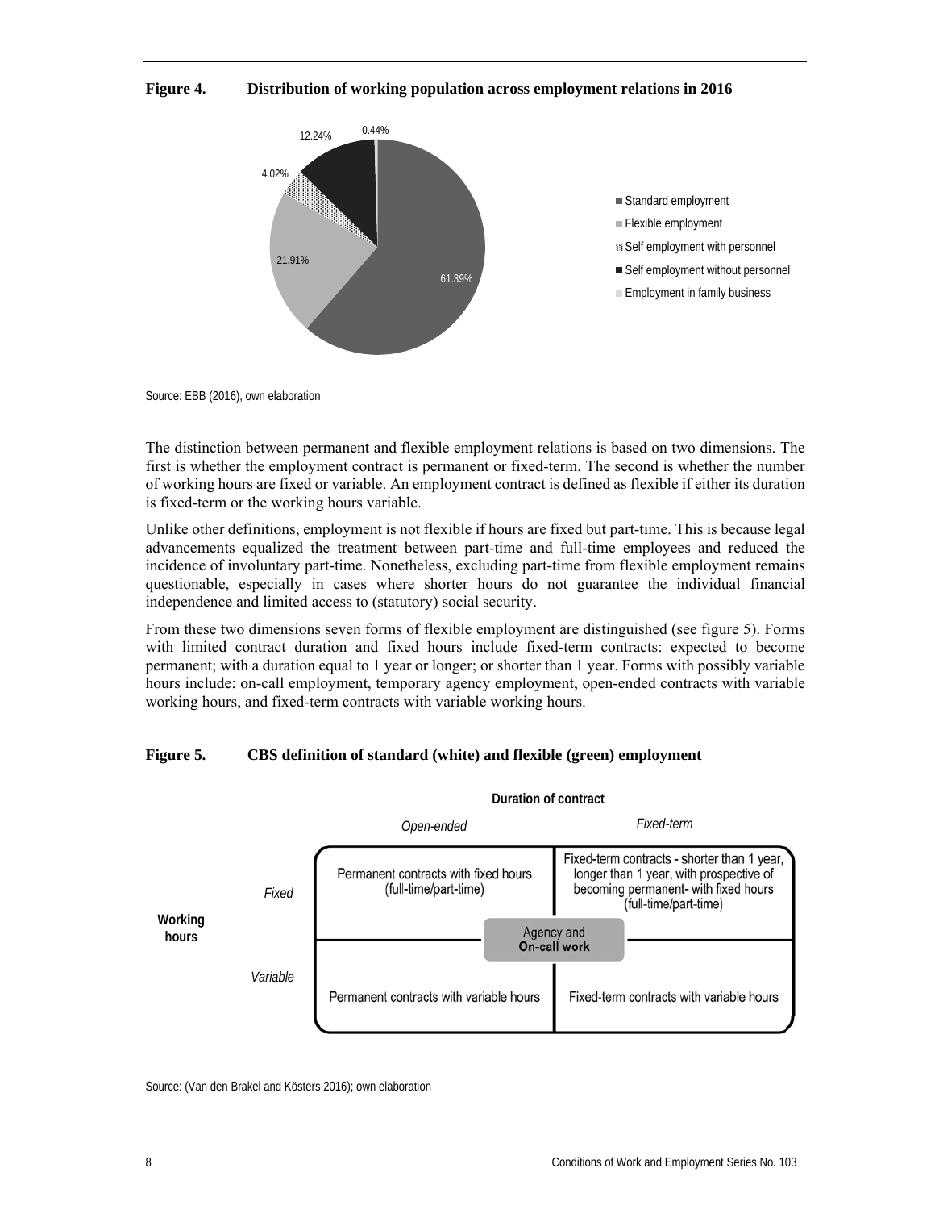**Figure 4. Distribution of working population across employment relations in 2016**

| Employment relation | Share |
|---|---|
| Standard employment | 61.39% |
| Flexible employment | 21.91% |
| Self employment with personnel | 4.02% |
| Self employment without personnel | 12.24% |
| Employment in family business | 0.44% |

Source: EBB (2016), own elaboration

The distinction between permanent and flexible employment relations is based on two dimensions. The first is whether the employment contract is permanent or fixed-term. The second is whether the number of working hours are fixed or variable. An employment contract is defined as flexible if either its duration is fixed-term or the working hours variable.

Unlike other definitions, employment is not flexible if hours are fixed but part-time. This is because legal advancements equalized the treatment between part-time and full-time employees and reduced the incidence of involuntary part-time. Nonetheless, excluding part-time from flexible employment remains questionable, especially in cases where shorter hours do not guarantee the individual financial independence and limited access to (statutory) social security.

From these two dimensions seven forms of flexible employment are distinguished (see figure 5). Forms with limited contract duration and fixed hours include fixed-term contracts: expected to become permanent; with a duration equal to 1 year or longer; or shorter than 1 year. Forms with possibly variable hours include: on-call employment, temporary agency employment, open-ended contracts with variable working hours, and fixed-term contracts with variable working hours.

**Figure 5. CBS definition of standard (white) and flexible (green) employment**

| Working hours | Duration of contract: Open-ended | Duration of contract: Fixed-term |
|---|---|---|
| Fixed | Permanent contracts with fixed hours (full-time/part-time) | Fixed-term contracts - shorter than 1 year, longer than 1 year, with prospective of becoming permanent- with fixed hours (full-time/part-time) |
| | Agency and On-call work | |
| Variable | Permanent contracts with variable hours | Fixed-term contracts with variable hours |

Source: (Van den Brakel and Kösters 2016); own elaboration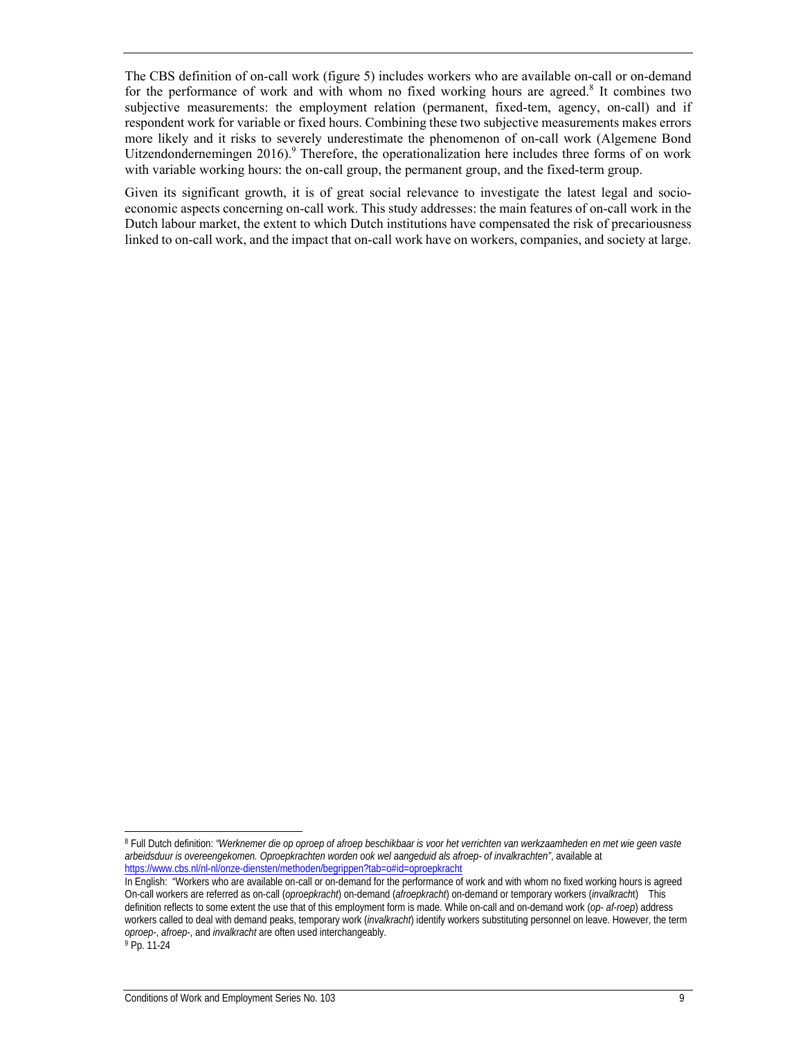The CBS definition of on-call work (figure 5) includes workers who are available on-call or on-demand for the performance of work and with whom no fixed working hours are agreed.[8] It combines two subjective measurements: the employment relation (permanent, fixed-tem, agency, on-call) and if respondent work for variable or fixed hours. Combining these two subjective measurements makes errors more likely and it risks to severely underestimate the phenomenon of on-call work (Algemene Bond Uitzendondernemingen 2016).[9] Therefore, the operationalization here includes three forms of on work with variable working hours: the on-call group, the permanent group, and the fixed-term group.

Given its significant growth, it is of great social relevance to investigate the latest legal and socio-economic aspects concerning on-call work. This study addresses: the main features of on-call work in the Dutch labour market, the extent to which Dutch institutions have compensated the risk of precariousness linked to on-call work, and the impact that on-call work have on workers, companies, and society at large.

---

[8] Full Dutch definition: *"Werknemer die op oproep of afroep beschikbaar is voor het verrichten van werkzaamheden en met wie geen vaste arbeidsduur is overeengekomen. Oproepkrachten worden ook wel aangeduid als afroep- of invalkrachten"*, available at https://www.cbs.nl/nl-nl/onze-diensten/methoden/begrippen?tab=o#id=oproepkracht

In English: "Workers who are available on-call or on-demand for the performance of work and with whom no fixed working hours is agreed On-call workers are referred as on-call (*oproepkracht*) on-demand (*afroepkracht*) on-demand or temporary workers (*invalkracht*) This definition reflects to some extent the use that of this employment form is made. While on-call and on-demand work (*op- af-roep*) address workers called to deal with demand peaks, temporary work (*invalkracht*) identify workers substituting personnel on leave. However, the term *oproep-*, *afroep-*, and *invalkracht* are often used interchangeably.

[9] Pp. 11-24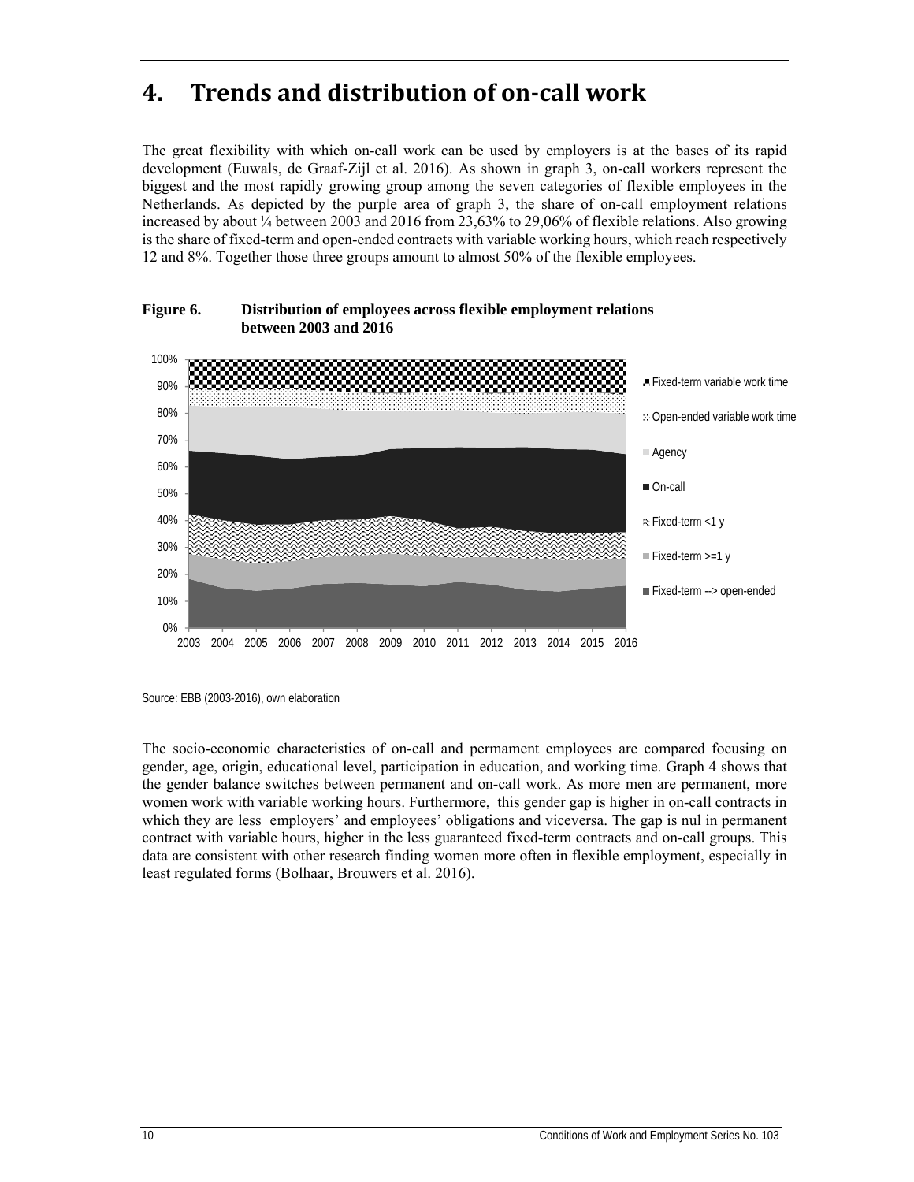# 4. Trends and distribution of on-call work

The great flexibility with which on-call work can be used by employers is at the bases of its rapid development (Euwals, de Graaf-Zijl et al. 2016). As shown in graph 3, on-call workers represent the biggest and the most rapidly growing group among the seven categories of flexible employees in the Netherlands. As depicted by the purple area of graph 3, the share of on-call employment relations increased by about ¼ between 2003 and 2016 from 23,63% to 29,06% of flexible relations. Also growing is the share of fixed-term and open-ended contracts with variable working hours, which reach respectively 12 and 8%. Together those three groups amount to almost 50% of the flexible employees.

**Figure 6. Distribution of employees across flexible employment relations between 2003 and 2016**

Source: EBB (2003-2016), own elaboration

The socio-economic characteristics of on-call and permament employees are compared focusing on gender, age, origin, educational level, participation in education, and working time. Graph 4 shows that the gender balance switches between permanent and on-call work. As more men are permanent, more women work with variable working hours. Furthermore, this gender gap is higher in on-call contracts in which they are less employers' and employees' obligations and viceversa. The gap is nul in permanent contract with variable hours, higher in the less guaranteed fixed-term contracts and on-call groups. This data are consistent with other research finding women more often in flexible employment, especially in least regulated forms (Bolhaar, Brouwers et al. 2016).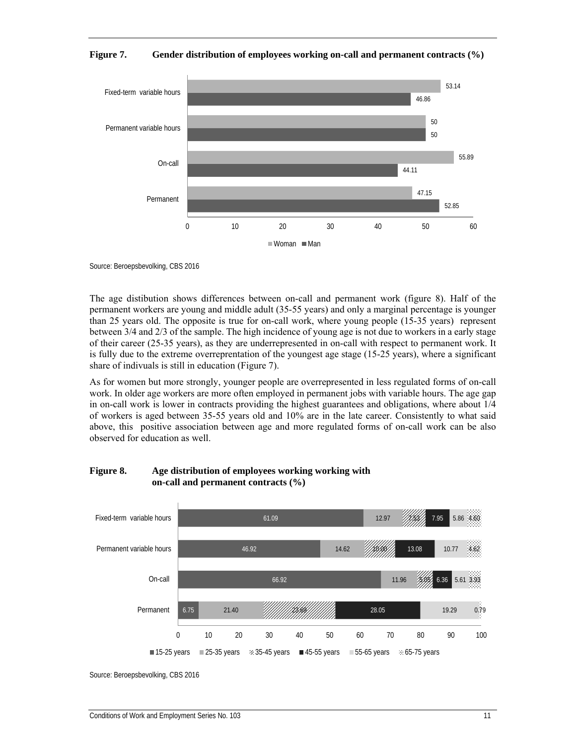**Figure 7. Gender distribution of employees working on-call and permanent contracts (%)**

| | Woman | Man |
|---|---|---|
| Fixed-term variable hours | 53.14 | 46.86 |
| Permanent variable hours | 50 | 50 |
| On-call | 55.89 | 44.11 |
| Permanent | 47.15 | 52.85 |

Source: Beroepsbevolking, CBS 2016

The age distibution shows differences between on-call and permanent work (figure 8). Half of the permanent workers are young and middle adult (35-55 years) and only a marginal percentage is younger than 25 years old. The opposite is true for on-call work, where young people (15-35 years) represent between 3/4 and 2/3 of the sample. The high incidence of young age is not due to workers in a early stage of their career (25-35 years), as they are underrepresented in on-call with respect to permanent work. It is fully due to the extreme overreprentation of the youngest age stage (15-25 years), where a significant share of indivuals is still in education (Figure 7).

As for women but more strongly, younger people are overrepresented in less regulated forms of on-call work. In older age workers are more often employed in permanent jobs with variable hours. The age gap in on-call work is lower in contracts providing the highest guarantees and obligations, where about 1/4 of workers is aged between 35-55 years old and 10% are in the late career. Consistently to what said above, this positive association between age and more regulated forms of on-call work can be also observed for education as well.

**Figure 8. Age distribution of employees working working with on-call and permanent contracts (%)**

| | 15-25 years | 25-35 years | 35-45 years | 45-55 years | 55-65 years | 65-75 years |
|---|---|---|---|---|---|---|
| Fixed-term variable hours | 61.09 | 12.97 | 7.53 | 7.95 | 5.86 | 4.60 |
| Permanent variable hours | 46.92 | 14.62 | 10.00 | 13.08 | 10.77 | 4.62 |
| On-call | 66.92 | 11.96 | 5.05 | 6.36 | 5.61 | 3.93 |
| Permanent | 6.75 | 21.40 | 23.69 | 28.05 | 19.29 | 0.79 |

Source: Beroepsbevolking, CBS 2016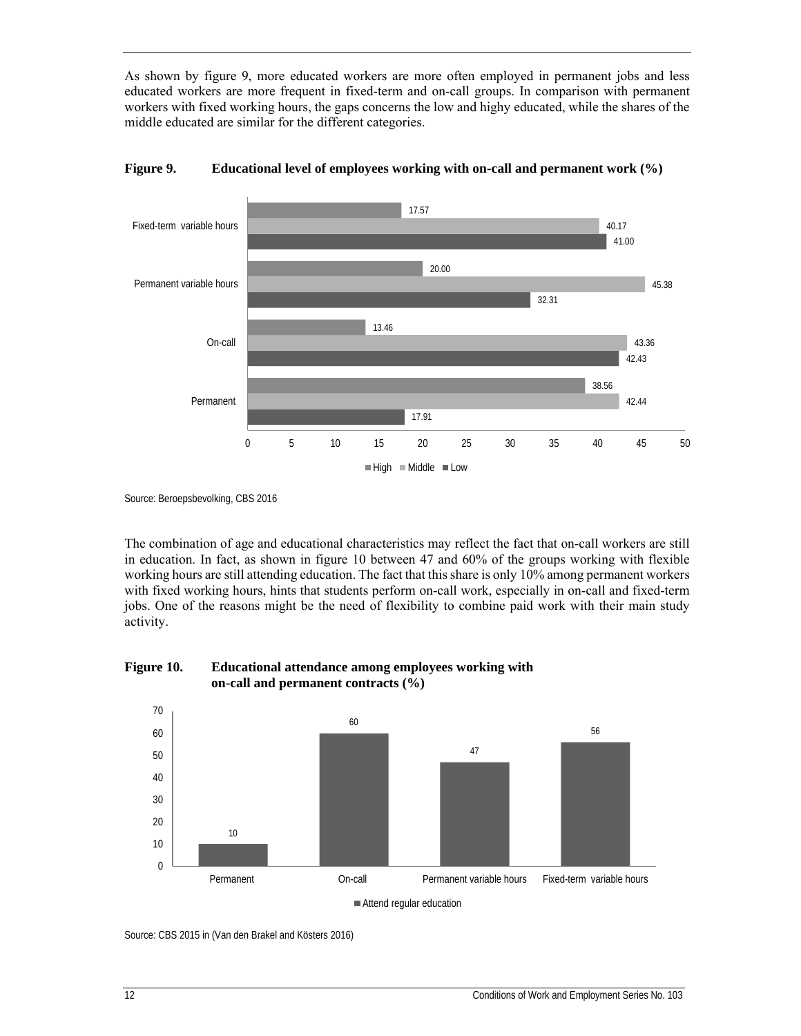As shown by figure 9, more educated workers are more often employed in permanent jobs and less educated workers are more frequent in fixed-term and on-call groups. In comparison with permanent workers with fixed working hours, the gaps concerns the low and highy educated, while the shares of the middle educated are similar for the different categories.

**Figure 9. Educational level of employees working with on-call and permanent work (%)**

| | High | Middle | Low |
|---|---|---|---|
| Fixed-term variable hours | 17.57 | 40.17 | 41.00 |
| Permanent variable hours | 20.00 | 45.38 | 32.31 |
| On-call | 13.46 | 43.36 | 42.43 |
| Permanent | 38.56 | 42.44 | 17.91 |

Source: Beroepsbevolking, CBS 2016

The combination of age and educational characteristics may reflect the fact that on-call workers are still in education. In fact, as shown in figure 10 between 47 and 60% of the groups working with flexible working hours are still attending education. The fact that this share is only 10% among permanent workers with fixed working hours, hints that students perform on-call work, especially in on-call and fixed-term jobs. One of the reasons might be the need of flexibility to combine paid work with their main study activity.

**Figure 10. Educational attendance among employees working with on-call and permanent contracts (%)**

| | Attend regular education |
|---|---|
| Permanent | 10 |
| On-call | 60 |
| Permanent variable hours | 47 |
| Fixed-term variable hours | 56 |

Source: CBS 2015 in (Van den Brakel and Kösters 2016)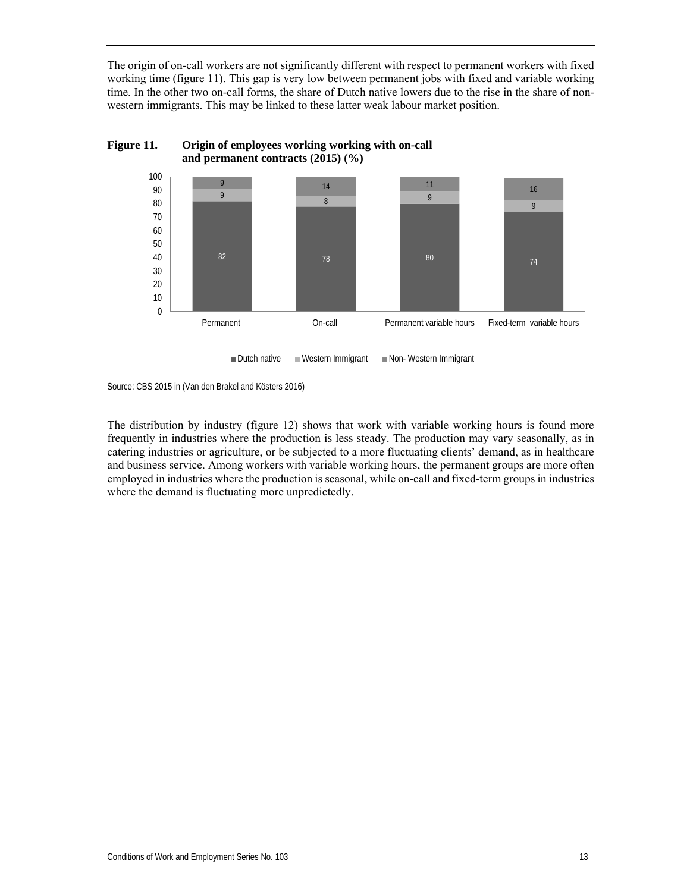The origin of on-call workers are not significantly different with respect to permanent workers with fixed working time (figure 11). This gap is very low between permanent jobs with fixed and variable working time. In the other two on-call forms, the share of Dutch native lowers due to the rise in the share of non-western immigrants. This may be linked to these latter weak labour market position.

**Figure 11. Origin of employees working working with on-call and permanent contracts (2015) (%)**

| | Permanent | On-call | Permanent variable hours | Fixed-term variable hours |
|---|---|---|---|---|
| Dutch native | 82 | 78 | 80 | 74 |
| Western Immigrant | 9 | 8 | 9 | 9 |
| Non- Western Immigrant | 9 | 14 | 11 | 16 |

Source: CBS 2015 in (Van den Brakel and Kösters 2016)

The distribution by industry (figure 12) shows that work with variable working hours is found more frequently in industries where the production is less steady. The production may vary seasonally, as in catering industries or agriculture, or be subjected to a more fluctuating clients' demand, as in healthcare and business service. Among workers with variable working hours, the permanent groups are more often employed in industries where the production is seasonal, while on-call and fixed-term groups in industries where the demand is fluctuating more unpredictedly.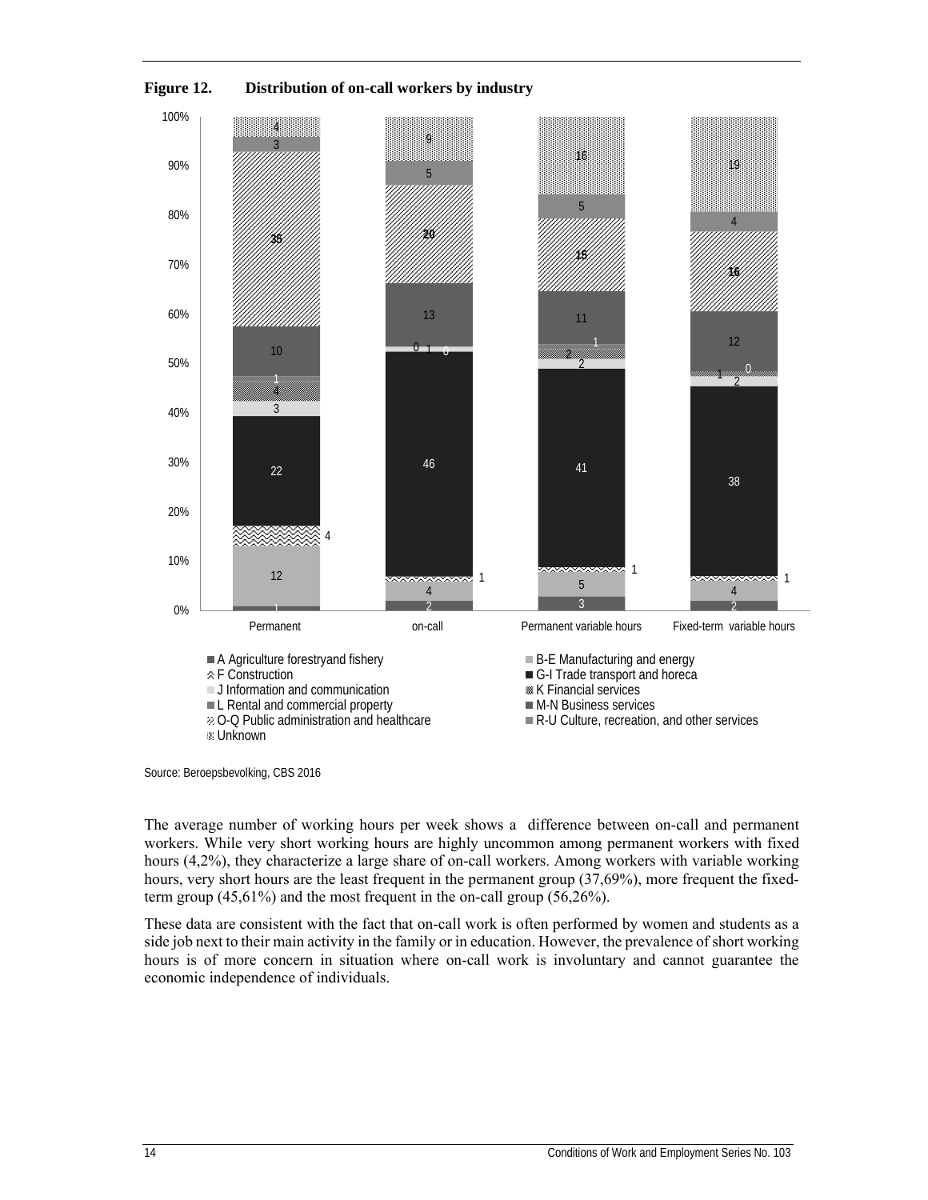**Figure 12. Distribution of on-call workers by industry**

| Industry | Permanent | on-call | Permanent variable hours | Fixed-term variable hours |
|---|---|---|---|---|
| A Agriculture forestryand fishery | 1 | 2 | 3 | 2 |
| B-E Manufacturing and energy | 12 | 4 | 5 | 4 |
| F Construction | 4 | 1 | 1 | 1 |
| G-I Trade transport and horeca | 22 | 46 | 41 | 38 |
| J Information and communication | 3 | 1 | 2 | 2 |
| K Financial services | 4 | 0 | 2 | 1 |
| L Rental and commercial property | 1 | 0 | 1 | 0 |
| M-N Business services | 10 | 13 | 11 | 12 |
| O-Q Public administration and healthcare | 35 | 20 | 15 | 16 |
| R-U Culture, recreation, and other services | 3 | 5 | 5 | 4 |
| Unknown | 4 | 9 | 16 | 19 |

Source: Beroepsbevolking, CBS 2016

The average number of working hours per week shows a difference between on-call and permanent workers. While very short working hours are highly uncommon among permanent workers with fixed hours (4,2%), they characterize a large share of on-call workers. Among workers with variable working hours, very short hours are the least frequent in the permanent group (37,69%), more frequent the fixed-term group (45,61%) and the most frequent in the on-call group (56,26%).

These data are consistent with the fact that on-call work is often performed by women and students as a side job next to their main activity in the family or in education. However, the prevalence of short working hours is of more concern in situation where on-call work is involuntary and cannot guarantee the economic independence of individuals.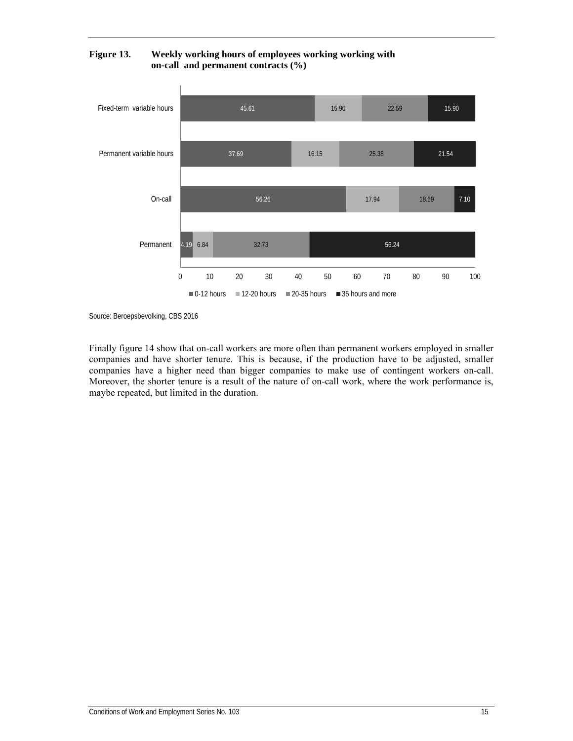**Figure 13. Weekly working hours of employees working working with on-call and permanent contracts (%)**

| | 0-12 hours | 12-20 hours | 20-35 hours | 35 hours and more |
|---|---|---|---|---|
| Fixed-term variable hours | 45.61 | 15.90 | 22.59 | 15.90 |
| Permanent variable hours | 37.69 | 16.15 | 25.38 | 21.54 |
| On-call | 56.26 | 17.94 | 18.69 | 7.10 |
| Permanent | 4.19 | 6.84 | 32.73 | 56.24 |

Source: Beroepsbevolking, CBS 2016

Finally figure 14 show that on-call workers are more often than permanent workers employed in smaller companies and have shorter tenure. This is because, if the production have to be adjusted, smaller companies have a higher need than bigger companies to make use of contingent workers on-call. Moreover, the shorter tenure is a result of the nature of on-call work, where the work performance is, maybe repeated, but limited in the duration.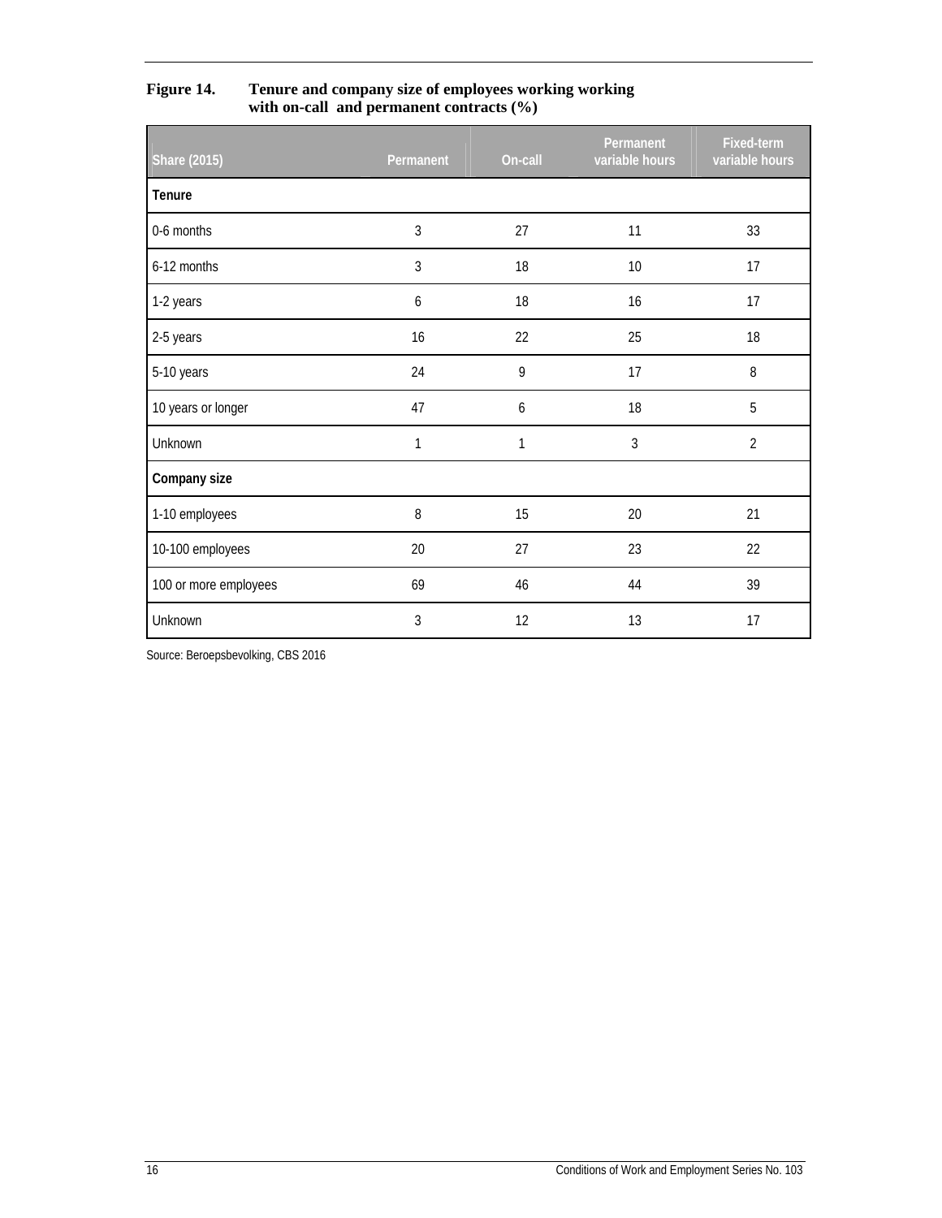**Figure 14. Tenure and company size of employees working working with on-call and permanent contracts (%)**

| Share (2015) | Permanent | On-call | Permanent variable hours | Fixed-term variable hours |
|---|---|---|---|---|
| **Tenure** | | | | |
| 0-6 months | 3 | 27 | 11 | 33 |
| 6-12 months | 3 | 18 | 10 | 17 |
| 1-2 years | 6 | 18 | 16 | 17 |
| 2-5 years | 16 | 22 | 25 | 18 |
| 5-10 years | 24 | 9 | 17 | 8 |
| 10 years or longer | 47 | 6 | 18 | 5 |
| Unknown | 1 | 1 | 3 | 2 |
| **Company size** | | | | |
| 1-10 employees | 8 | 15 | 20 | 21 |
| 10-100 employees | 20 | 27 | 23 | 22 |
| 100 or more employees | 69 | 46 | 44 | 39 |
| Unknown | 3 | 12 | 13 | 17 |

Source: Beroepsbevolking, CBS 2016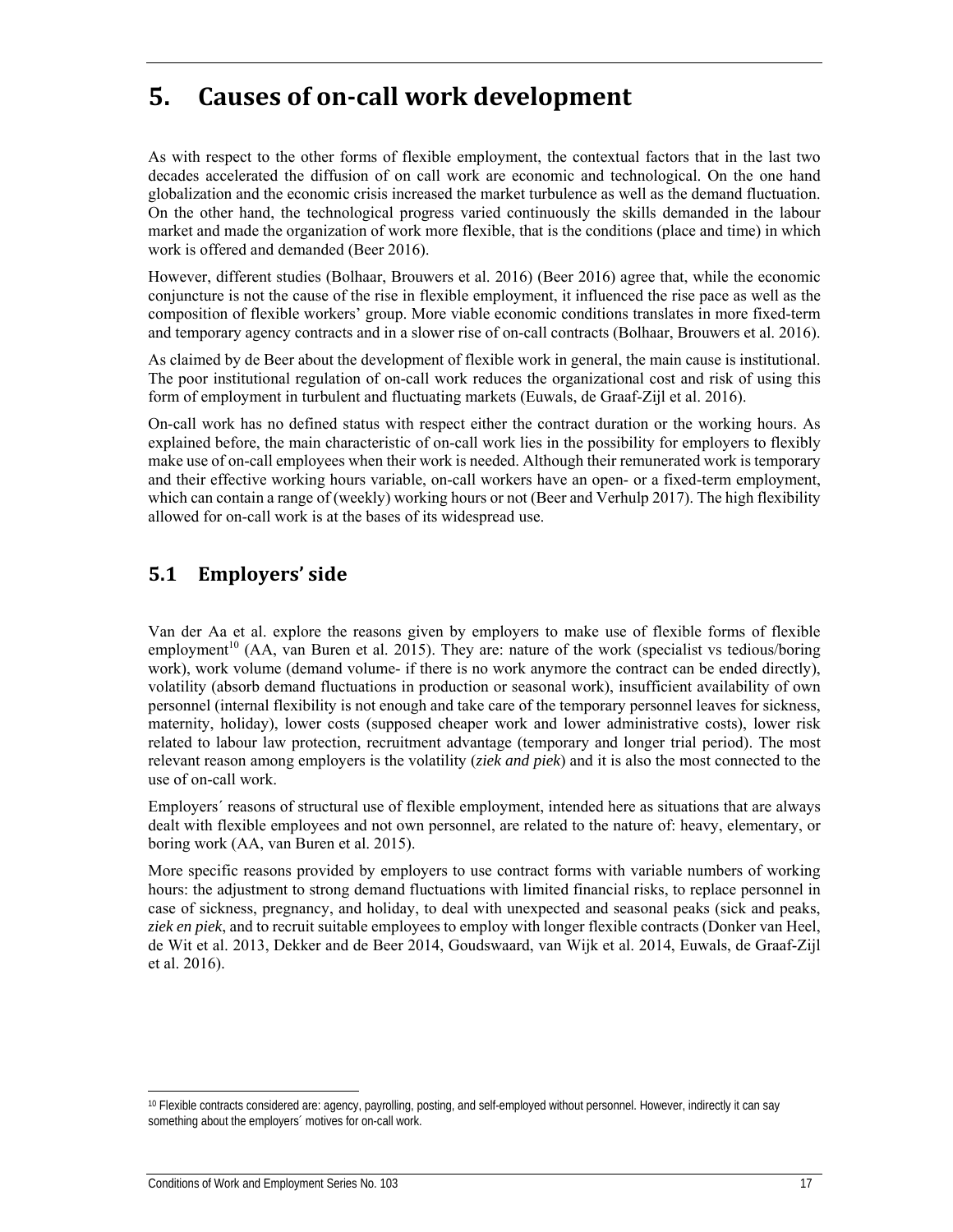# 5. Causes of on-call work development

As with respect to the other forms of flexible employment, the contextual factors that in the last two decades accelerated the diffusion of on call work are economic and technological. On the one hand globalization and the economic crisis increased the market turbulence as well as the demand fluctuation. On the other hand, the technological progress varied continuously the skills demanded in the labour market and made the organization of work more flexible, that is the conditions (place and time) in which work is offered and demanded (Beer 2016).

However, different studies (Bolhaar, Brouwers et al. 2016) (Beer 2016) agree that, while the economic conjuncture is not the cause of the rise in flexible employment, it influenced the rise pace as well as the composition of flexible workers' group. More viable economic conditions translates in more fixed-term and temporary agency contracts and in a slower rise of on-call contracts (Bolhaar, Brouwers et al. 2016).

As claimed by de Beer about the development of flexible work in general, the main cause is institutional. The poor institutional regulation of on-call work reduces the organizational cost and risk of using this form of employment in turbulent and fluctuating markets (Euwals, de Graaf-Zijl et al. 2016).

On-call work has no defined status with respect either the contract duration or the working hours. As explained before, the main characteristic of on-call work lies in the possibility for employers to flexibly make use of on-call employees when their work is needed. Although their remunerated work is temporary and their effective working hours variable, on-call workers have an open- or a fixed-term employment, which can contain a range of (weekly) working hours or not (Beer and Verhulp 2017). The high flexibility allowed for on-call work is at the bases of its widespread use.

## 5.1 Employers' side

Van der Aa et al. explore the reasons given by employers to make use of flexible forms of flexible employment[10] (AA, van Buren et al. 2015). They are: nature of the work (specialist vs tedious/boring work), work volume (demand volume- if there is no work anymore the contract can be ended directly), volatility (absorb demand fluctuations in production or seasonal work), insufficient availability of own personnel (internal flexibility is not enough and take care of the temporary personnel leaves for sickness, maternity, holiday), lower costs (supposed cheaper work and lower administrative costs), lower risk related to labour law protection, recruitment advantage (temporary and longer trial period). The most relevant reason among employers is the volatility (*ziek and piek*) and it is also the most connected to the use of on-call work.

Employers´ reasons of structural use of flexible employment, intended here as situations that are always dealt with flexible employees and not own personnel, are related to the nature of: heavy, elementary, or boring work (AA, van Buren et al. 2015).

More specific reasons provided by employers to use contract forms with variable numbers of working hours: the adjustment to strong demand fluctuations with limited financial risks, to replace personnel in case of sickness, pregnancy, and holiday, to deal with unexpected and seasonal peaks (sick and peaks, *ziek en piek*, and to recruit suitable employees to employ with longer flexible contracts (Donker van Heel, de Wit et al. 2013, Dekker and de Beer 2014, Goudswaard, van Wijk et al. 2014, Euwals, de Graaf-Zijl et al. 2016).

[10] Flexible contracts considered are: agency, payrolling, posting, and self-employed without personnel. However, indirectly it can say something about the employers´ motives for on-call work.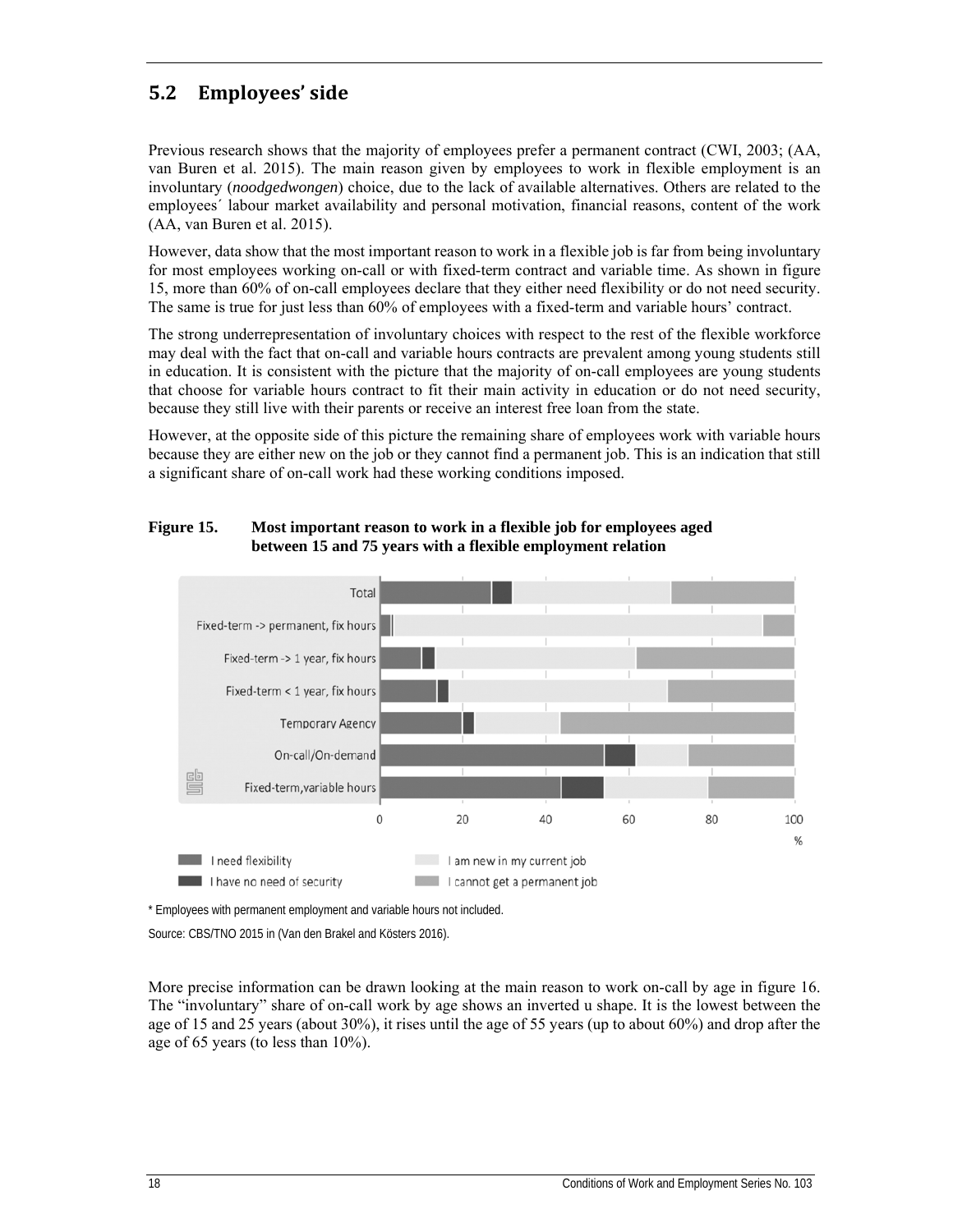## 5.2 Employees' side

Previous research shows that the majority of employees prefer a permanent contract (CWI, 2003; (AA, van Buren et al. 2015). The main reason given by employees to work in flexible employment is an involuntary (*noodgedwongen*) choice, due to the lack of available alternatives. Others are related to the employees´ labour market availability and personal motivation, financial reasons, content of the work (AA, van Buren et al. 2015).

However, data show that the most important reason to work in a flexible job is far from being involuntary for most employees working on-call or with fixed-term contract and variable time. As shown in figure 15, more than 60% of on-call employees declare that they either need flexibility or do not need security. The same is true for just less than 60% of employees with a fixed-term and variable hours' contract.

The strong underrepresentation of involuntary choices with respect to the rest of the flexible workforce may deal with the fact that on-call and variable hours contracts are prevalent among young students still in education. It is consistent with the picture that the majority of on-call employees are young students that choose for variable hours contract to fit their main activity in education or do not need security, because they still live with their parents or receive an interest free loan from the state.

However, at the opposite side of this picture the remaining share of employees work with variable hours because they are either new on the job or they cannot find a permanent job. This is an indication that still a significant share of on-call work had these working conditions imposed.

**Figure 15. Most important reason to work in a flexible job for employees aged between 15 and 75 years with a flexible employment relation**

* Employees with permanent employment and variable hours not included.

Source: CBS/TNO 2015 in (Van den Brakel and Kösters 2016).

More precise information can be drawn looking at the main reason to work on-call by age in figure 16. The "involuntary" share of on-call work by age shows an inverted u shape. It is the lowest between the age of 15 and 25 years (about 30%), it rises until the age of 55 years (up to about 60%) and drop after the age of 65 years (to less than 10%).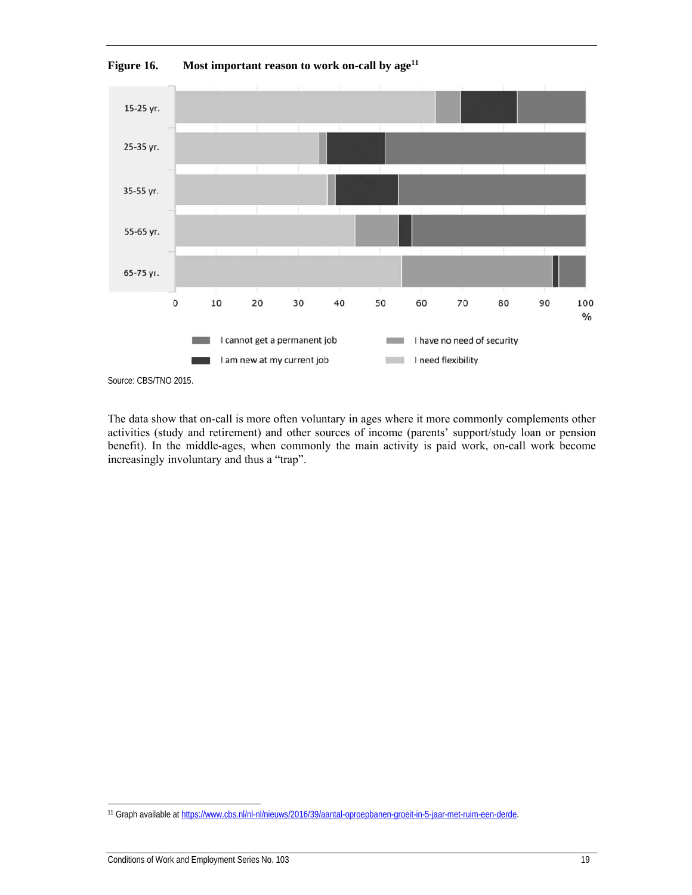**Figure 16. Most important reason to work on-call by age[11]**

Source: CBS/TNO 2015.

The data show that on-call is more often voluntary in ages where it more commonly complements other activities (study and retirement) and other sources of income (parents' support/study loan or pension benefit). In the middle-ages, when commonly the main activity is paid work, on-call work become increasingly involuntary and thus a "trap".

---

[11] Graph available at https://www.cbs.nl/nl-nl/nieuws/2016/39/aantal-oproepbanen-groeit-in-5-jaar-met-ruim-een-derde.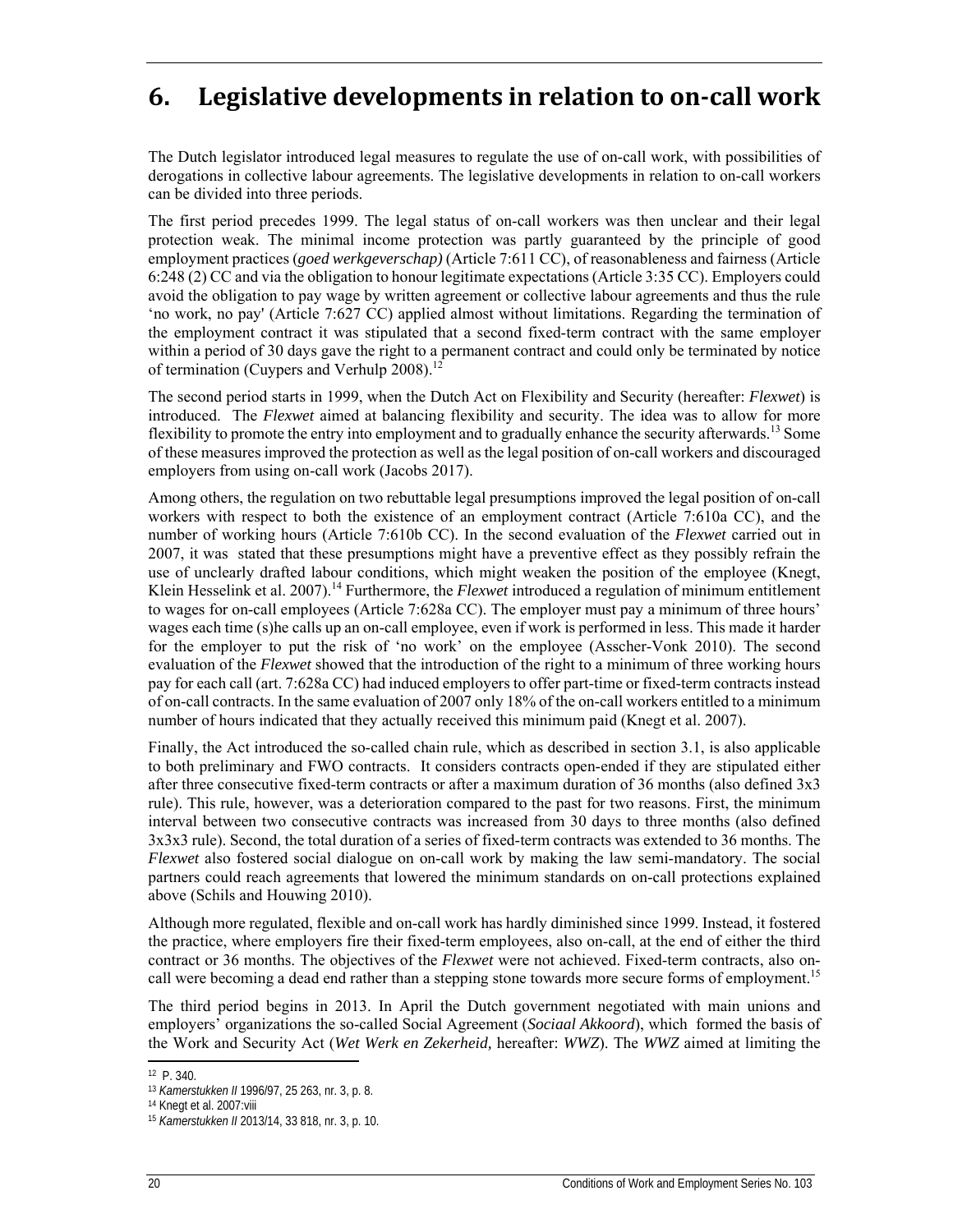# 6. Legislative developments in relation to on-call work

The Dutch legislator introduced legal measures to regulate the use of on-call work, with possibilities of derogations in collective labour agreements. The legislative developments in relation to on-call workers can be divided into three periods.

The first period precedes 1999. The legal status of on-call workers was then unclear and their legal protection weak. The minimal income protection was partly guaranteed by the principle of good employment practices (*goed werkgeverschap)* (Article 7:611 CC), of reasonableness and fairness (Article 6:248 (2) CC and via the obligation to honour legitimate expectations (Article 3:35 CC). Employers could avoid the obligation to pay wage by written agreement or collective labour agreements and thus the rule 'no work, no pay' (Article 7:627 CC) applied almost without limitations. Regarding the termination of the employment contract it was stipulated that a second fixed-term contract with the same employer within a period of 30 days gave the right to a permanent contract and could only be terminated by notice of termination (Cuypers and Verhulp 2008).[12]

The second period starts in 1999, when the Dutch Act on Flexibility and Security (hereafter: *Flexwet*) is introduced. The *Flexwet* aimed at balancing flexibility and security. The idea was to allow for more flexibility to promote the entry into employment and to gradually enhance the security afterwards.[13] Some of these measures improved the protection as well as the legal position of on-call workers and discouraged employers from using on-call work (Jacobs 2017).

Among others, the regulation on two rebuttable legal presumptions improved the legal position of on-call workers with respect to both the existence of an employment contract (Article 7:610a CC), and the number of working hours (Article 7:610b CC). In the second evaluation of the *Flexwet* carried out in 2007, it was stated that these presumptions might have a preventive effect as they possibly refrain the use of unclearly drafted labour conditions, which might weaken the position of the employee (Knegt, Klein Hesselink et al. 2007).[14] Furthermore, the *Flexwet* introduced a regulation of minimum entitlement to wages for on-call employees (Article 7:628a CC). The employer must pay a minimum of three hours' wages each time (s)he calls up an on-call employee, even if work is performed in less. This made it harder for the employer to put the risk of 'no work' on the employee (Asscher-Vonk 2010). The second evaluation of the *Flexwet* showed that the introduction of the right to a minimum of three working hours pay for each call (art. 7:628a CC) had induced employers to offer part-time or fixed-term contracts instead of on-call contracts. In the same evaluation of 2007 only 18% of the on-call workers entitled to a minimum number of hours indicated that they actually received this minimum paid (Knegt et al. 2007).

Finally, the Act introduced the so-called chain rule, which as described in section 3.1, is also applicable to both preliminary and FWO contracts. It considers contracts open-ended if they are stipulated either after three consecutive fixed-term contracts or after a maximum duration of 36 months (also defined 3x3 rule). This rule, however, was a deterioration compared to the past for two reasons. First, the minimum interval between two consecutive contracts was increased from 30 days to three months (also defined 3x3x3 rule). Second, the total duration of a series of fixed-term contracts was extended to 36 months. The *Flexwet* also fostered social dialogue on on-call work by making the law semi-mandatory. The social partners could reach agreements that lowered the minimum standards on on-call protections explained above (Schils and Houwing 2010).

Although more regulated, flexible and on-call work has hardly diminished since 1999. Instead, it fostered the practice, where employers fire their fixed-term employees, also on-call, at the end of either the third contract or 36 months. The objectives of the *Flexwet* were not achieved. Fixed-term contracts, also on-call were becoming a dead end rather than a stepping stone towards more secure forms of employment.[15]

The third period begins in 2013. In April the Dutch government negotiated with main unions and employers' organizations the so-called Social Agreement (*Sociaal Akkoord*), which formed the basis of the Work and Security Act (*Wet Werk en Zekerheid,* hereafter: *WWZ*). The *WWZ* aimed at limiting the

---

[12] P. 340.

[13] *Kamerstukken II* 1996/97, 25 263, nr. 3, p. 8.

[14] Knegt et al. 2007:viii

[15] *Kamerstukken II* 2013/14, 33 818, nr. 3, p. 10.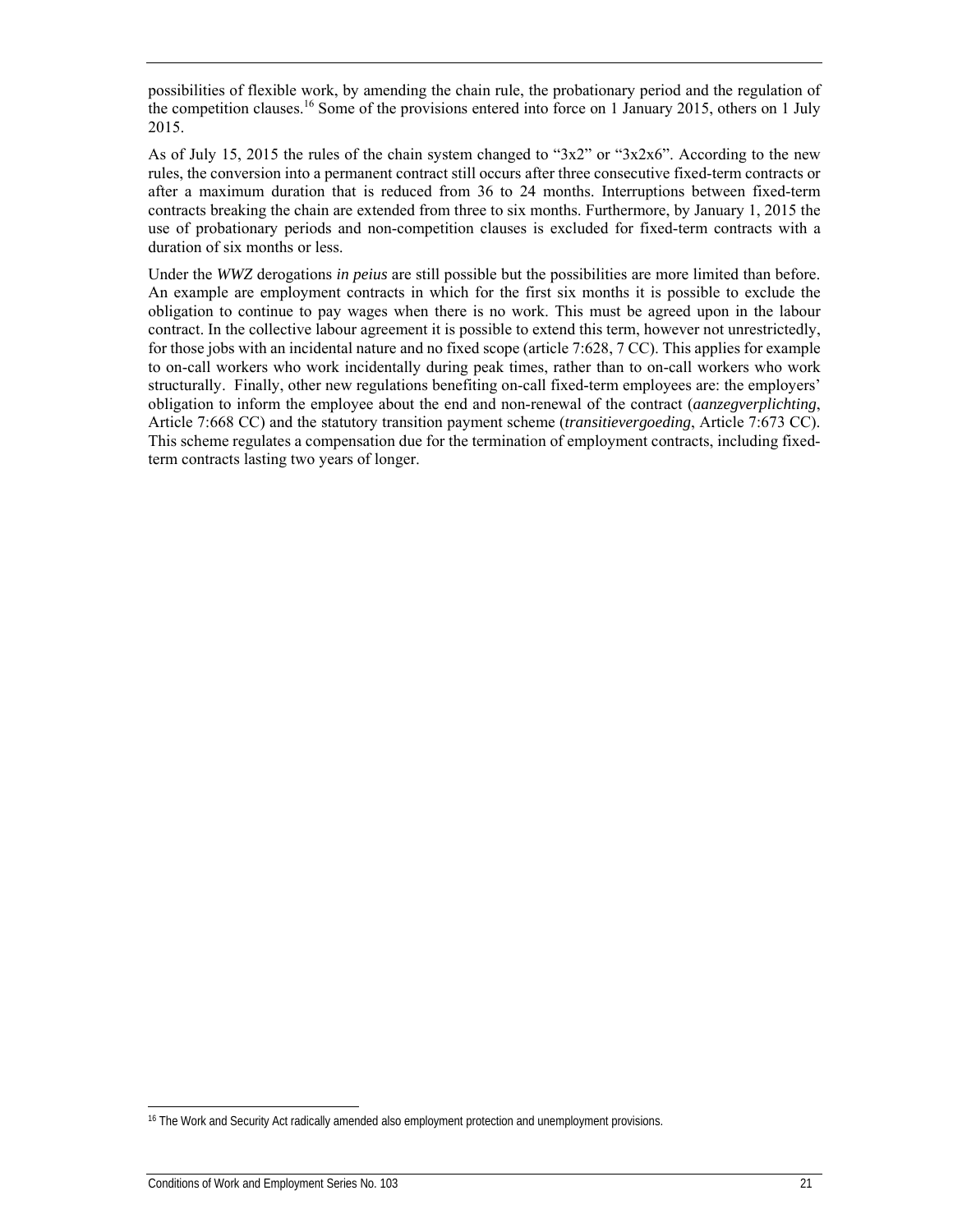possibilities of flexible work, by amending the chain rule, the probationary period and the regulation of the competition clauses.[16] Some of the provisions entered into force on 1 January 2015, others on 1 July 2015.

As of July 15, 2015 the rules of the chain system changed to "3x2" or "3x2x6". According to the new rules, the conversion into a permanent contract still occurs after three consecutive fixed-term contracts or after a maximum duration that is reduced from 36 to 24 months. Interruptions between fixed-term contracts breaking the chain are extended from three to six months. Furthermore, by January 1, 2015 the use of probationary periods and non-competition clauses is excluded for fixed-term contracts with a duration of six months or less.

Under the *WWZ* derogations *in peius* are still possible but the possibilities are more limited than before. An example are employment contracts in which for the first six months it is possible to exclude the obligation to continue to pay wages when there is no work. This must be agreed upon in the labour contract. In the collective labour agreement it is possible to extend this term, however not unrestrictedly, for those jobs with an incidental nature and no fixed scope (article 7:628, 7 CC). This applies for example to on-call workers who work incidentally during peak times, rather than to on-call workers who work structurally. Finally, other new regulations benefiting on-call fixed-term employees are: the employers' obligation to inform the employee about the end and non-renewal of the contract (*aanzegverplichting*, Article 7:668 CC) and the statutory transition payment scheme (*transitievergoeding*, Article 7:673 CC). This scheme regulates a compensation due for the termination of employment contracts, including fixed-term contracts lasting two years of longer.

[16] The Work and Security Act radically amended also employment protection and unemployment provisions.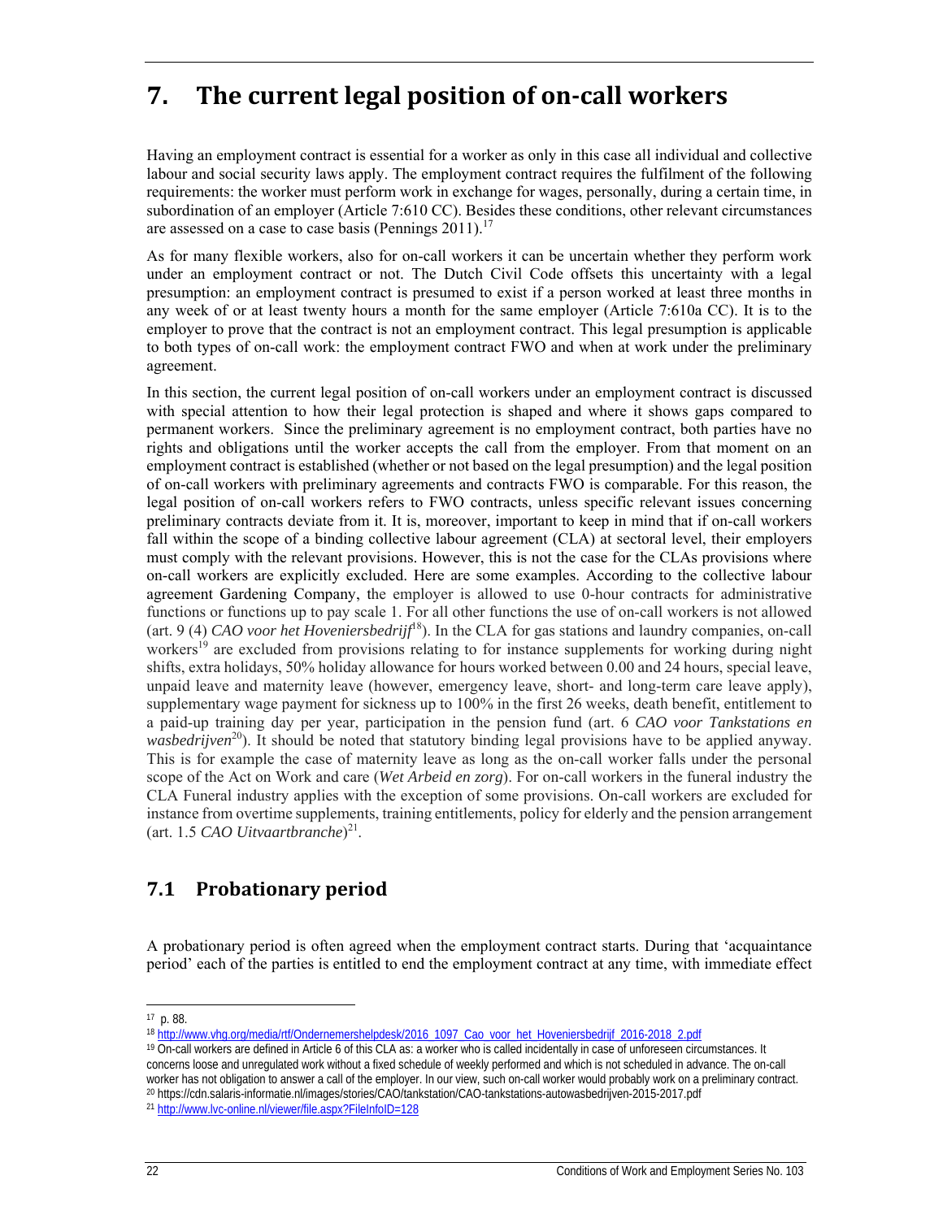# 7. The current legal position of on-call workers

Having an employment contract is essential for a worker as only in this case all individual and collective labour and social security laws apply. The employment contract requires the fulfilment of the following requirements: the worker must perform work in exchange for wages, personally, during a certain time, in subordination of an employer (Article 7:610 CC). Besides these conditions, other relevant circumstances are assessed on a case to case basis (Pennings 2011).[17]

As for many flexible workers, also for on-call workers it can be uncertain whether they perform work under an employment contract or not. The Dutch Civil Code offsets this uncertainty with a legal presumption: an employment contract is presumed to exist if a person worked at least three months in any week of or at least twenty hours a month for the same employer (Article 7:610a CC). It is to the employer to prove that the contract is not an employment contract. This legal presumption is applicable to both types of on-call work: the employment contract FWO and when at work under the preliminary agreement.

In this section, the current legal position of on-call workers under an employment contract is discussed with special attention to how their legal protection is shaped and where it shows gaps compared to permanent workers. Since the preliminary agreement is no employment contract, both parties have no rights and obligations until the worker accepts the call from the employer. From that moment on an employment contract is established (whether or not based on the legal presumption) and the legal position of on-call workers with preliminary agreements and contracts FWO is comparable. For this reason, the legal position of on-call workers refers to FWO contracts, unless specific relevant issues concerning preliminary contracts deviate from it. It is, moreover, important to keep in mind that if on-call workers fall within the scope of a binding collective labour agreement (CLA) at sectoral level, their employers must comply with the relevant provisions. However, this is not the case for the CLAs provisions where on-call workers are explicitly excluded. Here are some examples. According to the collective labour agreement Gardening Company, the employer is allowed to use 0-hour contracts for administrative functions or functions up to pay scale 1. For all other functions the use of on-call workers is not allowed (art. 9 (4) *CAO voor het Hoveniersbedrijf*[18]). In the CLA for gas stations and laundry companies, on-call workers[19] are excluded from provisions relating to for instance supplements for working during night shifts, extra holidays, 50% holiday allowance for hours worked between 0.00 and 24 hours, special leave, unpaid leave and maternity leave (however, emergency leave, short- and long-term care leave apply), supplementary wage payment for sickness up to 100% in the first 26 weeks, death benefit, entitlement to a paid-up training day per year, participation in the pension fund (art. 6 *CAO voor Tankstations en wasbedrijven*[20]). It should be noted that statutory binding legal provisions have to be applied anyway. This is for example the case of maternity leave as long as the on-call worker falls under the personal scope of the Act on Work and care (*Wet Arbeid en zorg*). For on-call workers in the funeral industry the CLA Funeral industry applies with the exception of some provisions. On-call workers are excluded for instance from overtime supplements, training entitlements, policy for elderly and the pension arrangement (art. 1.5 *CAO Uitvaartbranche*)[21].

## 7.1 Probationary period

A probationary period is often agreed when the employment contract starts. During that 'acquaintance period' each of the parties is entitled to end the employment contract at any time, with immediate effect

---

[17] p. 88.

[18] http://www.vhg.org/media/rtf/Ondernemershelpdesk/2016_1097_Cao_voor_het_Hoveniersbedrijf_2016-2018_2.pdf

[19] On-call workers are defined in Article 6 of this CLA as: a worker who is called incidentally in case of unforeseen circumstances. It concerns loose and unregulated work without a fixed schedule of weekly performed and which is not scheduled in advance. The on-call worker has not obligation to answer a call of the employer. In our view, such on-call worker would probably work on a preliminary contract.

[20] https://cdn.salaris-informatie.nl/images/stories/CAO/tankstation/CAO-tankstations-autowasbedrijven-2015-2017.pdf

[21] http://www.lvc-online.nl/viewer/file.aspx?FileInfoID=128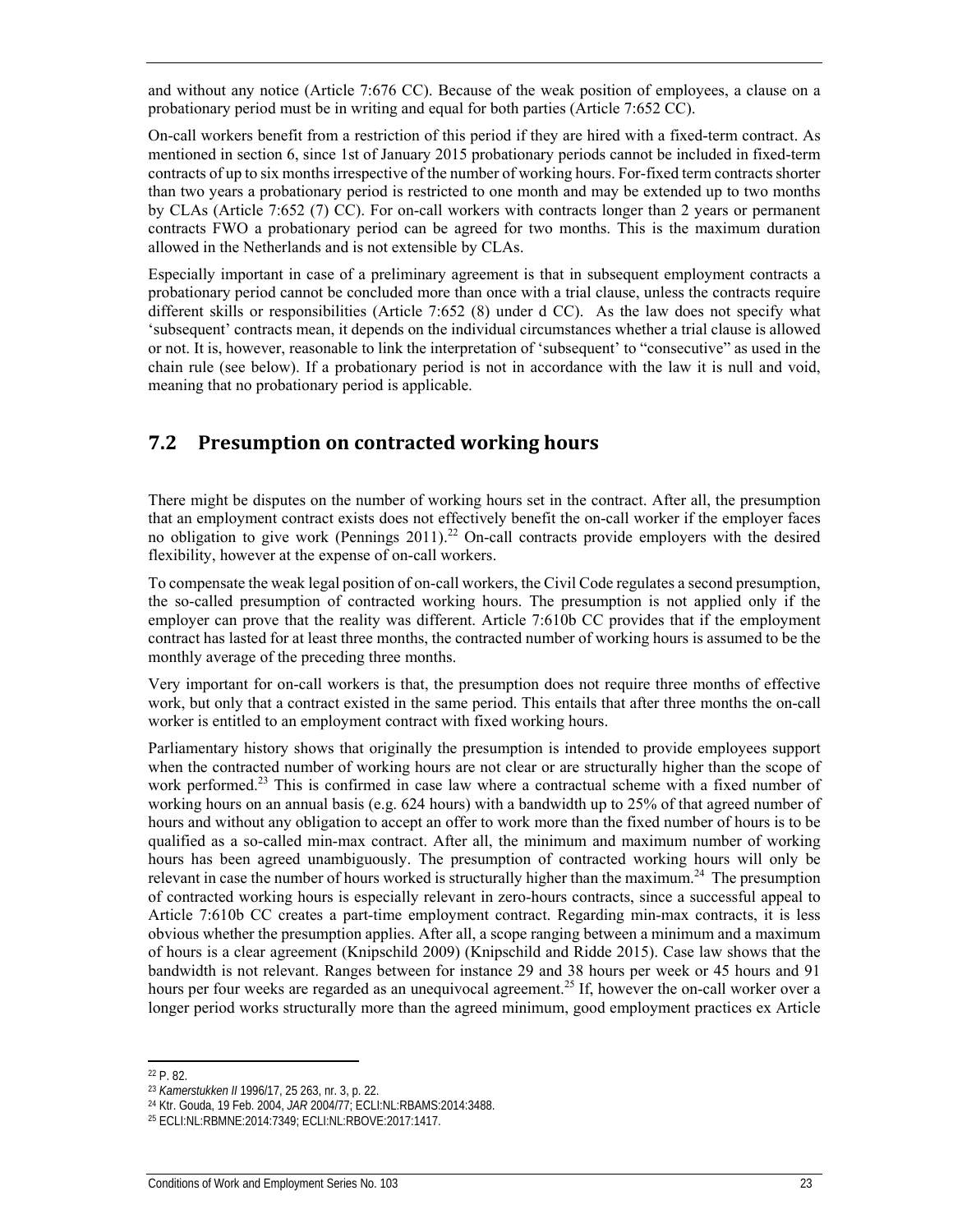and without any notice (Article 7:676 CC). Because of the weak position of employees, a clause on a probationary period must be in writing and equal for both parties (Article 7:652 CC).

On-call workers benefit from a restriction of this period if they are hired with a fixed-term contract. As mentioned in section 6, since 1st of January 2015 probationary periods cannot be included in fixed-term contracts of up to six months irrespective of the number of working hours. For-fixed term contracts shorter than two years a probationary period is restricted to one month and may be extended up to two months by CLAs (Article 7:652 (7) CC). For on-call workers with contracts longer than 2 years or permanent contracts FWO a probationary period can be agreed for two months. This is the maximum duration allowed in the Netherlands and is not extensible by CLAs.

Especially important in case of a preliminary agreement is that in subsequent employment contracts a probationary period cannot be concluded more than once with a trial clause, unless the contracts require different skills or responsibilities (Article 7:652 (8) under d CC). As the law does not specify what 'subsequent' contracts mean, it depends on the individual circumstances whether a trial clause is allowed or not. It is, however, reasonable to link the interpretation of 'subsequent' to "consecutive" as used in the chain rule (see below). If a probationary period is not in accordance with the law it is null and void, meaning that no probationary period is applicable.

## 7.2 Presumption on contracted working hours

There might be disputes on the number of working hours set in the contract. After all, the presumption that an employment contract exists does not effectively benefit the on-call worker if the employer faces no obligation to give work (Pennings 2011).[22] On-call contracts provide employers with the desired flexibility, however at the expense of on-call workers.

To compensate the weak legal position of on-call workers, the Civil Code regulates a second presumption, the so-called presumption of contracted working hours. The presumption is not applied only if the employer can prove that the reality was different. Article 7:610b CC provides that if the employment contract has lasted for at least three months, the contracted number of working hours is assumed to be the monthly average of the preceding three months.

Very important for on-call workers is that, the presumption does not require three months of effective work, but only that a contract existed in the same period. This entails that after three months the on-call worker is entitled to an employment contract with fixed working hours.

Parliamentary history shows that originally the presumption is intended to provide employees support when the contracted number of working hours are not clear or are structurally higher than the scope of work performed.[23] This is confirmed in case law where a contractual scheme with a fixed number of working hours on an annual basis (e.g. 624 hours) with a bandwidth up to 25% of that agreed number of hours and without any obligation to accept an offer to work more than the fixed number of hours is to be qualified as a so-called min-max contract. After all, the minimum and maximum number of working hours has been agreed unambiguously. The presumption of contracted working hours will only be relevant in case the number of hours worked is structurally higher than the maximum.[24] The presumption of contracted working hours is especially relevant in zero-hours contracts, since a successful appeal to Article 7:610b CC creates a part-time employment contract. Regarding min-max contracts, it is less obvious whether the presumption applies. After all, a scope ranging between a minimum and a maximum of hours is a clear agreement (Knipschild 2009) (Knipschild and Ridde 2015). Case law shows that the bandwidth is not relevant. Ranges between for instance 29 and 38 hours per week or 45 hours and 91 hours per four weeks are regarded as an unequivocal agreement.[25] If, however the on-call worker over a longer period works structurally more than the agreed minimum, good employment practices ex Article

[22] P. 82.

[23] *Kamerstukken II* 1996/17, 25 263, nr. 3, p. 22.

[24] Ktr. Gouda, 19 Feb. 2004, *JAR* 2004/77; ECLI:NL:RBAMS:2014:3488.

[25] ECLI:NL:RBMNE:2014:7349; ECLI:NL:RBOVE:2017:1417.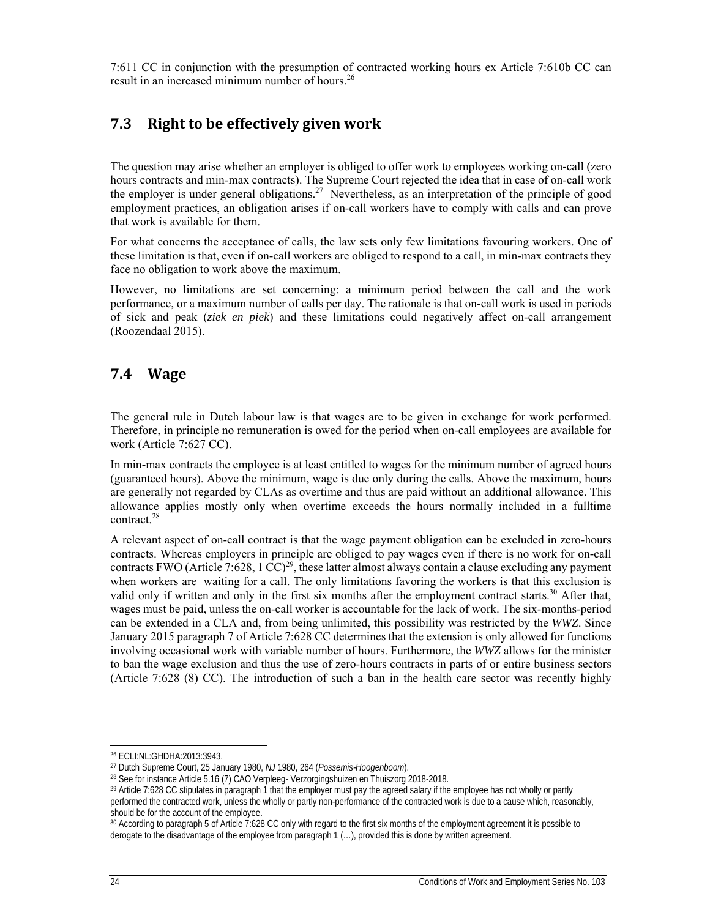7:611 CC in conjunction with the presumption of contracted working hours ex Article 7:610b CC can result in an increased minimum number of hours.[26]

## 7.3 Right to be effectively given work

The question may arise whether an employer is obliged to offer work to employees working on-call (zero hours contracts and min-max contracts). The Supreme Court rejected the idea that in case of on-call work the employer is under general obligations.[27] Nevertheless, as an interpretation of the principle of good employment practices, an obligation arises if on-call workers have to comply with calls and can prove that work is available for them.

For what concerns the acceptance of calls, the law sets only few limitations favouring workers. One of these limitation is that, even if on-call workers are obliged to respond to a call, in min-max contracts they face no obligation to work above the maximum.

However, no limitations are set concerning: a minimum period between the call and the work performance, or a maximum number of calls per day. The rationale is that on-call work is used in periods of sick and peak (*ziek en piek*) and these limitations could negatively affect on-call arrangement (Roozendaal 2015).

## 7.4 Wage

The general rule in Dutch labour law is that wages are to be given in exchange for work performed. Therefore, in principle no remuneration is owed for the period when on-call employees are available for work (Article 7:627 CC).

In min-max contracts the employee is at least entitled to wages for the minimum number of agreed hours (guaranteed hours). Above the minimum, wage is due only during the calls. Above the maximum, hours are generally not regarded by CLAs as overtime and thus are paid without an additional allowance. This allowance applies mostly only when overtime exceeds the hours normally included in a fulltime contract.[28]

A relevant aspect of on-call contract is that the wage payment obligation can be excluded in zero-hours contracts. Whereas employers in principle are obliged to pay wages even if there is no work for on-call contracts FWO (Article 7:628, 1 CC)[29], these latter almost always contain a clause excluding any payment when workers are waiting for a call. The only limitations favoring the workers is that this exclusion is valid only if written and only in the first six months after the employment contract starts.[30] After that, wages must be paid, unless the on-call worker is accountable for the lack of work. The six-months-period can be extended in a CLA and, from being unlimited, this possibility was restricted by the *WWZ*. Since January 2015 paragraph 7 of Article 7:628 CC determines that the extension is only allowed for functions involving occasional work with variable number of hours. Furthermore, the *WWZ* allows for the minister to ban the wage exclusion and thus the use of zero-hours contracts in parts of or entire business sectors (Article 7:628 (8) CC). The introduction of such a ban in the health care sector was recently highly

---

[26] ECLI:NL:GHDHA:2013:3943.

[27] Dutch Supreme Court, 25 January 1980, *NJ* 1980, 264 (*Possemis-Hoogenboom*).

[28] See for instance Article 5.16 (7) CAO Verpleeg- Verzorgingshuizen en Thuiszorg 2018-2018.

[29] Article 7:628 CC stipulates in paragraph 1 that the employer must pay the agreed salary if the employee has not wholly or partly performed the contracted work, unless the wholly or partly non-performance of the contracted work is due to a cause which, reasonably, should be for the account of the employee.

[30] According to paragraph 5 of Article 7:628 CC only with regard to the first six months of the employment agreement it is possible to derogate to the disadvantage of the employee from paragraph 1 (…), provided this is done by written agreement.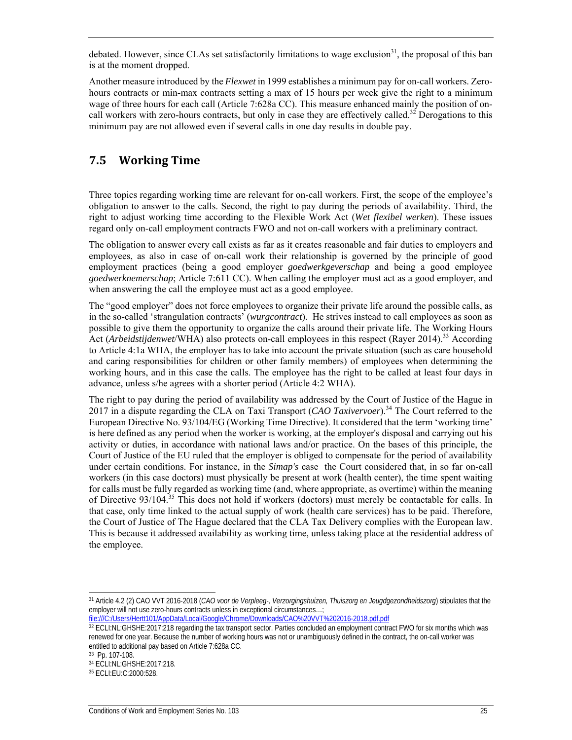debated. However, since CLAs set satisfactorily limitations to wage exclusion[31], the proposal of this ban is at the moment dropped.

Another measure introduced by the *Flexwet* in 1999 establishes a minimum pay for on-call workers. Zero-hours contracts or min-max contracts setting a max of 15 hours per week give the right to a minimum wage of three hours for each call (Article 7:628a CC). This measure enhanced mainly the position of on-call workers with zero-hours contracts, but only in case they are effectively called.[32] Derogations to this minimum pay are not allowed even if several calls in one day results in double pay.

## 7.5 Working Time

Three topics regarding working time are relevant for on-call workers. First, the scope of the employee's obligation to answer to the calls. Second, the right to pay during the periods of availability. Third, the right to adjust working time according to the Flexible Work Act (*Wet flexibel werken*). These issues regard only on-call employment contracts FWO and not on-call workers with a preliminary contract.

The obligation to answer every call exists as far as it creates reasonable and fair duties to employers and employees, as also in case of on-call work their relationship is governed by the principle of good employment practices (being a good employer *goedwerkgeverschap* and being a good employee *goedwerknemerschap*; Article 7:611 CC). When calling the employer must act as a good employer, and when answering the call the employee must act as a good employee.

The "good employer" does not force employees to organize their private life around the possible calls, as in the so-called 'strangulation contracts' (*wurgcontract*). He strives instead to call employees as soon as possible to give them the opportunity to organize the calls around their private life. The Working Hours Act (*Arbeidstijdenwet*/WHA) also protects on-call employees in this respect (Rayer 2014).[33] According to Article 4:1a WHA, the employer has to take into account the private situation (such as care household and caring responsibilities for children or other family members) of employees when determining the working hours, and in this case the calls. The employee has the right to be called at least four days in advance, unless s/he agrees with a shorter period (Article 4:2 WHA).

The right to pay during the period of availability was addressed by the Court of Justice of the Hague in 2017 in a dispute regarding the CLA on Taxi Transport (*CAO Taxivervoer*).[34] The Court referred to the European Directive No. 93/104/EG (Working Time Directive). It considered that the term 'working time' is here defined as any period when the worker is working, at the employer's disposal and carrying out his activity or duties, in accordance with national laws and/or practice. On the bases of this principle, the Court of Justice of the EU ruled that the employer is obliged to compensate for the period of availability under certain conditions. For instance, in the ***Simap's*** case the Court considered that, in so far on-call workers (in this case doctors) must physically be present at work (health center), the time spent waiting for calls must be fully regarded as working time (and, where appropriate, as overtime) within the meaning of Directive 93/104.[35] This does not hold if workers (doctors) must merely be contactable for calls. In that case, only time linked to the actual supply of work (health care services) has to be paid. Therefore, the Court of Justice of The Hague declared that the CLA Tax Delivery complies with the European law. This is because it addressed availability as working time, unless taking place at the residential address of the employee.

---

[31] Article 4.2 (2) CAO VVT 2016-2018 (*CAO voor de Verpleeg-, Verzorgingshuizen, Thuiszorg en Jeugdgezondheidszorg*) stipulates that the employer will not use zero-hours contracts unless in exceptional circumstances…; file:///C:/Users/Hertt101/AppData/Local/Google/Chrome/Downloads/CAO%20VVT%202016-2018.pdf.pdf

[32] ECLI:NL:GHSHE:2017:218 regarding the tax transport sector. Parties concluded an employment contract FWO for six months which was renewed for one year. Because the number of working hours was not or unambiguously defined in the contract, the on-call worker was entitled to additional pay based on Article 7:628a CC.

[33] Pp. 107-108.

[34] ECLI:NL:GHSHE:2017:218.

[35] ECLI:EU:C:2000:528.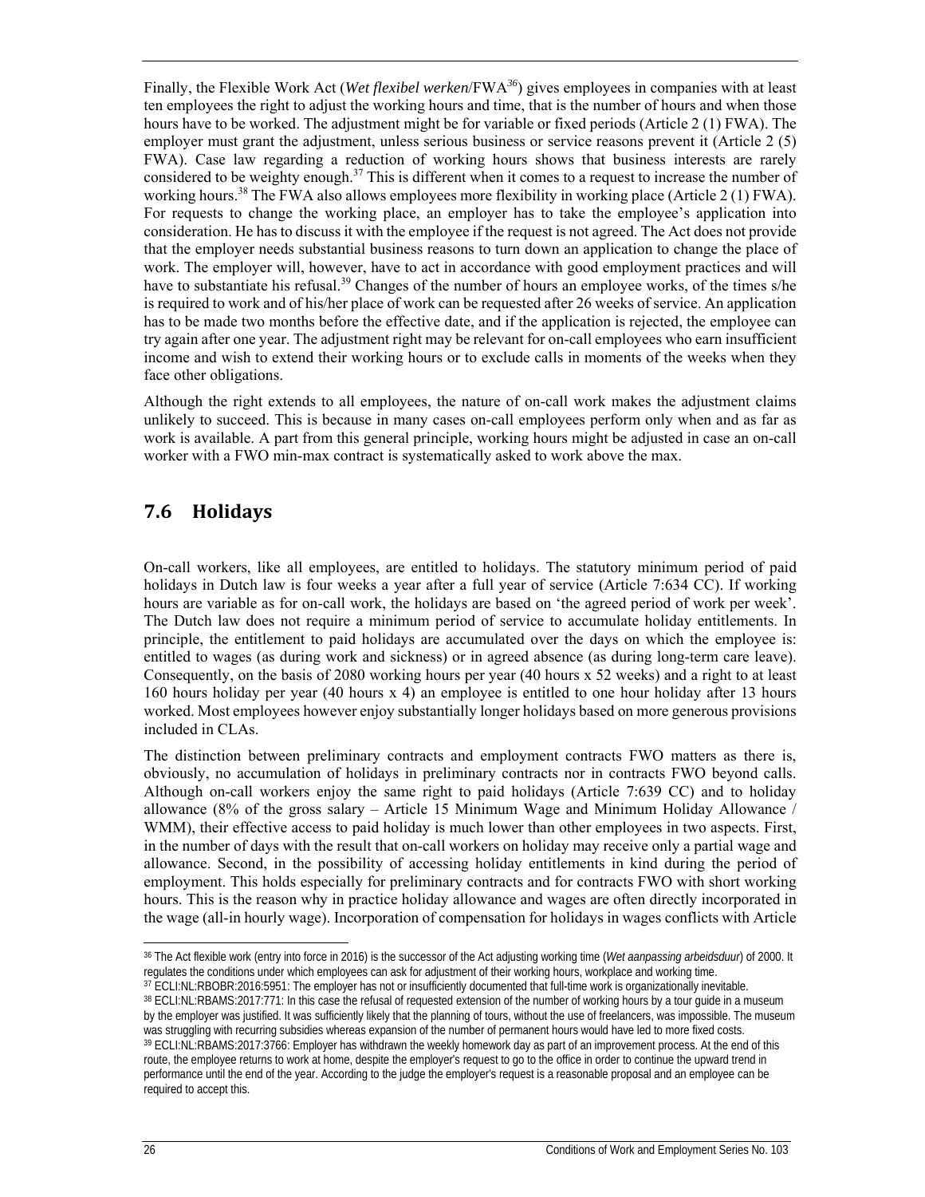Finally, the Flexible Work Act (*Wet flexibel werken*/FWA[36]) gives employees in companies with at least ten employees the right to adjust the working hours and time, that is the number of hours and when those hours have to be worked. The adjustment might be for variable or fixed periods (Article 2 (1) FWA). The employer must grant the adjustment, unless serious business or service reasons prevent it (Article 2 (5) FWA). Case law regarding a reduction of working hours shows that business interests are rarely considered to be weighty enough.[37] This is different when it comes to a request to increase the number of working hours.[38] The FWA also allows employees more flexibility in working place (Article 2 (1) FWA). For requests to change the working place, an employer has to take the employee's application into consideration. He has to discuss it with the employee if the request is not agreed. The Act does not provide that the employer needs substantial business reasons to turn down an application to change the place of work. The employer will, however, have to act in accordance with good employment practices and will have to substantiate his refusal.[39] Changes of the number of hours an employee works, of the times s/he is required to work and of his/her place of work can be requested after 26 weeks of service. An application has to be made two months before the effective date, and if the application is rejected, the employee can try again after one year. The adjustment right may be relevant for on-call employees who earn insufficient income and wish to extend their working hours or to exclude calls in moments of the weeks when they face other obligations.

Although the right extends to all employees, the nature of on-call work makes the adjustment claims unlikely to succeed. This is because in many cases on-call employees perform only when and as far as work is available. A part from this general principle, working hours might be adjusted in case an on-call worker with a FWO min-max contract is systematically asked to work above the max.

## 7.6 Holidays

On-call workers, like all employees, are entitled to holidays. The statutory minimum period of paid holidays in Dutch law is four weeks a year after a full year of service (Article 7:634 CC). If working hours are variable as for on-call work, the holidays are based on 'the agreed period of work per week'. The Dutch law does not require a minimum period of service to accumulate holiday entitlements. In principle, the entitlement to paid holidays are accumulated over the days on which the employee is: entitled to wages (as during work and sickness) or in agreed absence (as during long-term care leave). Consequently, on the basis of 2080 working hours per year (40 hours x 52 weeks) and a right to at least 160 hours holiday per year (40 hours x 4) an employee is entitled to one hour holiday after 13 hours worked. Most employees however enjoy substantially longer holidays based on more generous provisions included in CLAs.

The distinction between preliminary contracts and employment contracts FWO matters as there is, obviously, no accumulation of holidays in preliminary contracts nor in contracts FWO beyond calls. Although on-call workers enjoy the same right to paid holidays (Article 7:639 CC) and to holiday allowance (8% of the gross salary – Article 15 Minimum Wage and Minimum Holiday Allowance / WMM), their effective access to paid holiday is much lower than other employees in two aspects. First, in the number of days with the result that on-call workers on holiday may receive only a partial wage and allowance. Second, in the possibility of accessing holiday entitlements in kind during the period of employment. This holds especially for preliminary contracts and for contracts FWO with short working hours. This is the reason why in practice holiday allowance and wages are often directly incorporated in the wage (all-in hourly wage). Incorporation of compensation for holidays in wages conflicts with Article

---

[36] The Act flexible work (entry into force in 2016) is the successor of the Act adjusting working time (*Wet aanpassing arbeidsduur*) of 2000. It regulates the conditions under which employees can ask for adjustment of their working hours, workplace and working time.

[37] ECLI:NL:RBOBR:2016:5951: The employer has not or insufficiently documented that full-time work is organizationally inevitable.

[38] ECLI:NL:RBAMS:2017:771: In this case the refusal of requested extension of the number of working hours by a tour guide in a museum by the employer was justified. It was sufficiently likely that the planning of tours, without the use of freelancers, was impossible. The museum was struggling with recurring subsidies whereas expansion of the number of permanent hours would have led to more fixed costs.

[39] ECLI:NL:RBAMS:2017:3766: Employer has withdrawn the weekly homework day as part of an improvement process. At the end of this route, the employee returns to work at home, despite the employer's request to go to the office in order to continue the upward trend in performance until the end of the year. According to the judge the employer's request is a reasonable proposal and an employee can be required to accept this.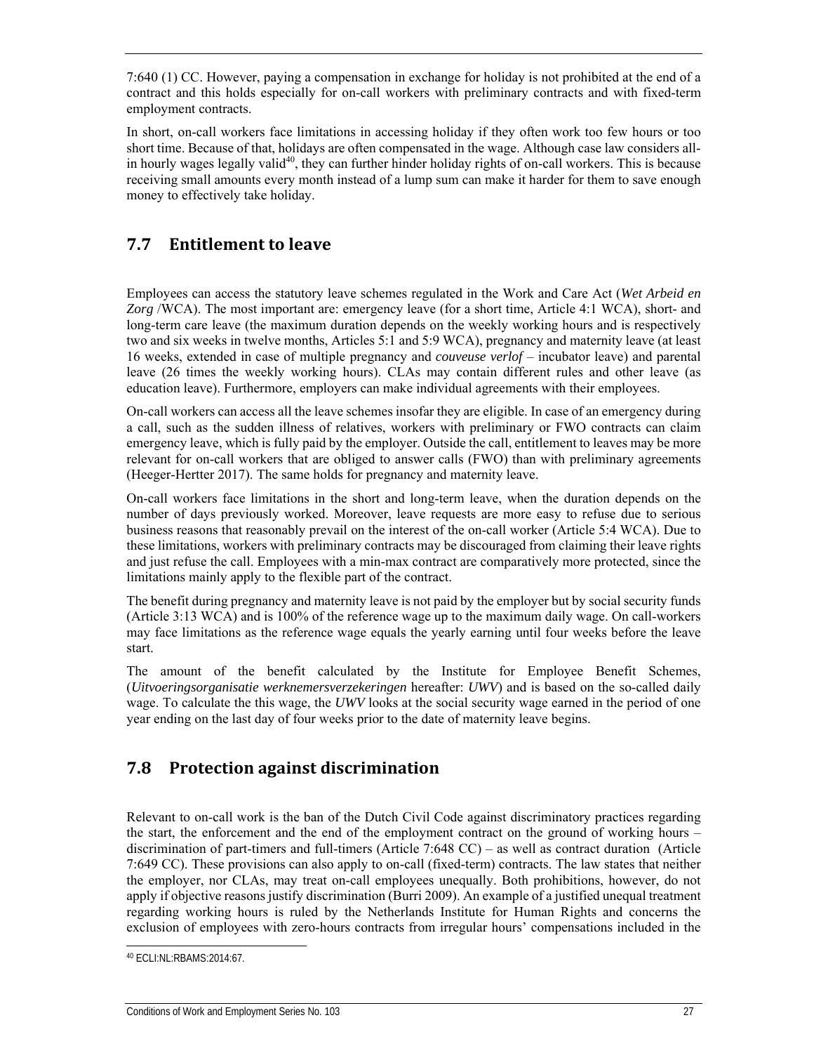7:640 (1) CC. However, paying a compensation in exchange for holiday is not prohibited at the end of a contract and this holds especially for on-call workers with preliminary contracts and with fixed-term employment contracts.

In short, on-call workers face limitations in accessing holiday if they often work too few hours or too short time. Because of that, holidays are often compensated in the wage. Although case law considers all-in hourly wages legally valid[40], they can further hinder holiday rights of on-call workers. This is because receiving small amounts every month instead of a lump sum can make it harder for them to save enough money to effectively take holiday.

## 7.7 Entitlement to leave

Employees can access the statutory leave schemes regulated in the Work and Care Act (*Wet Arbeid en Zorg* /WCA). The most important are: emergency leave (for a short time, Article 4:1 WCA), short- and long-term care leave (the maximum duration depends on the weekly working hours and is respectively two and six weeks in twelve months, Articles 5:1 and 5:9 WCA), pregnancy and maternity leave (at least 16 weeks, extended in case of multiple pregnancy and *couveuse verlof* – incubator leave) and parental leave (26 times the weekly working hours). CLAs may contain different rules and other leave (as education leave). Furthermore, employers can make individual agreements with their employees.

On-call workers can access all the leave schemes insofar they are eligible. In case of an emergency during a call, such as the sudden illness of relatives, workers with preliminary or FWO contracts can claim emergency leave, which is fully paid by the employer. Outside the call, entitlement to leaves may be more relevant for on-call workers that are obliged to answer calls (FWO) than with preliminary agreements (Heeger-Hertter 2017). The same holds for pregnancy and maternity leave.

On-call workers face limitations in the short and long-term leave, when the duration depends on the number of days previously worked. Moreover, leave requests are more easy to refuse due to serious business reasons that reasonably prevail on the interest of the on-call worker (Article 5:4 WCA). Due to these limitations, workers with preliminary contracts may be discouraged from claiming their leave rights and just refuse the call. Employees with a min-max contract are comparatively more protected, since the limitations mainly apply to the flexible part of the contract.

The benefit during pregnancy and maternity leave is not paid by the employer but by social security funds (Article 3:13 WCA) and is 100% of the reference wage up to the maximum daily wage. On call-workers may face limitations as the reference wage equals the yearly earning until four weeks before the leave start.

The amount of the benefit calculated by the Institute for Employee Benefit Schemes, (*Uitvoeringsorganisatie werknemersverzekeringen* hereafter: *UWV*) and is based on the so-called daily wage. To calculate the this wage, the *UWV* looks at the social security wage earned in the period of one year ending on the last day of four weeks prior to the date of maternity leave begins.

## 7.8 Protection against discrimination

Relevant to on-call work is the ban of the Dutch Civil Code against discriminatory practices regarding the start, the enforcement and the end of the employment contract on the ground of working hours – discrimination of part-timers and full-timers (Article 7:648 CC) – as well as contract duration (Article 7:649 CC). These provisions can also apply to on-call (fixed-term) contracts. The law states that neither the employer, nor CLAs, may treat on-call employees unequally. Both prohibitions, however, do not apply if objective reasons justify discrimination (Burri 2009). An example of a justified unequal treatment regarding working hours is ruled by the Netherlands Institute for Human Rights and concerns the exclusion of employees with zero-hours contracts from irregular hours' compensations included in the

[40] ECLI:NL:RBAMS:2014:67.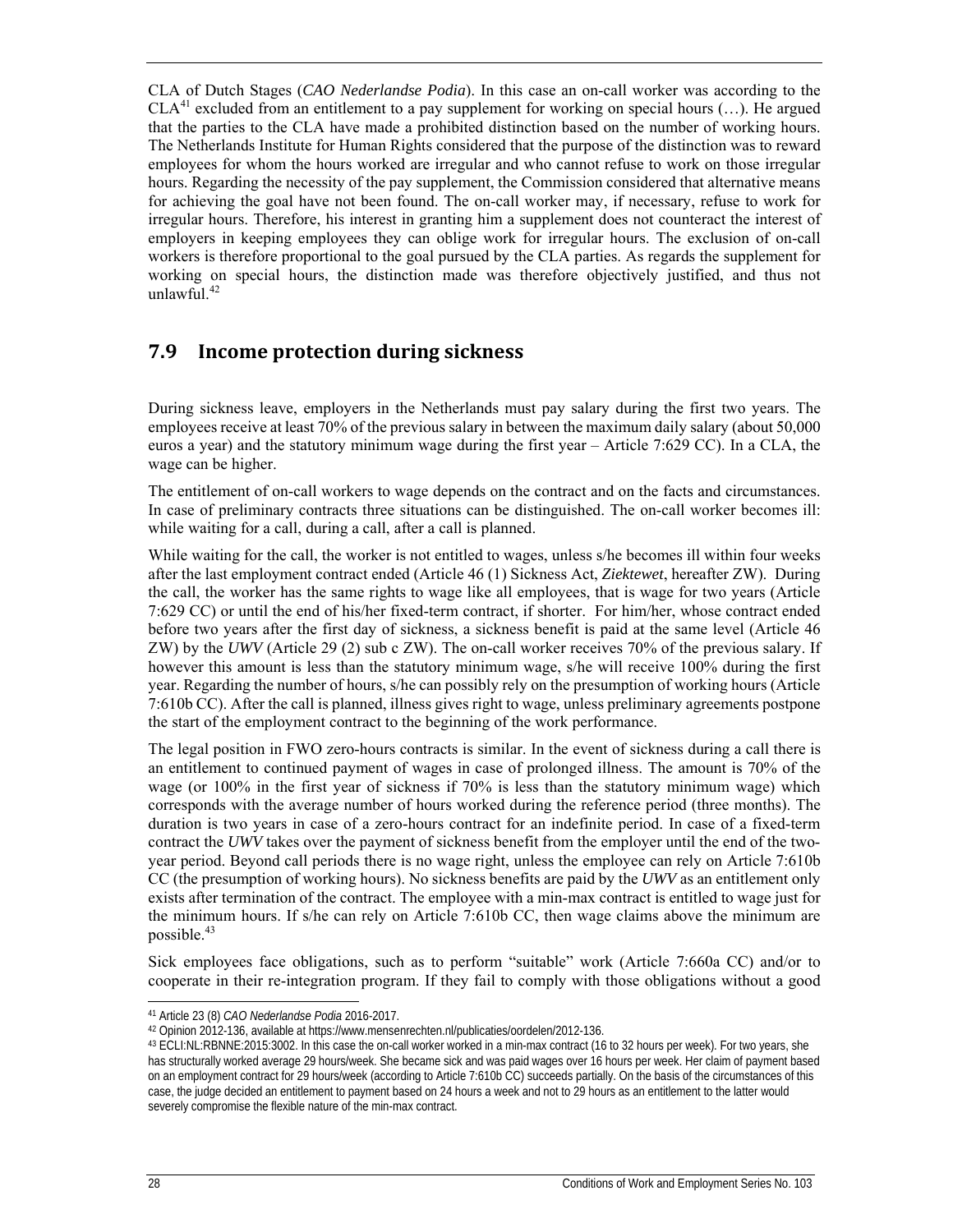CLA of Dutch Stages (*CAO Nederlandse Podia*). In this case an on-call worker was according to the CLA[41] excluded from an entitlement to a pay supplement for working on special hours (…). He argued that the parties to the CLA have made a prohibited distinction based on the number of working hours. The Netherlands Institute for Human Rights considered that the purpose of the distinction was to reward employees for whom the hours worked are irregular and who cannot refuse to work on those irregular hours. Regarding the necessity of the pay supplement, the Commission considered that alternative means for achieving the goal have not been found. The on-call worker may, if necessary, refuse to work for irregular hours. Therefore, his interest in granting him a supplement does not counteract the interest of employers in keeping employees they can oblige work for irregular hours. The exclusion of on-call workers is therefore proportional to the goal pursued by the CLA parties. As regards the supplement for working on special hours, the distinction made was therefore objectively justified, and thus not unlawful.[42]

## 7.9 Income protection during sickness

During sickness leave, employers in the Netherlands must pay salary during the first two years. The employees receive at least 70% of the previous salary in between the maximum daily salary (about 50,000 euros a year) and the statutory minimum wage during the first year – Article 7:629 CC). In a CLA, the wage can be higher.

The entitlement of on-call workers to wage depends on the contract and on the facts and circumstances. In case of preliminary contracts three situations can be distinguished. The on-call worker becomes ill: while waiting for a call, during a call, after a call is planned.

While waiting for the call, the worker is not entitled to wages, unless s/he becomes ill within four weeks after the last employment contract ended (Article 46 (1) Sickness Act, *Ziektewet*, hereafter ZW). During the call, the worker has the same rights to wage like all employees, that is wage for two years (Article 7:629 CC) or until the end of his/her fixed-term contract, if shorter. For him/her, whose contract ended before two years after the first day of sickness, a sickness benefit is paid at the same level (Article 46 ZW) by the *UWV* (Article 29 (2) sub c ZW). The on-call worker receives 70% of the previous salary. If however this amount is less than the statutory minimum wage, s/he will receive 100% during the first year. Regarding the number of hours, s/he can possibly rely on the presumption of working hours (Article 7:610b CC). After the call is planned, illness gives right to wage, unless preliminary agreements postpone the start of the employment contract to the beginning of the work performance.

The legal position in FWO zero-hours contracts is similar. In the event of sickness during a call there is an entitlement to continued payment of wages in case of prolonged illness. The amount is 70% of the wage (or 100% in the first year of sickness if 70% is less than the statutory minimum wage) which corresponds with the average number of hours worked during the reference period (three months). The duration is two years in case of a zero-hours contract for an indefinite period. In case of a fixed-term contract the *UWV* takes over the payment of sickness benefit from the employer until the end of the two-year period. Beyond call periods there is no wage right, unless the employee can rely on Article 7:610b CC (the presumption of working hours). No sickness benefits are paid by the *UWV* as an entitlement only exists after termination of the contract. The employee with a min-max contract is entitled to wage just for the minimum hours. If s/he can rely on Article 7:610b CC, then wage claims above the minimum are possible.[43]

Sick employees face obligations, such as to perform "suitable" work (Article 7:660a CC) and/or to cooperate in their re-integration program. If they fail to comply with those obligations without a good

---

[41] Article 23 (8) *CAO Nederlandse Podia* 2016-2017.

[42] Opinion 2012-136, available at https://www.mensenrechten.nl/publicaties/oordelen/2012-136.

[43] ECLI:NL:RBNNE:2015:3002. In this case the on-call worker worked in a min-max contract (16 to 32 hours per week). For two years, she has structurally worked average 29 hours/week. She became sick and was paid wages over 16 hours per week. Her claim of payment based on an employment contract for 29 hours/week (according to Article 7:610b CC) succeeds partially. On the basis of the circumstances of this case, the judge decided an entitlement to payment based on 24 hours a week and not to 29 hours as an entitlement to the latter would severely compromise the flexible nature of the min-max contract.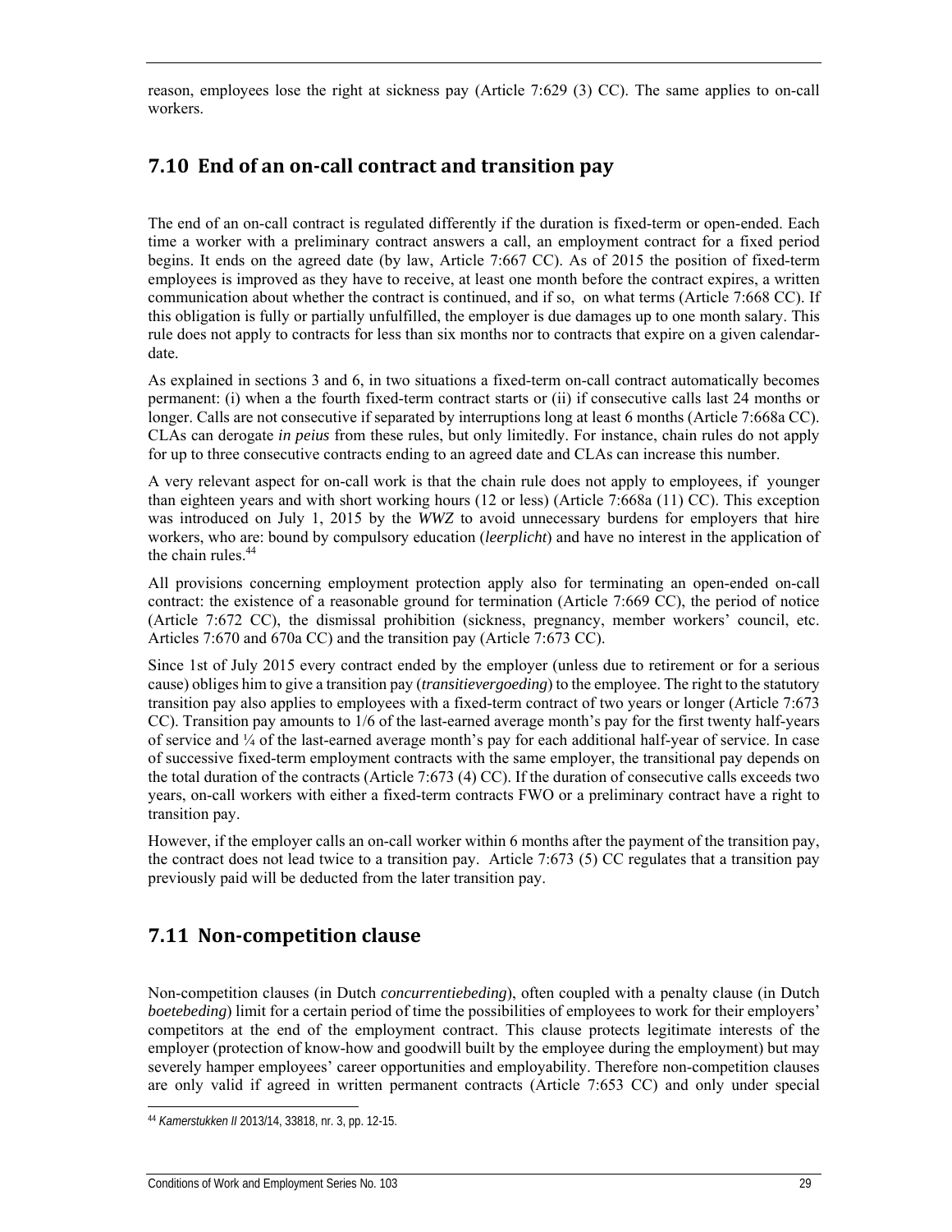reason, employees lose the right at sickness pay (Article 7:629 (3) CC). The same applies to on-call workers.

## 7.10 End of an on-call contract and transition pay

The end of an on-call contract is regulated differently if the duration is fixed-term or open-ended. Each time a worker with a preliminary contract answers a call, an employment contract for a fixed period begins. It ends on the agreed date (by law, Article 7:667 CC). As of 2015 the position of fixed-term employees is improved as they have to receive, at least one month before the contract expires, a written communication about whether the contract is continued, and if so, on what terms (Article 7:668 CC). If this obligation is fully or partially unfulfilled, the employer is due damages up to one month salary. This rule does not apply to contracts for less than six months nor to contracts that expire on a given calendar-date.

As explained in sections 3 and 6, in two situations a fixed-term on-call contract automatically becomes permanent: (i) when a the fourth fixed-term contract starts or (ii) if consecutive calls last 24 months or longer. Calls are not consecutive if separated by interruptions long at least 6 months (Article 7:668a CC). CLAs can derogate *in peius* from these rules, but only limitedly. For instance, chain rules do not apply for up to three consecutive contracts ending to an agreed date and CLAs can increase this number.

A very relevant aspect for on-call work is that the chain rule does not apply to employees, if younger than eighteen years and with short working hours (12 or less) (Article 7:668a (11) CC). This exception was introduced on July 1, 2015 by the *WWZ* to avoid unnecessary burdens for employers that hire workers, who are: bound by compulsory education (*leerplicht*) and have no interest in the application of the chain rules.[44]

All provisions concerning employment protection apply also for terminating an open-ended on-call contract: the existence of a reasonable ground for termination (Article 7:669 CC), the period of notice (Article 7:672 CC), the dismissal prohibition (sickness, pregnancy, member workers' council, etc. Articles 7:670 and 670a CC) and the transition pay (Article 7:673 CC).

Since 1st of July 2015 every contract ended by the employer (unless due to retirement or for a serious cause) obliges him to give a transition pay (*transitievergoeding*) to the employee. The right to the statutory transition pay also applies to employees with a fixed-term contract of two years or longer (Article 7:673 CC). Transition pay amounts to 1/6 of the last-earned average month's pay for the first twenty half-years of service and ¼ of the last-earned average month's pay for each additional half-year of service. In case of successive fixed-term employment contracts with the same employer, the transitional pay depends on the total duration of the contracts (Article 7:673 (4) CC). If the duration of consecutive calls exceeds two years, on-call workers with either a fixed-term contracts FWO or a preliminary contract have a right to transition pay.

However, if the employer calls an on-call worker within 6 months after the payment of the transition pay, the contract does not lead twice to a transition pay. Article 7:673 (5) CC regulates that a transition pay previously paid will be deducted from the later transition pay.

## 7.11 Non-competition clause

Non-competition clauses (in Dutch *concurrentiebeding*), often coupled with a penalty clause (in Dutch *boetebeding*) limit for a certain period of time the possibilities of employees to work for their employers' competitors at the end of the employment contract. This clause protects legitimate interests of the employer (protection of know-how and goodwill built by the employee during the employment) but may severely hamper employees' career opportunities and employability. Therefore non-competition clauses are only valid if agreed in written permanent contracts (Article 7:653 CC) and only under special

[44] *Kamerstukken II* 2013/14, 33818, nr. 3, pp. 12-15.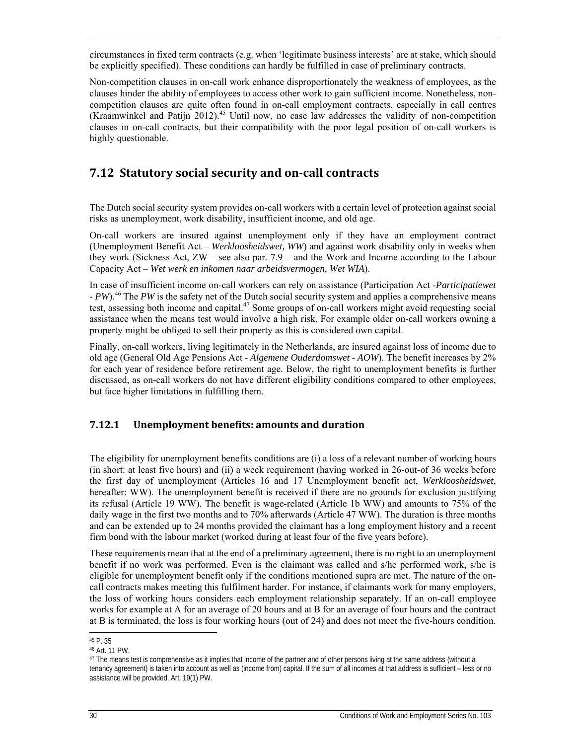circumstances in fixed term contracts (e.g. when 'legitimate business interests' are at stake, which should be explicitly specified). These conditions can hardly be fulfilled in case of preliminary contracts.

Non-competition clauses in on-call work enhance disproportionately the weakness of employees, as the clauses hinder the ability of employees to access other work to gain sufficient income. Nonetheless, non-competition clauses are quite often found in on-call employment contracts, especially in call centres (Kraamwinkel and Patijn 2012).[45] Until now, no case law addresses the validity of non-competition clauses in on-call contracts, but their compatibility with the poor legal position of on-call workers is highly questionable.

## 7.12 Statutory social security and on-call contracts

The Dutch social security system provides on-call workers with a certain level of protection against social risks as unemployment, work disability, insufficient income, and old age.

On-call workers are insured against unemployment only if they have an employment contract (Unemployment Benefit Act – *Werkloosheidswet, WW*) and against work disability only in weeks when they work (Sickness Act, ZW – see also par. 7.9 – and the Work and Income according to the Labour Capacity Act – *Wet werk en inkomen naar arbeidsvermogen, Wet WIA*).

In case of insufficient income on-call workers can rely on assistance (Participation Act -*Participatiewet - PW*).[46] The *PW* is the safety net of the Dutch social security system and applies a comprehensive means test, assessing both income and capital.[47] Some groups of on-call workers might avoid requesting social assistance when the means test would involve a high risk. For example older on-call workers owning a property might be obliged to sell their property as this is considered own capital.

Finally, on-call workers, living legitimately in the Netherlands, are insured against loss of income due to old age (General Old Age Pensions Act - *Algemene Ouderdomswet - AOW*). The benefit increases by 2% for each year of residence before retirement age. Below, the right to unemployment benefits is further discussed, as on-call workers do not have different eligibility conditions compared to other employees, but face higher limitations in fulfilling them.

### 7.12.1 Unemployment benefits: amounts and duration

The eligibility for unemployment benefits conditions are (i) a loss of a relevant number of working hours (in short: at least five hours) and (ii) a week requirement (having worked in 26-out-of 36 weeks before the first day of unemployment (Articles 16 and 17 Unemployment benefit act, *Werkloosheidswet*, hereafter: WW). The unemployment benefit is received if there are no grounds for exclusion justifying its refusal (Article 19 WW). The benefit is wage-related (Article 1b WW) and amounts to 75% of the daily wage in the first two months and to 70% afterwards (Article 47 WW). The duration is three months and can be extended up to 24 months provided the claimant has a long employment history and a recent firm bond with the labour market (worked during at least four of the five years before).

These requirements mean that at the end of a preliminary agreement, there is no right to an unemployment benefit if no work was performed. Even is the claimant was called and s/he performed work, s/he is eligible for unemployment benefit only if the conditions mentioned supra are met. The nature of the on-call contracts makes meeting this fulfilment harder. For instance, if claimants work for many employers, the loss of working hours considers each employment relationship separately. If an on-call employee works for example at A for an average of 20 hours and at B for an average of four hours and the contract at B is terminated, the loss is four working hours (out of 24) and does not meet the five-hours condition.

---

[45] P. 35

[46] Art. 11 PW.

[47] The means test is comprehensive as it implies that income of the partner and of other persons living at the same address (without a tenancy agreement) is taken into account as well as (income from) capital. If the sum of all incomes at that address is sufficient – less or no assistance will be provided. Art. 19(1) PW.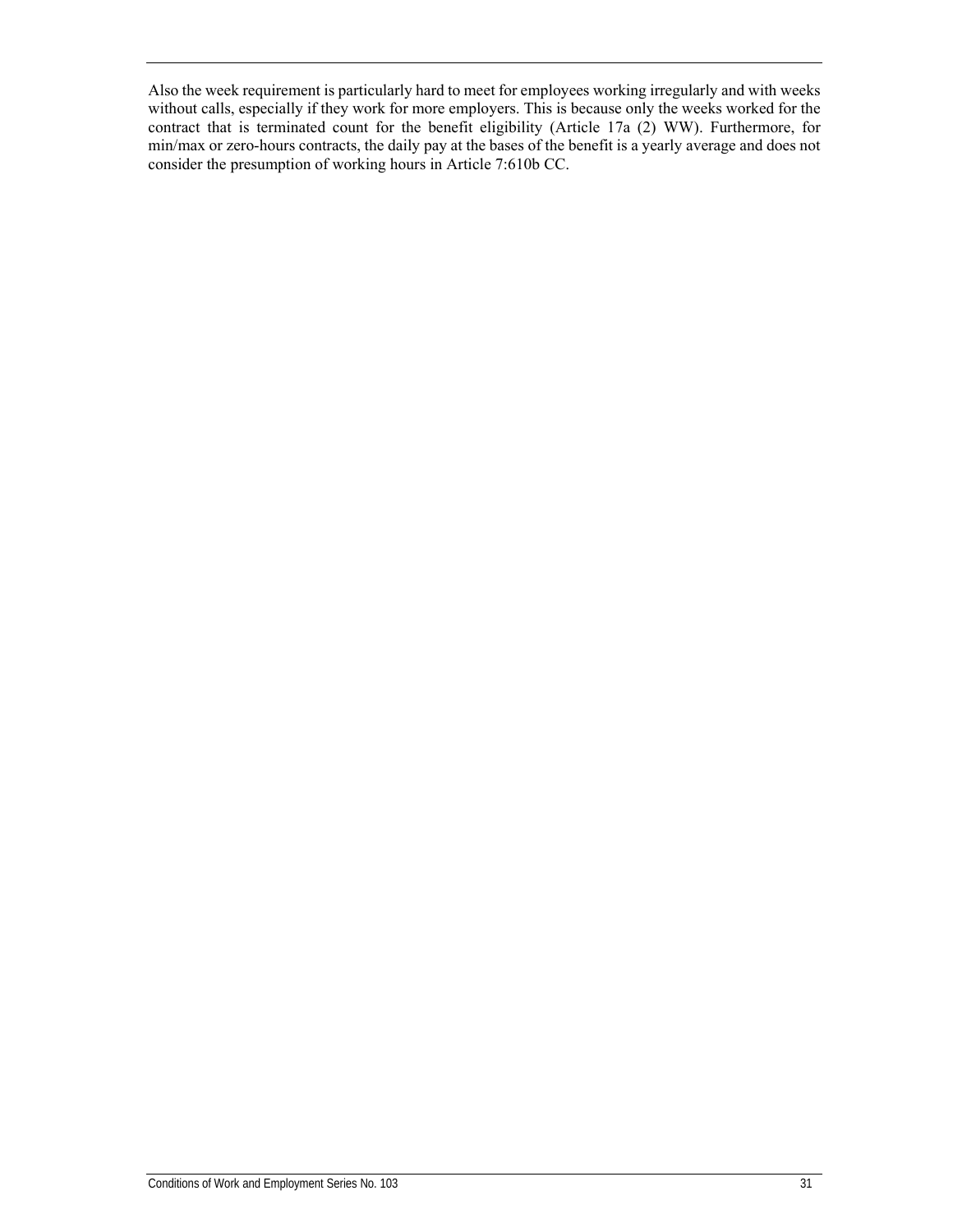Also the week requirement is particularly hard to meet for employees working irregularly and with weeks without calls, especially if they work for more employers. This is because only the weeks worked for the contract that is terminated count for the benefit eligibility (Article 17a (2) WW). Furthermore, for min/max or zero-hours contracts, the daily pay at the bases of the benefit is a yearly average and does not consider the presumption of working hours in Article 7:610b CC.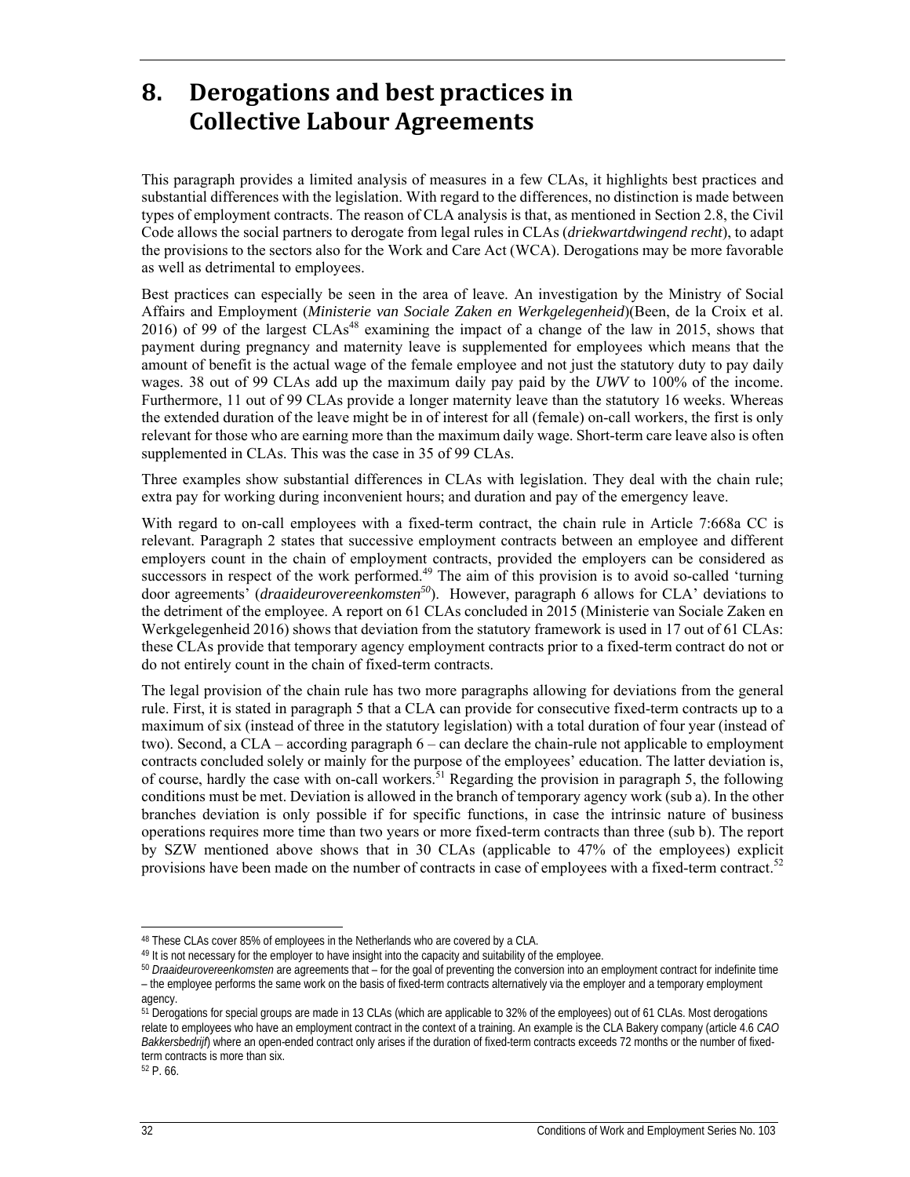# 8. Derogations and best practices in Collective Labour Agreements

This paragraph provides a limited analysis of measures in a few CLAs, it highlights best practices and substantial differences with the legislation. With regard to the differences, no distinction is made between types of employment contracts. The reason of CLA analysis is that, as mentioned in Section 2.8, the Civil Code allows the social partners to derogate from legal rules in CLAs (*driekwartdwingend recht*), to adapt the provisions to the sectors also for the Work and Care Act (WCA). Derogations may be more favorable as well as detrimental to employees.

Best practices can especially be seen in the area of leave. An investigation by the Ministry of Social Affairs and Employment (*Ministerie van Sociale Zaken en Werkgelegenheid*)(Been, de la Croix et al. 2016) of 99 of the largest CLAs[48] examining the impact of a change of the law in 2015, shows that payment during pregnancy and maternity leave is supplemented for employees which means that the amount of benefit is the actual wage of the female employee and not just the statutory duty to pay daily wages. 38 out of 99 CLAs add up the maximum daily pay paid by the *UWV* to 100% of the income. Furthermore, 11 out of 99 CLAs provide a longer maternity leave than the statutory 16 weeks. Whereas the extended duration of the leave might be in of interest for all (female) on-call workers, the first is only relevant for those who are earning more than the maximum daily wage. Short-term care leave also is often supplemented in CLAs. This was the case in 35 of 99 CLAs.

Three examples show substantial differences in CLAs with legislation. They deal with the chain rule; extra pay for working during inconvenient hours; and duration and pay of the emergency leave.

With regard to on-call employees with a fixed-term contract, the chain rule in Article 7:668a CC is relevant. Paragraph 2 states that successive employment contracts between an employee and different employers count in the chain of employment contracts, provided the employers can be considered as successors in respect of the work performed.[49] The aim of this provision is to avoid so-called 'turning door agreements' (*draaideurovereenkomsten*[50]). However, paragraph 6 allows for CLA' deviations to the detriment of the employee. A report on 61 CLAs concluded in 2015 (Ministerie van Sociale Zaken en Werkgelegenheid 2016) shows that deviation from the statutory framework is used in 17 out of 61 CLAs: these CLAs provide that temporary agency employment contracts prior to a fixed-term contract do not or do not entirely count in the chain of fixed-term contracts.

The legal provision of the chain rule has two more paragraphs allowing for deviations from the general rule. First, it is stated in paragraph 5 that a CLA can provide for consecutive fixed-term contracts up to a maximum of six (instead of three in the statutory legislation) with a total duration of four year (instead of two). Second, a CLA – according paragraph 6 – can declare the chain-rule not applicable to employment contracts concluded solely or mainly for the purpose of the employees' education. The latter deviation is, of course, hardly the case with on-call workers.[51] Regarding the provision in paragraph 5, the following conditions must be met. Deviation is allowed in the branch of temporary agency work (sub a). In the other branches deviation is only possible if for specific functions, in case the intrinsic nature of business operations requires more time than two years or more fixed-term contracts than three (sub b). The report by SZW mentioned above shows that in 30 CLAs (applicable to 47% of the employees) explicit provisions have been made on the number of contracts in case of employees with a fixed-term contract.[52]

---

[48] These CLAs cover 85% of employees in the Netherlands who are covered by a CLA.

[49] It is not necessary for the employer to have insight into the capacity and suitability of the employee.

[50] *Draaideurovereenkomsten* are agreements that – for the goal of preventing the conversion into an employment contract for indefinite time – the employee performs the same work on the basis of fixed-term contracts alternatively via the employer and a temporary employment agency.

[51] Derogations for special groups are made in 13 CLAs (which are applicable to 32% of the employees) out of 61 CLAs. Most derogations relate to employees who have an employment contract in the context of a training. An example is the CLA Bakery company (article 4.6 *CAO Bakkersbedrijf*) where an open-ended contract only arises if the duration of fixed-term contracts exceeds 72 months or the number of fixed-term contracts is more than six.

[52] P. 66.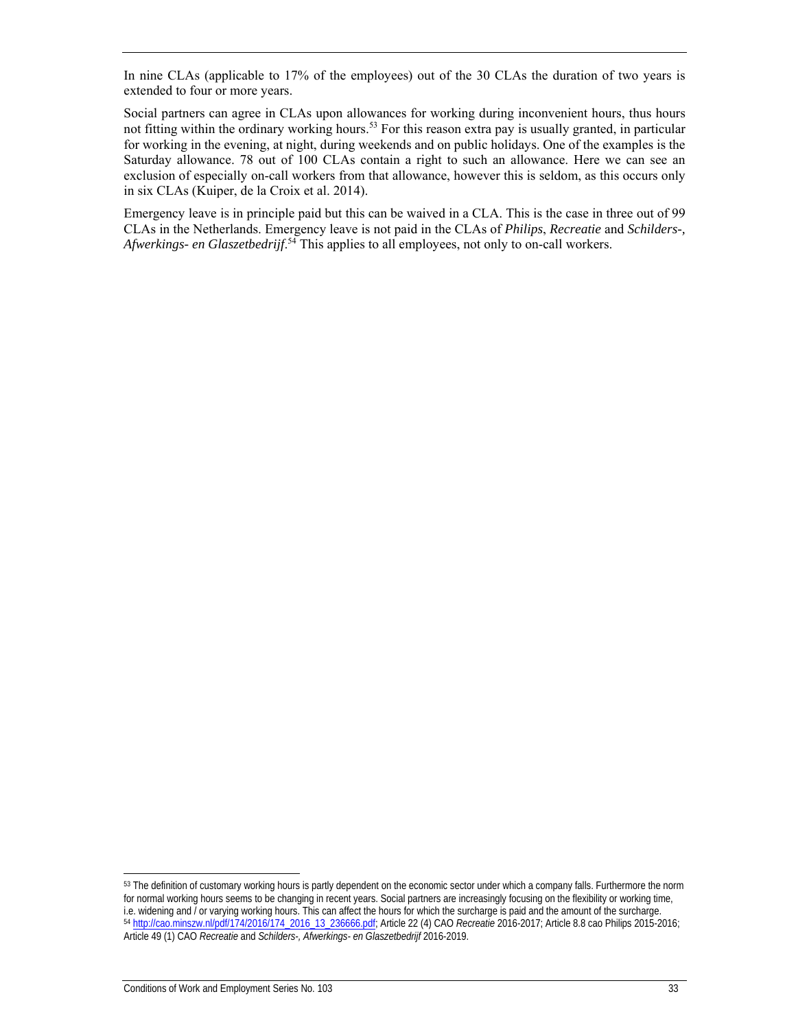In nine CLAs (applicable to 17% of the employees) out of the 30 CLAs the duration of two years is extended to four or more years.

Social partners can agree in CLAs upon allowances for working during inconvenient hours, thus hours not fitting within the ordinary working hours.[53] For this reason extra pay is usually granted, in particular for working in the evening, at night, during weekends and on public holidays. One of the examples is the Saturday allowance. 78 out of 100 CLAs contain a right to such an allowance. Here we can see an exclusion of especially on-call workers from that allowance, however this is seldom, as this occurs only in six CLAs (Kuiper, de la Croix et al. 2014).

Emergency leave is in principle paid but this can be waived in a CLA. This is the case in three out of 99 CLAs in the Netherlands. Emergency leave is not paid in the CLAs of *Philips*, *Recreatie* and *Schilders-, Afwerkings- en Glaszetbedrijf*.[54] This applies to all employees, not only to on-call workers.

---

[53] The definition of customary working hours is partly dependent on the economic sector under which a company falls. Furthermore the norm for normal working hours seems to be changing in recent years. Social partners are increasingly focusing on the flexibility or working time, i.e. widening and / or varying working hours. This can affect the hours for which the surcharge is paid and the amount of the surcharge.

[54] http://cao.minszw.nl/pdf/174/2016/174_2016_13_236666.pdf; Article 22 (4) CAO *Recreatie* 2016-2017; Article 8.8 cao Philips 2015-2016; Article 49 (1) CAO *Recreatie* and *Schilders-, Afwerkings- en Glaszetbedrijf* 2016-2019.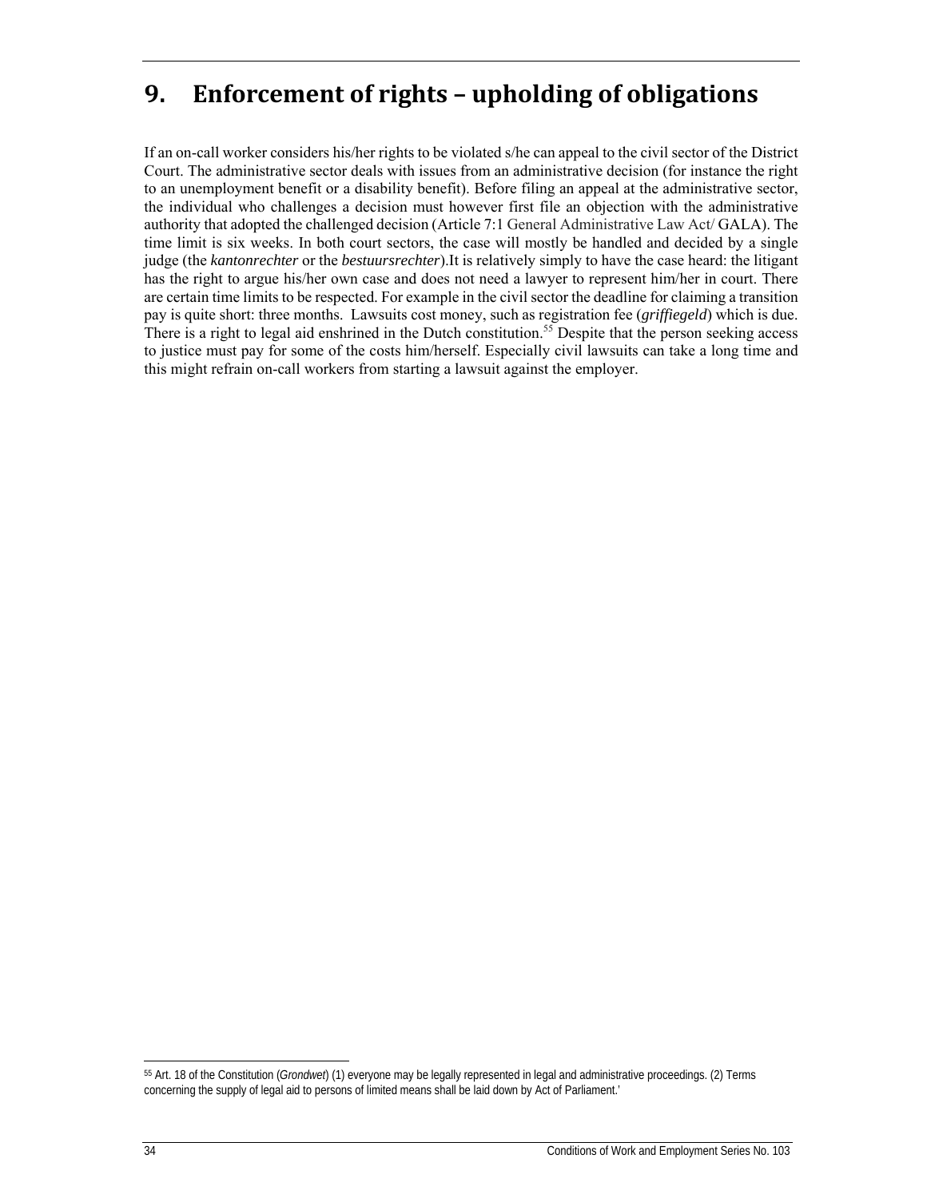# 9. Enforcement of rights – upholding of obligations

If an on-call worker considers his/her rights to be violated s/he can appeal to the civil sector of the District Court. The administrative sector deals with issues from an administrative decision (for instance the right to an unemployment benefit or a disability benefit). Before filing an appeal at the administrative sector, the individual who challenges a decision must however first file an objection with the administrative authority that adopted the challenged decision (Article 7:1 General Administrative Law Act/ GALA). The time limit is six weeks. In both court sectors, the case will mostly be handled and decided by a single judge (the *kantonrechter* or the *bestuursrechter*).It is relatively simply to have the case heard: the litigant has the right to argue his/her own case and does not need a lawyer to represent him/her in court. There are certain time limits to be respected. For example in the civil sector the deadline for claiming a transition pay is quite short: three months. Lawsuits cost money, such as registration fee (***griffiegeld***) which is due. There is a right to legal aid enshrined in the Dutch constitution.[55] Despite that the person seeking access to justice must pay for some of the costs him/herself. Especially civil lawsuits can take a long time and this might refrain on-call workers from starting a lawsuit against the employer.

---

[55] Art. 18 of the Constitution (*Grondwet*) (1) everyone may be legally represented in legal and administrative proceedings. (2) Terms concerning the supply of legal aid to persons of limited means shall be laid down by Act of Parliament.'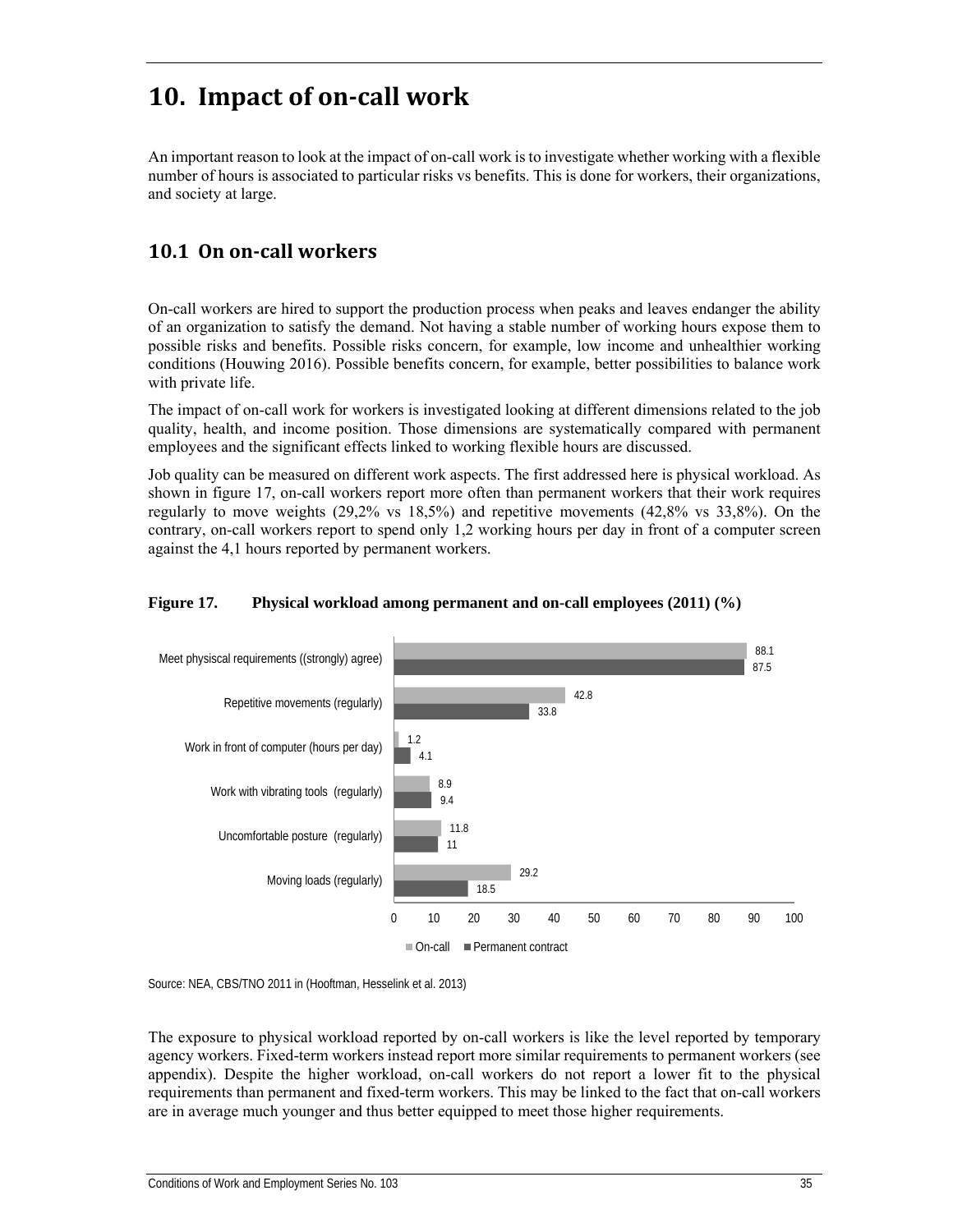# 10. Impact of on-call work

An important reason to look at the impact of on-call work is to investigate whether working with a flexible number of hours is associated to particular risks vs benefits. This is done for workers, their organizations, and society at large.

## 10.1 On on-call workers

On-call workers are hired to support the production process when peaks and leaves endanger the ability of an organization to satisfy the demand. Not having a stable number of working hours expose them to possible risks and benefits. Possible risks concern, for example, low income and unhealthier working conditions (Houwing 2016). Possible benefits concern, for example, better possibilities to balance work with private life.

The impact of on-call work for workers is investigated looking at different dimensions related to the job quality, health, and income position. Those dimensions are systematically compared with permanent employees and the significant effects linked to working flexible hours are discussed.

Job quality can be measured on different work aspects. The first addressed here is physical workload. As shown in figure 17, on-call workers report more often than permanent workers that their work requires regularly to move weights (29,2% vs 18,5%) and repetitive movements (42,8% vs 33,8%). On the contrary, on-call workers report to spend only 1,2 working hours per day in front of a computer screen against the 4,1 hours reported by permanent workers.

**Figure 17. Physical workload among permanent and on-call employees (2011) (%)**

| | On-call | Permanent contract |
|---|---|---|
| Meet physiscal requirements ((strongly) agree) | 88.1 | 87.5 |
| Repetitive movements (regularly) | 42.8 | 33.8 |
| Work in front of computer (hours per day) | 1.2 | 4.1 |
| Work with vibrating tools (regularly) | 8.9 | 9.4 |
| Uncomfortable posture (regularly) | 11.8 | 11 |
| Moving loads (regularly) | 29.2 | 18.5 |

Source: NEA, CBS/TNO 2011 in (Hooftman, Hesselink et al. 2013)

The exposure to physical workload reported by on-call workers is like the level reported by temporary agency workers. Fixed-term workers instead report more similar requirements to permanent workers (see appendix). Despite the higher workload, on-call workers do not report a lower fit to the physical requirements than permanent and fixed-term workers. This may be linked to the fact that on-call workers are in average much younger and thus better equipped to meet those higher requirements.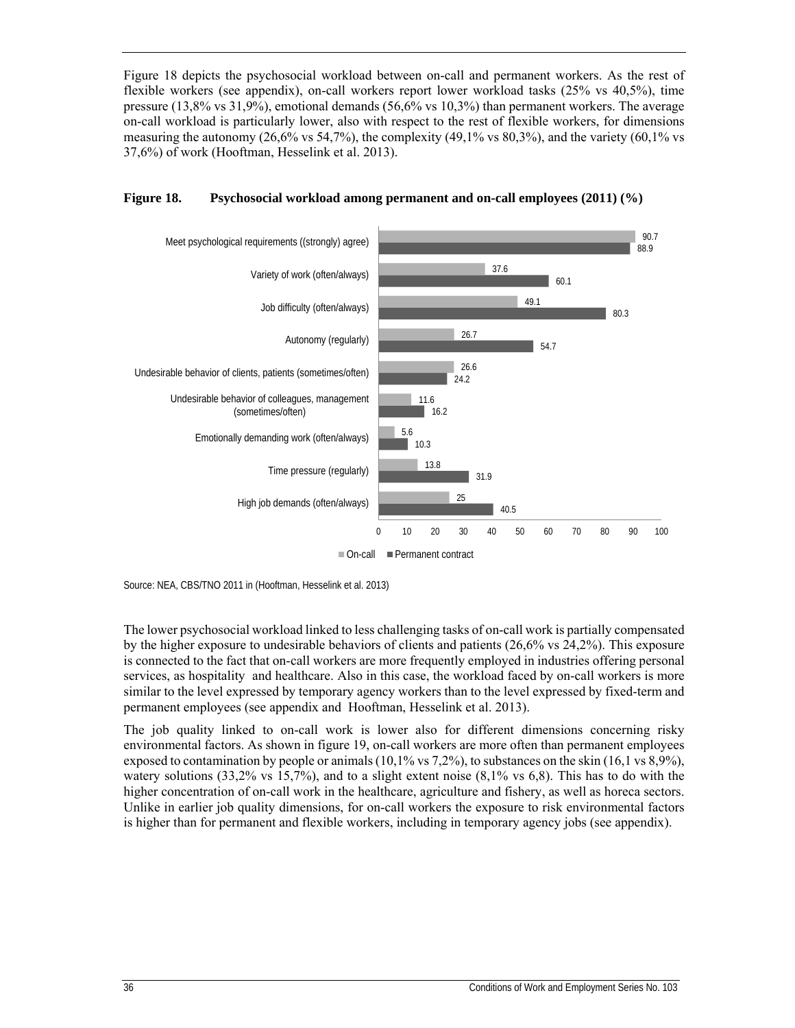Figure 18 depicts the psychosocial workload between on-call and permanent workers. As the rest of flexible workers (see appendix), on-call workers report lower workload tasks (25% vs 40,5%), time pressure (13,8% vs 31,9%), emotional demands (56,6% vs 10,3%) than permanent workers. The average on-call workload is particularly lower, also with respect to the rest of flexible workers, for dimensions measuring the autonomy (26,6% vs 54,7%), the complexity (49,1% vs 80,3%), and the variety (60,1% vs 37,6%) of work (Hooftman, Hesselink et al. 2013).

**Figure 18. Psychosocial workload among permanent and on-call employees (2011) (%)**

| | On-call | Permanent contract |
|---|---|---|
| Meet psychological requirements ((strongly) agree) | 90.7 | 88.9 |
| Variety of work (often/always) | 37.6 | 60.1 |
| Job difficulty (often/always) | 49.1 | 80.3 |
| Autonomy (regularly) | 26.7 | 54.7 |
| Undesirable behavior of clients, patients (sometimes/often) | 26.6 | 24.2 |
| Undesirable behavior of colleagues, management (sometimes/often) | 11.6 | 16.2 |
| Emotionally demanding work (often/always) | 5.6 | 10.3 |
| Time pressure (regularly) | 13.8 | 31.9 |
| High job demands (often/always) | 25 | 40.5 |

Source: NEA, CBS/TNO 2011 in (Hooftman, Hesselink et al. 2013)

The lower psychosocial workload linked to less challenging tasks of on-call work is partially compensated by the higher exposure to undesirable behaviors of clients and patients (26,6% vs 24,2%). This exposure is connected to the fact that on-call workers are more frequently employed in industries offering personal services, as hospitality and healthcare. Also in this case, the workload faced by on-call workers is more similar to the level expressed by temporary agency workers than to the level expressed by fixed-term and permanent employees (see appendix and Hooftman, Hesselink et al. 2013).

The job quality linked to on-call work is lower also for different dimensions concerning risky environmental factors. As shown in figure 19, on-call workers are more often than permanent employees exposed to contamination by people or animals (10,1% vs 7,2%), to substances on the skin (16,1 vs 8,9%), watery solutions (33,2% vs 15,7%), and to a slight extent noise (8,1% vs 6,8). This has to do with the higher concentration of on-call work in the healthcare, agriculture and fishery, as well as horeca sectors. Unlike in earlier job quality dimensions, for on-call workers the exposure to risk environmental factors is higher than for permanent and flexible workers, including in temporary agency jobs (see appendix).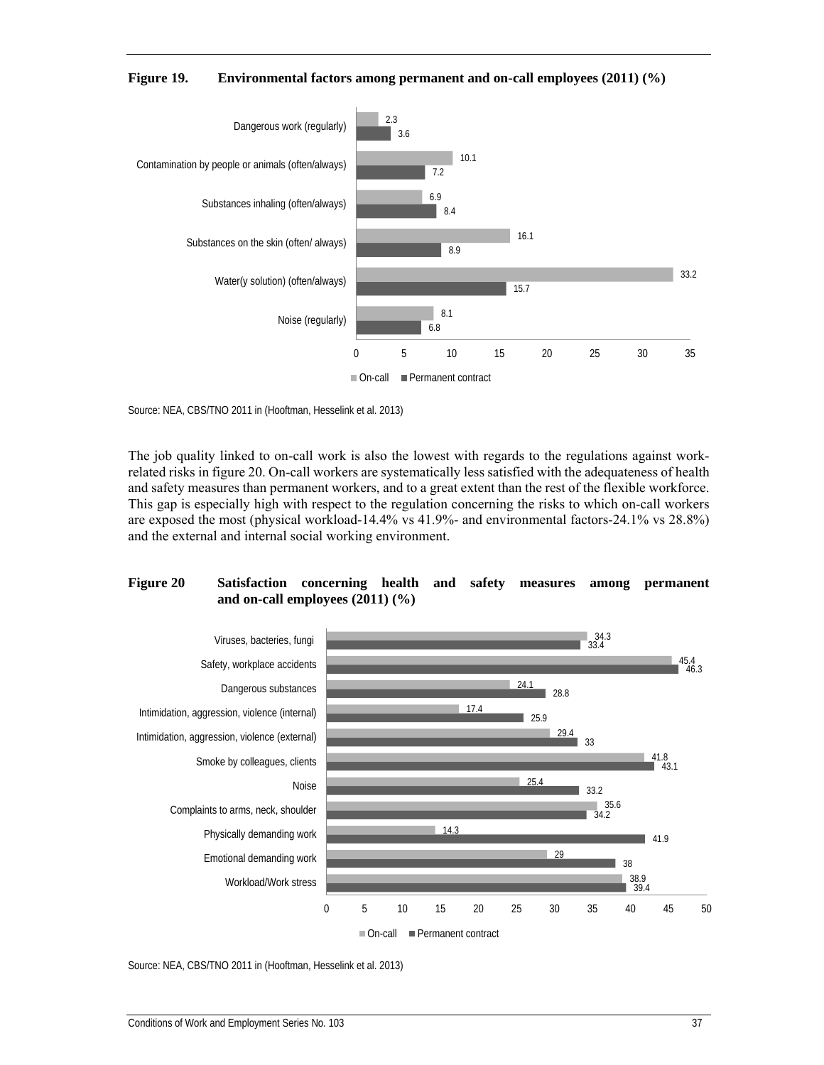**Figure 19. Environmental factors among permanent and on-call employees (2011) (%)**

| | On-call | Permanent contract |
|---|---|---|
| Dangerous work (regularly) | 2.3 | 3.6 |
| Contamination by people or animals (often/always) | 10.1 | 7.2 |
| Substances inhaling (often/always) | 6.9 | 8.4 |
| Substances on the skin (often/ always) | 16.1 | 8.9 |
| Water(y solution) (often/always) | 33.2 | 15.7 |
| Noise (regularly) | 8.1 | 6.8 |

Source: NEA, CBS/TNO 2011 in (Hooftman, Hesselink et al. 2013)

The job quality linked to on-call work is also the lowest with regards to the regulations against work-related risks in figure 20. On-call workers are systematically less satisfied with the adequateness of health and safety measures than permanent workers, and to a great extent than the rest of the flexible workforce. This gap is especially high with respect to the regulation concerning the risks to which on-call workers are exposed the most (physical workload-14.4% vs 41.9%- and environmental factors-24.1% vs 28.8%) and the external and internal social working environment.

**Figure 20 Satisfaction concerning health and safety measures among permanent and on-call employees (2011) (%)**

| | On-call | Permanent contract |
|---|---|---|
| Viruses, bacteries, fungi | 34.3 | 33.4 |
| Safety, workplace accidents | 45.4 | 46.3 |
| Dangerous substances | 24.1 | 28.8 |
| Intimidation, aggression, violence (internal) | 17.4 | 25.9 |
| Intimidation, aggression, violence (external) | 29.4 | 33 |
| Smoke by colleagues, clients | 41.8 | 43.1 |
| Noise | 25.4 | 33.2 |
| Complaints to arms, neck, shoulder | 35.6 | 34.2 |
| Physically demanding work | 14.3 | 41.9 |
| Emotional demanding work | 29 | 38 |
| Workload/Work stress | 38.9 | 39.4 |

Source: NEA, CBS/TNO 2011 in (Hooftman, Hesselink et al. 2013)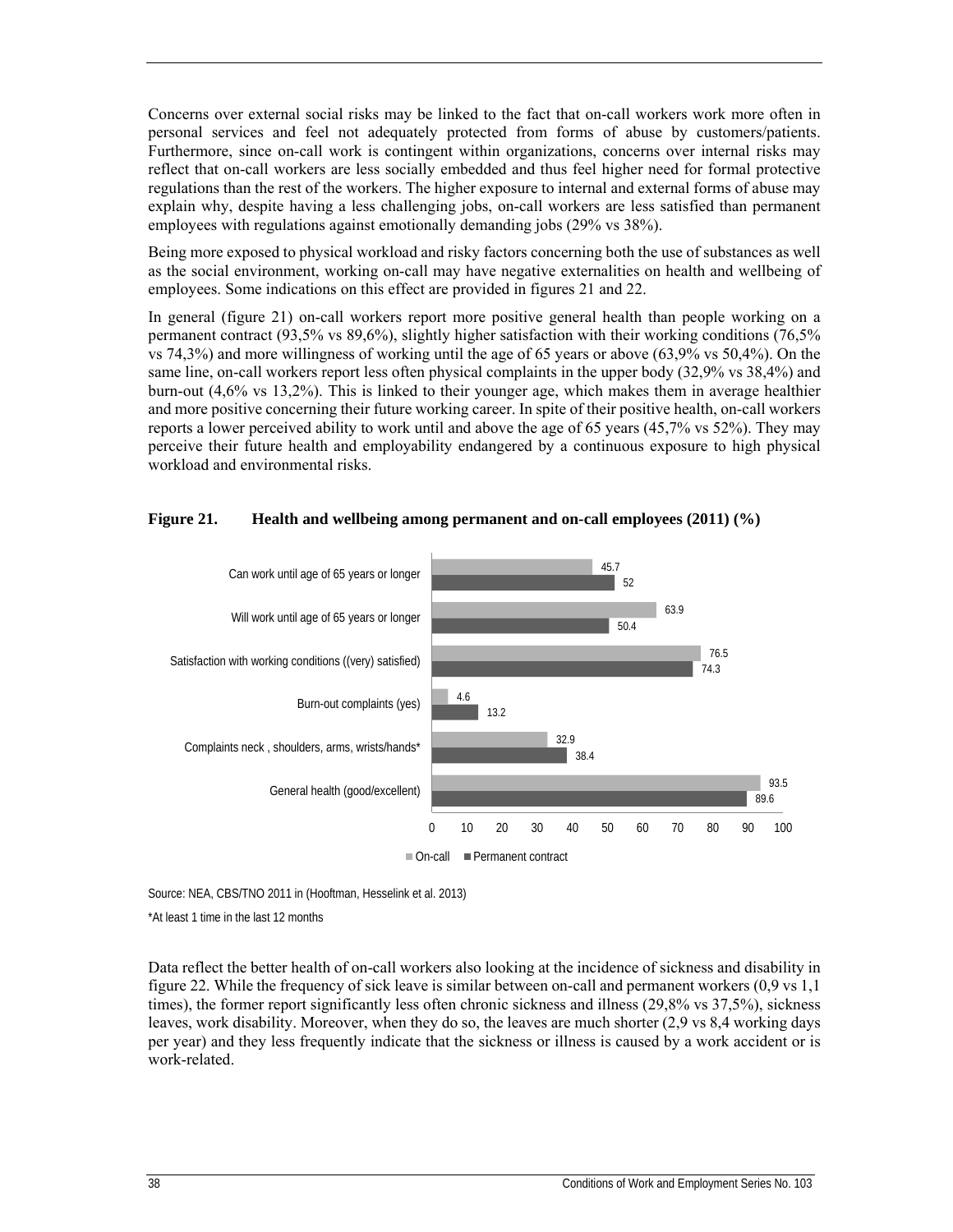Concerns over external social risks may be linked to the fact that on-call workers work more often in personal services and feel not adequately protected from forms of abuse by customers/patients. Furthermore, since on-call work is contingent within organizations, concerns over internal risks may reflect that on-call workers are less socially embedded and thus feel higher need for formal protective regulations than the rest of the workers. The higher exposure to internal and external forms of abuse may explain why, despite having a less challenging jobs, on-call workers are less satisfied than permanent employees with regulations against emotionally demanding jobs (29% vs 38%).

Being more exposed to physical workload and risky factors concerning both the use of substances as well as the social environment, working on-call may have negative externalities on health and wellbeing of employees. Some indications on this effect are provided in figures 21 and 22.

In general (figure 21) on-call workers report more positive general health than people working on a permanent contract (93,5% vs 89,6%), slightly higher satisfaction with their working conditions (76,5% vs 74,3%) and more willingness of working until the age of 65 years or above (63,9% vs 50,4%). On the same line, on-call workers report less often physical complaints in the upper body (32,9% vs 38,4%) and burn-out (4,6% vs 13,2%). This is linked to their younger age, which makes them in average healthier and more positive concerning their future working career. In spite of their positive health, on-call workers reports a lower perceived ability to work until and above the age of 65 years (45,7% vs 52%). They may perceive their future health and employability endangered by a continuous exposure to high physical workload and environmental risks.

**Figure 21. Health and wellbeing among permanent and on-call employees (2011) (%)**

| | On-call | Permanent contract |
|---|---|---|
| Can work until age of 65 years or longer | 45.7 | 52 |
| Will work until age of 65 years or longer | 63.9 | 50.4 |
| Satisfaction with working conditions ((very) satisfied) | 76.5 | 74.3 |
| Burn-out complaints (yes) | 4.6 | 13.2 |
| Complaints neck , shoulders, arms, wrists/hands* | 32.9 | 38.4 |
| General health (good/excellent) | 93.5 | 89.6 |

Source: NEA, CBS/TNO 2011 in (Hooftman, Hesselink et al. 2013)

*At least 1 time in the last 12 months

Data reflect the better health of on-call workers also looking at the incidence of sickness and disability in figure 22. While the frequency of sick leave is similar between on-call and permanent workers (0,9 vs 1,1 times), the former report significantly less often chronic sickness and illness (29,8% vs 37,5%), sickness leaves, work disability. Moreover, when they do so, the leaves are much shorter (2,9 vs 8,4 working days per year) and they less frequently indicate that the sickness or illness is caused by a work accident or is work-related.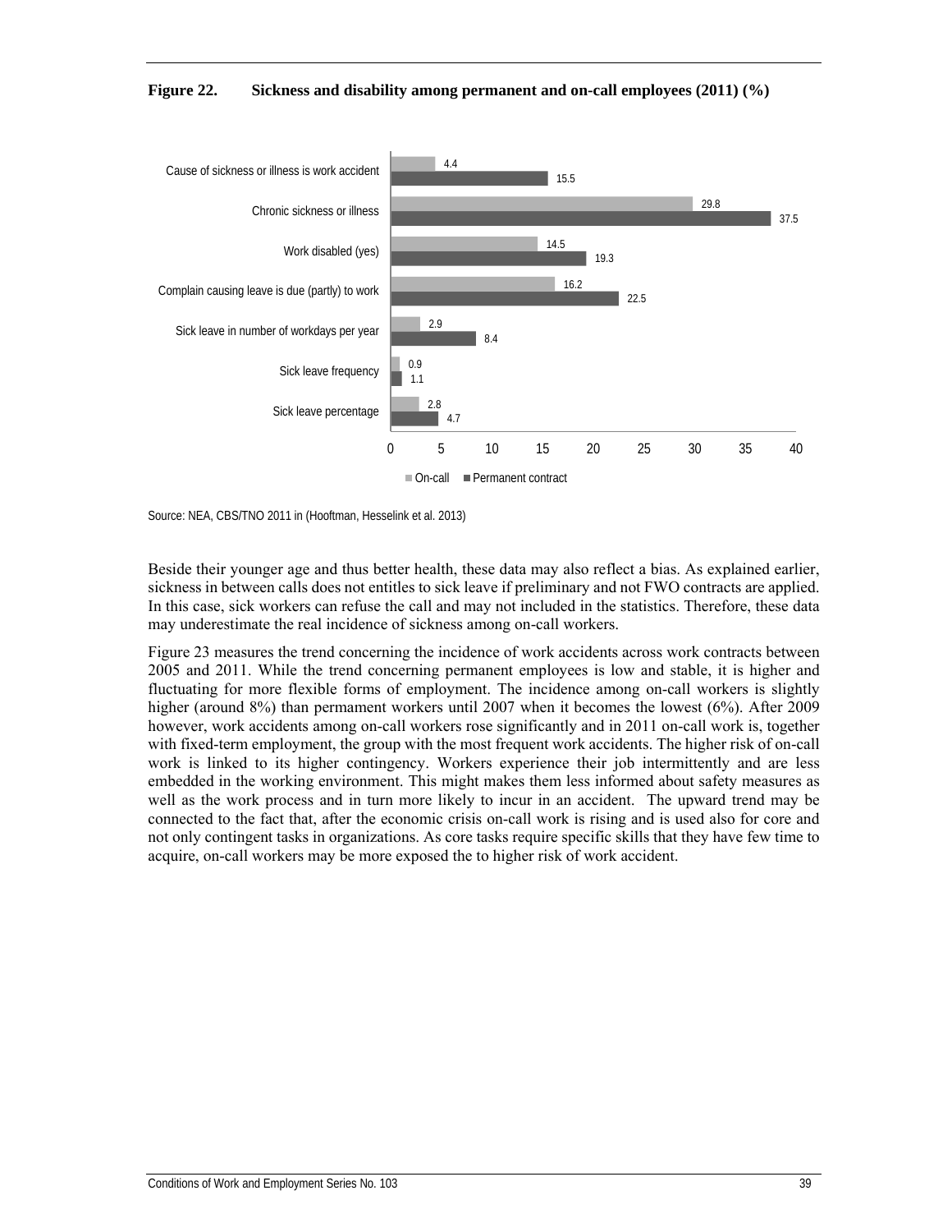**Figure 22. Sickness and disability among permanent and on-call employees (2011) (%)**

| | On-call | Permanent contract |
|---|---|---|
| Cause of sickness or illness is work accident | 4.4 | 15.5 |
| Chronic sickness or illness | 29.8 | 37.5 |
| Work disabled (yes) | 14.5 | 19.3 |
| Complain causing leave is due (partly) to work | 16.2 | 22.5 |
| Sick leave in number of workdays per year | 2.9 | 8.4 |
| Sick leave frequency | 0.9 | 1.1 |
| Sick leave percentage | 2.8 | 4.7 |

Source: NEA, CBS/TNO 2011 in (Hooftman, Hesselink et al. 2013)

Beside their younger age and thus better health, these data may also reflect a bias. As explained earlier, sickness in between calls does not entitles to sick leave if preliminary and not FWO contracts are applied. In this case, sick workers can refuse the call and may not included in the statistics. Therefore, these data may underestimate the real incidence of sickness among on-call workers.

Figure 23 measures the trend concerning the incidence of work accidents across work contracts between 2005 and 2011. While the trend concerning permanent employees is low and stable, it is higher and fluctuating for more flexible forms of employment. The incidence among on-call workers is slightly higher (around 8%) than permament workers until 2007 when it becomes the lowest (6%). After 2009 however, work accidents among on-call workers rose significantly and in 2011 on-call work is, together with fixed-term employment, the group with the most frequent work accidents. The higher risk of on-call work is linked to its higher contingency. Workers experience their job intermittently and are less embedded in the working environment. This might makes them less informed about safety measures as well as the work process and in turn more likely to incur in an accident. The upward trend may be connected to the fact that, after the economic crisis on-call work is rising and is used also for core and not only contingent tasks in organizations. As core tasks require specific skills that they have few time to acquire, on-call workers may be more exposed the to higher risk of work accident.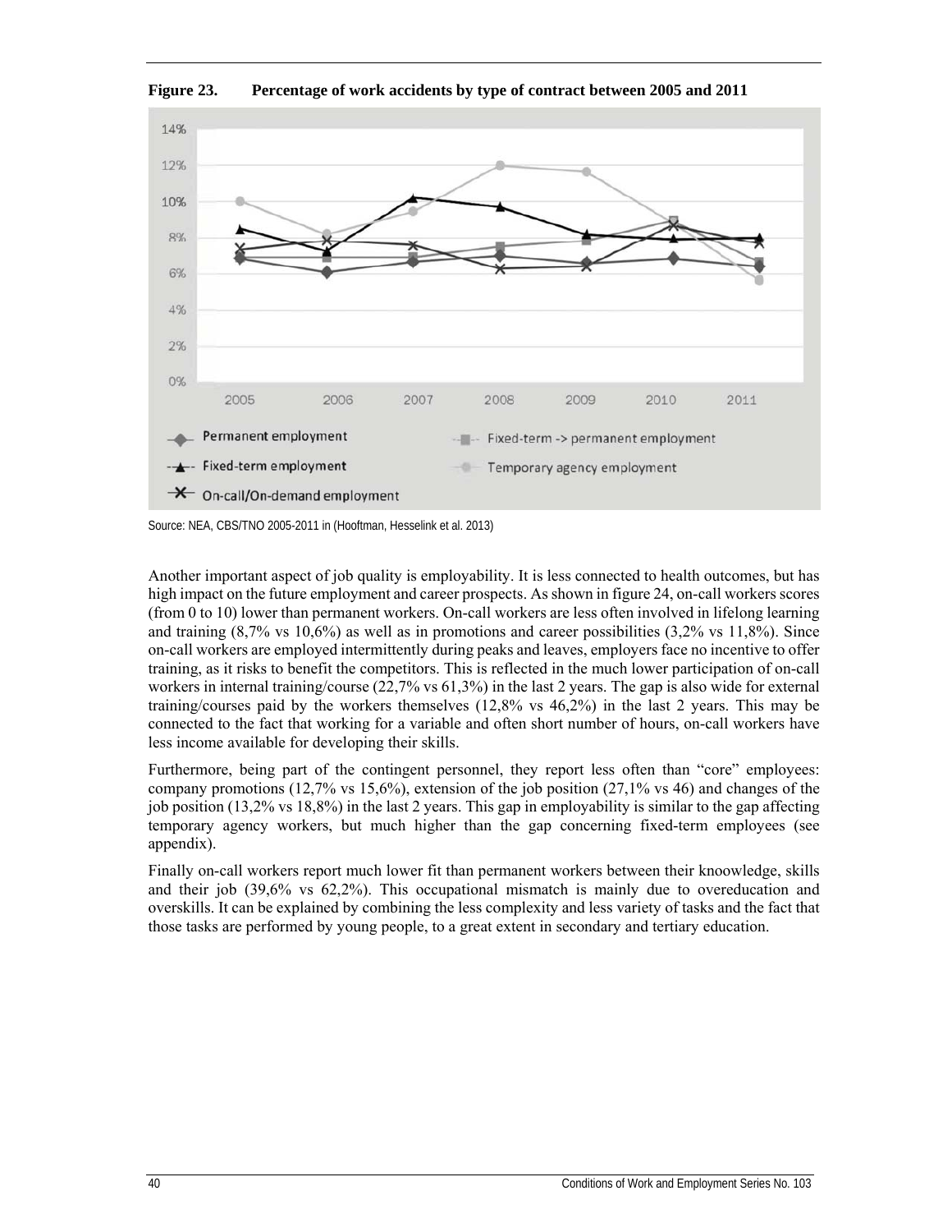**Figure 23. Percentage of work accidents by type of contract between 2005 and 2011**

Source: NEA, CBS/TNO 2005-2011 in (Hooftman, Hesselink et al. 2013)

Another important aspect of job quality is employability. It is less connected to health outcomes, but has high impact on the future employment and career prospects. As shown in figure 24, on-call workers scores (from 0 to 10) lower than permanent workers. On-call workers are less often involved in lifelong learning and training (8,7% vs 10,6%) as well as in promotions and career possibilities (3,2% vs 11,8%). Since on-call workers are employed intermittently during peaks and leaves, employers face no incentive to offer training, as it risks to benefit the competitors. This is reflected in the much lower participation of on-call workers in internal training/course (22,7% vs 61,3%) in the last 2 years. The gap is also wide for external training/courses paid by the workers themselves (12,8% vs 46,2%) in the last 2 years. This may be connected to the fact that working for a variable and often short number of hours, on-call workers have less income available for developing their skills.

Furthermore, being part of the contingent personnel, they report less often than "core" employees: company promotions (12,7% vs 15,6%), extension of the job position (27,1% vs 46) and changes of the job position (13,2% vs 18,8%) in the last 2 years. This gap in employability is similar to the gap affecting temporary agency workers, but much higher than the gap concerning fixed-term employees (see appendix).

Finally on-call workers report much lower fit than permanent workers between their knoowledge, skills and their job (39,6% vs 62,2%). This occupational mismatch is mainly due to overeducation and overskills. It can be explained by combining the less complexity and less variety of tasks and the fact that those tasks are performed by young people, to a great extent in secondary and tertiary education.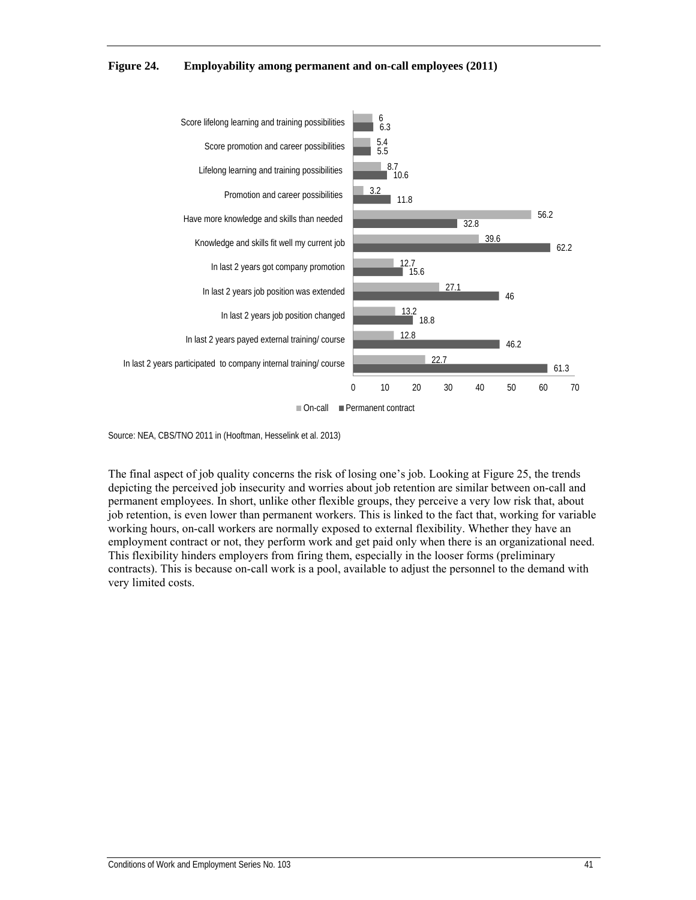**Figure 24. Employability among permanent and on-call employees (2011)**

| | On-call | Permanent contract |
|---|---|---|
| Score lifelong learning and training possibilities | 6 | 6.3 |
| Score promotion and career possibilities | 5.4 | 5.5 |
| Lifelong learning and training possibilities | 8.7 | 10.6 |
| Promotion and career possibilities | 3.2 | 11.8 |
| Have more knowledge and skills than needed | 56.2 | 32.8 |
| Knowledge and skills fit well my current job | 39.6 | 62.2 |
| In last 2 years got company promotion | 12.7 | 15.6 |
| In last 2 years job position was extended | 27.1 | 46 |
| In last 2 years job position changed | 13.2 | 18.8 |
| In last 2 years payed external training/ course | 12.8 | 46.2 |
| In last 2 years participated to company internal training/ course | 22.7 | 61.3 |

Source: NEA, CBS/TNO 2011 in (Hooftman, Hesselink et al. 2013)

The final aspect of job quality concerns the risk of losing one's job. Looking at Figure 25, the trends depicting the perceived job insecurity and worries about job retention are similar between on-call and permanent employees. In short, unlike other flexible groups, they perceive a very low risk that, about job retention, is even lower than permanent workers. This is linked to the fact that, working for variable working hours, on-call workers are normally exposed to external flexibility. Whether they have an employment contract or not, they perform work and get paid only when there is an organizational need. This flexibility hinders employers from firing them, especially in the looser forms (preliminary contracts). This is because on-call work is a pool, available to adjust the personnel to the demand with very limited costs.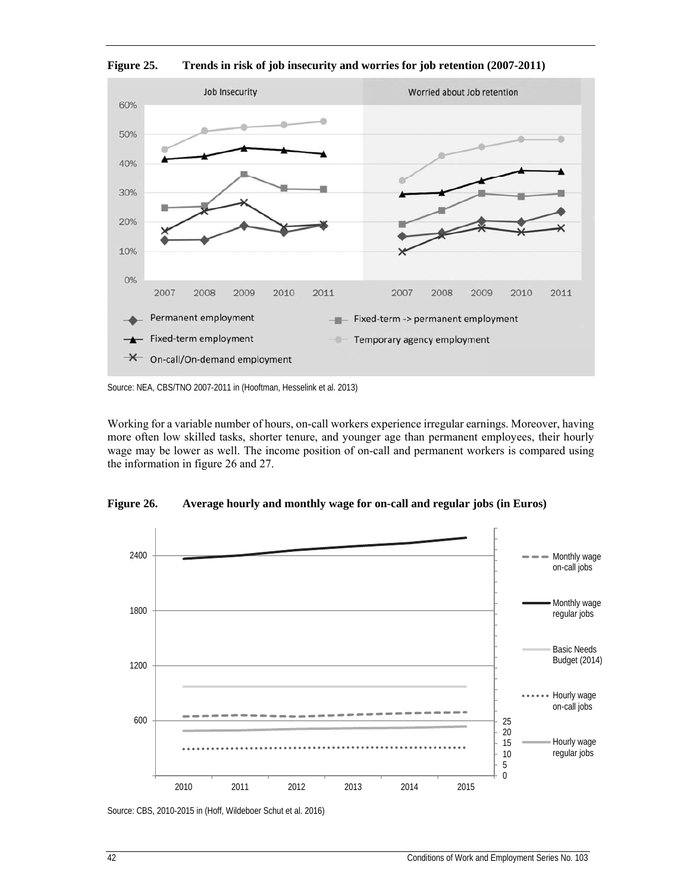**Figure 25. Trends in risk of job insecurity and worries for job retention (2007-2011)**

Source: NEA, CBS/TNO 2007-2011 in (Hooftman, Hesselink et al. 2013)

Working for a variable number of hours, on-call workers experience irregular earnings. Moreover, having more often low skilled tasks, shorter tenure, and younger age than permanent employees, their hourly wage may be lower as well. The income position of on-call and permanent workers is compared using the information in figure 26 and 27.

**Figure 26. Average hourly and monthly wage for on-call and regular jobs (in Euros)**

Source: CBS, 2010-2015 in (Hoff, Wildeboer Schut et al. 2016)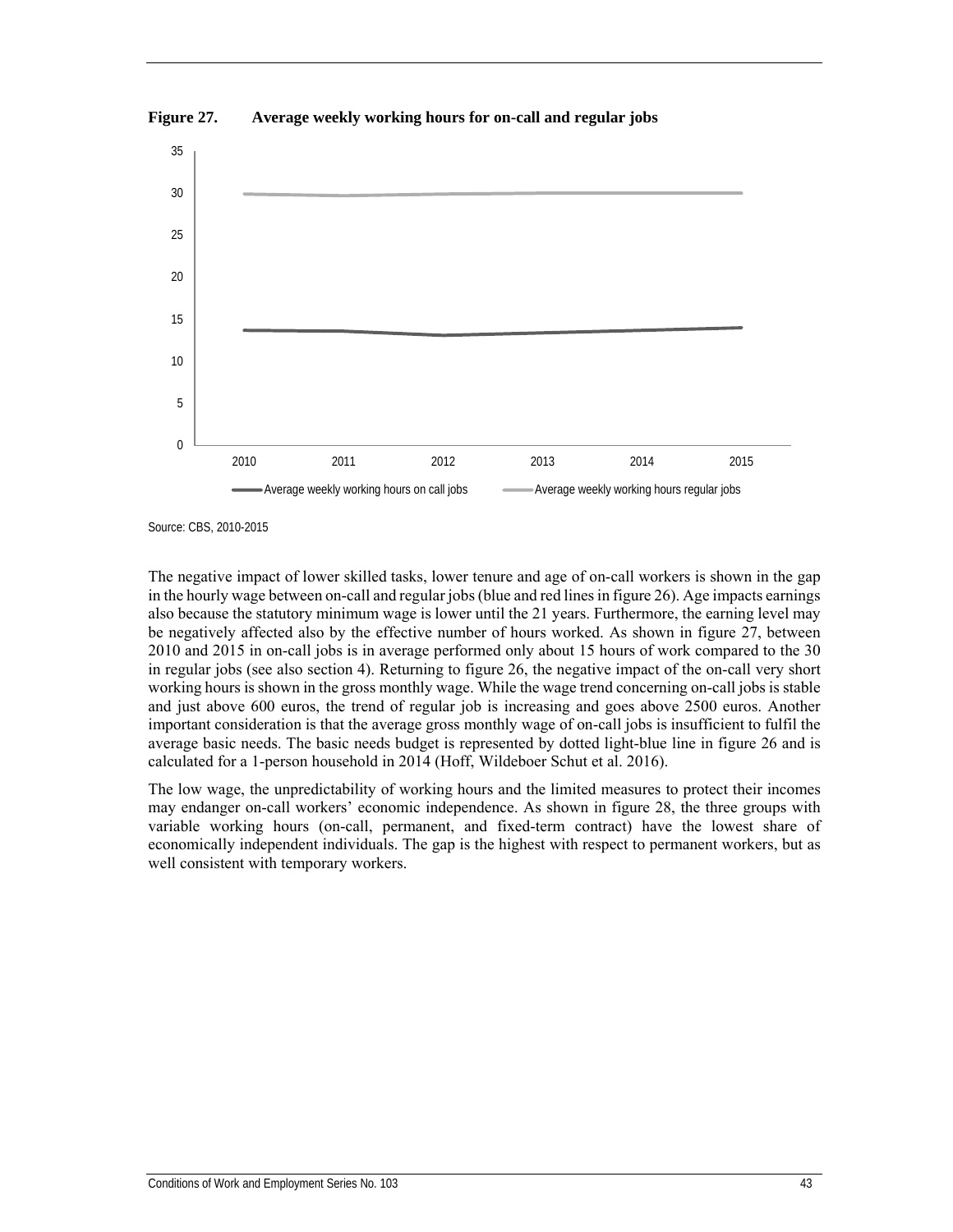**Figure 27. Average weekly working hours for on-call and regular jobs**

Source: CBS, 2010-2015

The negative impact of lower skilled tasks, lower tenure and age of on-call workers is shown in the gap in the hourly wage between on-call and regular jobs (blue and red lines in figure 26). Age impacts earnings also because the statutory minimum wage is lower until the 21 years. Furthermore, the earning level may be negatively affected also by the effective number of hours worked. As shown in figure 27, between 2010 and 2015 in on-call jobs is in average performed only about 15 hours of work compared to the 30 in regular jobs (see also section 4). Returning to figure 26, the negative impact of the on-call very short working hours is shown in the gross monthly wage. While the wage trend concerning on-call jobs is stable and just above 600 euros, the trend of regular job is increasing and goes above 2500 euros. Another important consideration is that the average gross monthly wage of on-call jobs is insufficient to fulfil the average basic needs. The basic needs budget is represented by dotted light-blue line in figure 26 and is calculated for a 1-person household in 2014 (Hoff, Wildeboer Schut et al. 2016).

The low wage, the unpredictability of working hours and the limited measures to protect their incomes may endanger on-call workers' economic independence. As shown in figure 28, the three groups with variable working hours (on-call, permanent, and fixed-term contract) have the lowest share of economically independent individuals. The gap is the highest with respect to permanent workers, but as well consistent with temporary workers.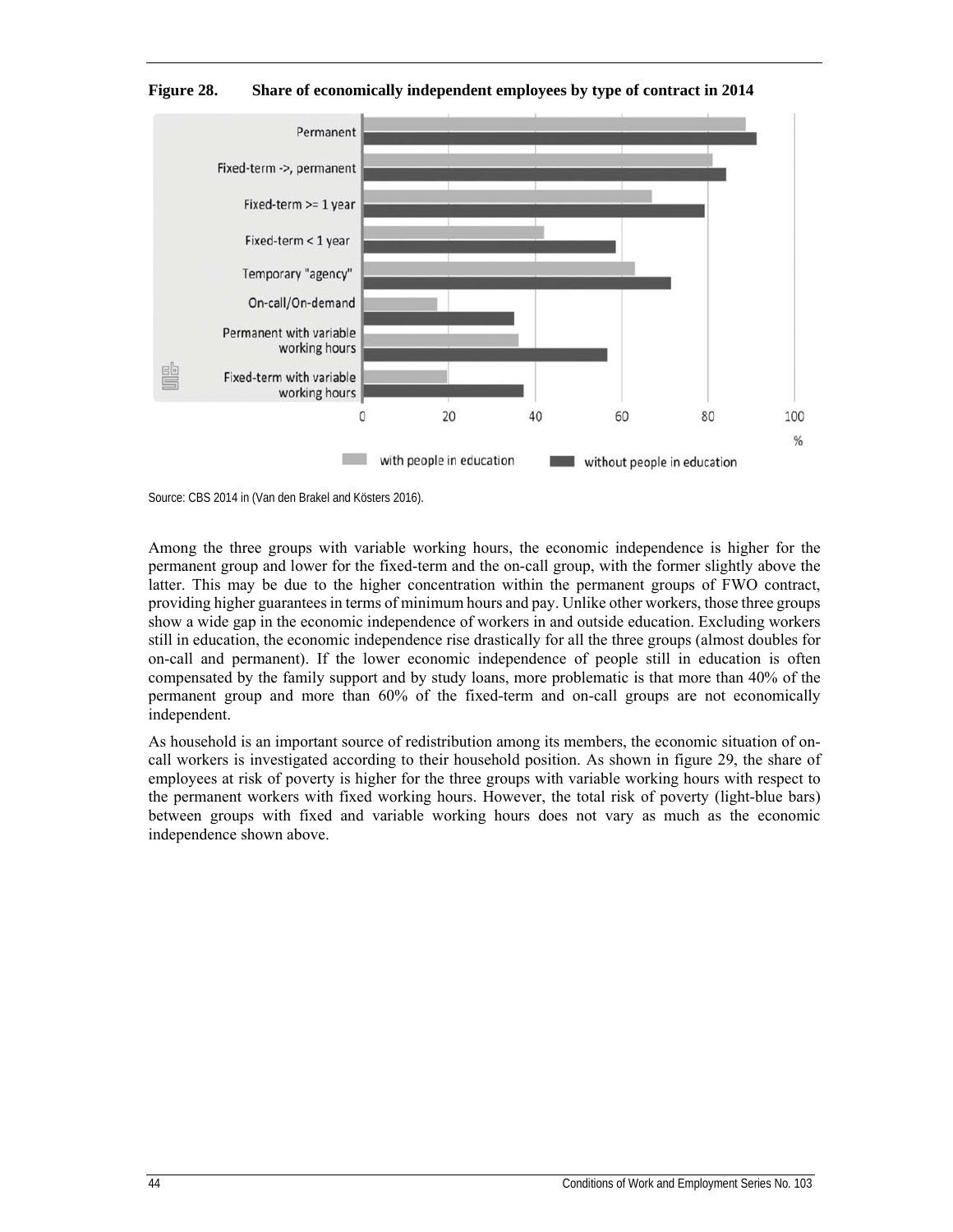**Figure 28. Share of economically independent employees by type of contract in 2014**

Source: CBS 2014 in (Van den Brakel and Kösters 2016).

Among the three groups with variable working hours, the economic independence is higher for the permanent group and lower for the fixed-term and the on-call group, with the former slightly above the latter. This may be due to the higher concentration within the permanent groups of FWO contract, providing higher guarantees in terms of minimum hours and pay. Unlike other workers, those three groups show a wide gap in the economic independence of workers in and outside education. Excluding workers still in education, the economic independence rise drastically for all the three groups (almost doubles for on-call and permanent). If the lower economic independence of people still in education is often compensated by the family support and by study loans, more problematic is that more than 40% of the permanent group and more than 60% of the fixed-term and on-call groups are not economically independent.

As household is an important source of redistribution among its members, the economic situation of on-call workers is investigated according to their household position. As shown in figure 29, the share of employees at risk of poverty is higher for the three groups with variable working hours with respect to the permanent workers with fixed working hours. However, the total risk of poverty (light-blue bars) between groups with fixed and variable working hours does not vary as much as the economic independence shown above.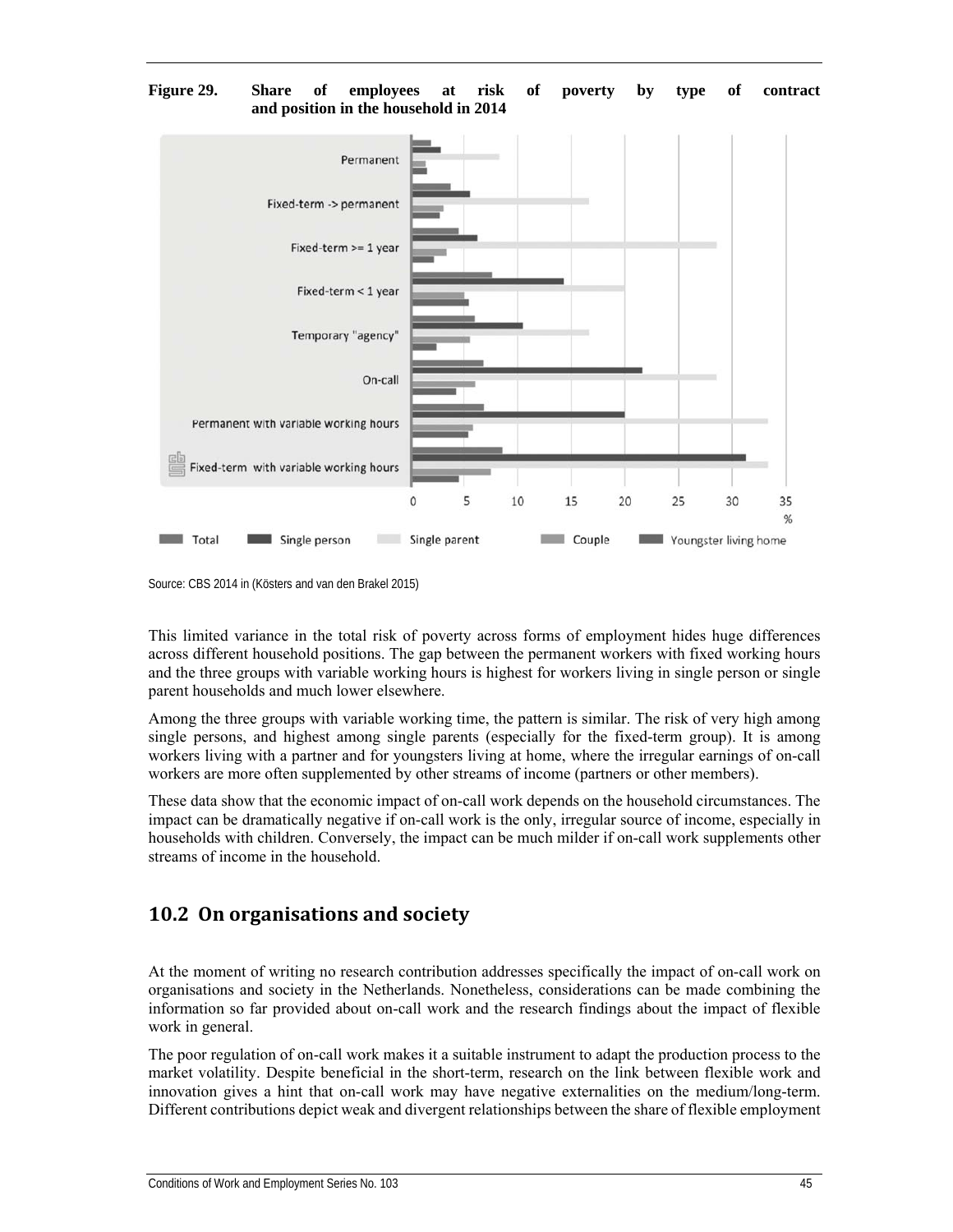**Figure 29. Share of employees at risk of poverty by type of contract and position in the household in 2014**

Source: CBS 2014 in (Kösters and van den Brakel 2015)

This limited variance in the total risk of poverty across forms of employment hides huge differences across different household positions. The gap between the permanent workers with fixed working hours and the three groups with variable working hours is highest for workers living in single person or single parent households and much lower elsewhere.

Among the three groups with variable working time, the pattern is similar. The risk of very high among single persons, and highest among single parents (especially for the fixed-term group). It is among workers living with a partner and for youngsters living at home, where the irregular earnings of on-call workers are more often supplemented by other streams of income (partners or other members).

These data show that the economic impact of on-call work depends on the household circumstances. The impact can be dramatically negative if on-call work is the only, irregular source of income, especially in households with children. Conversely, the impact can be much milder if on-call work supplements other streams of income in the household.

## 10.2 On organisations and society

At the moment of writing no research contribution addresses specifically the impact of on-call work on organisations and society in the Netherlands. Nonetheless, considerations can be made combining the information so far provided about on-call work and the research findings about the impact of flexible work in general.

The poor regulation of on-call work makes it a suitable instrument to adapt the production process to the market volatility. Despite beneficial in the short-term, research on the link between flexible work and innovation gives a hint that on-call work may have negative externalities on the medium/long-term. Different contributions depict weak and divergent relationships between the share of flexible employment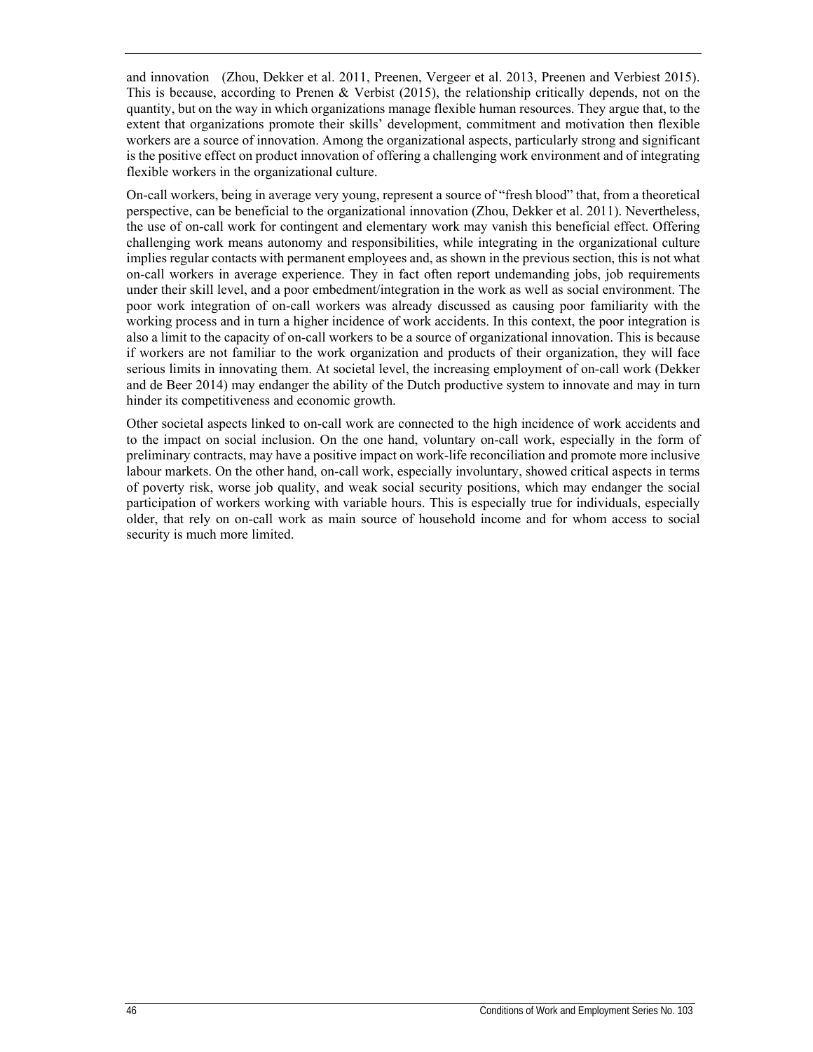and innovation  (Zhou, Dekker et al. 2011, Preenen, Vergeer et al. 2013, Preenen and Verbiest 2015). This is because, according to Prenen & Verbist (2015), the relationship critically depends, not on the quantity, but on the way in which organizations manage flexible human resources. They argue that, to the extent that organizations promote their skills' development, commitment and motivation then flexible workers are a source of innovation. Among the organizational aspects, particularly strong and significant is the positive effect on product innovation of offering a challenging work environment and of integrating flexible workers in the organizational culture.

On-call workers, being in average very young, represent a source of "fresh blood" that, from a theoretical perspective, can be beneficial to the organizational innovation (Zhou, Dekker et al. 2011). Nevertheless, the use of on-call work for contingent and elementary work may vanish this beneficial effect. Offering challenging work means autonomy and responsibilities, while integrating in the organizational culture implies regular contacts with permanent employees and, as shown in the previous section, this is not what on-call workers in average experience. They in fact often report undemanding jobs, job requirements under their skill level, and a poor embedment/integration in the work as well as social environment. The poor work integration of on-call workers was already discussed as causing poor familiarity with the working process and in turn a higher incidence of work accidents. In this context, the poor integration is also a limit to the capacity of on-call workers to be a source of organizational innovation. This is because if workers are not familiar to the work organization and products of their organization, they will face serious limits in innovating them. At societal level, the increasing employment of on-call work (Dekker and de Beer 2014) may endanger the ability of the Dutch productive system to innovate and may in turn hinder its competitiveness and economic growth.

Other societal aspects linked to on-call work are connected to the high incidence of work accidents and to the impact on social inclusion. On the one hand, voluntary on-call work, especially in the form of preliminary contracts, may have a positive impact on work-life reconciliation and promote more inclusive labour markets. On the other hand, on-call work, especially involuntary, showed critical aspects in terms of poverty risk, worse job quality, and weak social security positions, which may endanger the social participation of workers working with variable hours. This is especially true for individuals, especially older, that rely on on-call work as main source of household income and for whom access to social security is much more limited.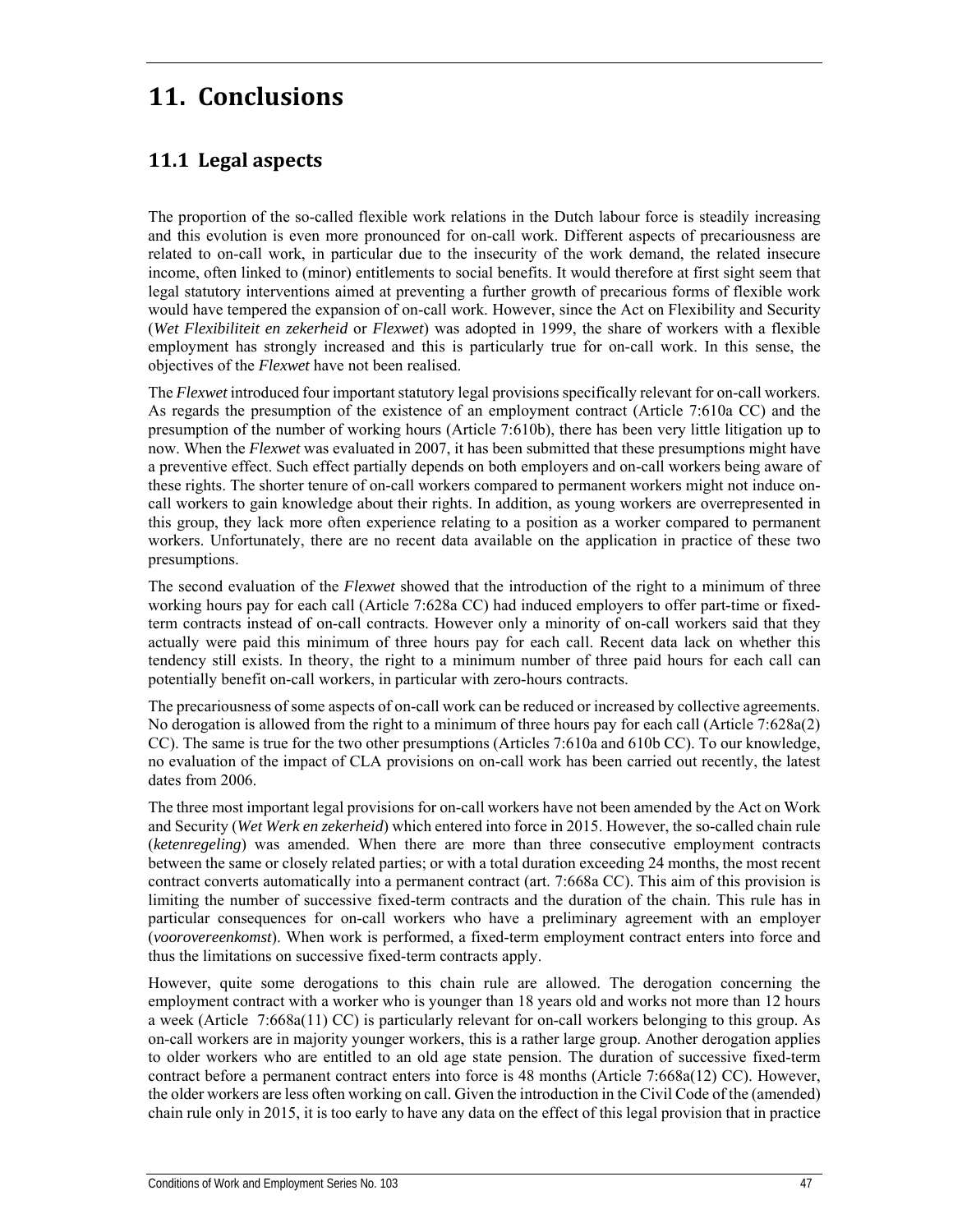# 11. Conclusions

## 11.1 Legal aspects

The proportion of the so-called flexible work relations in the Dutch labour force is steadily increasing and this evolution is even more pronounced for on-call work. Different aspects of precariousness are related to on-call work, in particular due to the insecurity of the work demand, the related insecure income, often linked to (minor) entitlements to social benefits. It would therefore at first sight seem that legal statutory interventions aimed at preventing a further growth of precarious forms of flexible work would have tempered the expansion of on-call work. However, since the Act on Flexibility and Security (*Wet Flexibiliteit en zekerheid* or *Flexwet*) was adopted in 1999, the share of workers with a flexible employment has strongly increased and this is particularly true for on-call work. In this sense, the objectives of the *Flexwet* have not been realised.

The *Flexwet* introduced four important statutory legal provisions specifically relevant for on-call workers. As regards the presumption of the existence of an employment contract (Article 7:610a CC) and the presumption of the number of working hours (Article 7:610b), there has been very little litigation up to now. When the *Flexwet* was evaluated in 2007, it has been submitted that these presumptions might have a preventive effect. Such effect partially depends on both employers and on-call workers being aware of these rights. The shorter tenure of on-call workers compared to permanent workers might not induce on-call workers to gain knowledge about their rights. In addition, as young workers are overrepresented in this group, they lack more often experience relating to a position as a worker compared to permanent workers. Unfortunately, there are no recent data available on the application in practice of these two presumptions.

The second evaluation of the *Flexwet* showed that the introduction of the right to a minimum of three working hours pay for each call (Article 7:628a CC) had induced employers to offer part-time or fixed-term contracts instead of on-call contracts. However only a minority of on-call workers said that they actually were paid this minimum of three hours pay for each call. Recent data lack on whether this tendency still exists. In theory, the right to a minimum number of three paid hours for each call can potentially benefit on-call workers, in particular with zero-hours contracts.

The precariousness of some aspects of on-call work can be reduced or increased by collective agreements. No derogation is allowed from the right to a minimum of three hours pay for each call (Article 7:628a(2) CC). The same is true for the two other presumptions (Articles 7:610a and 610b CC). To our knowledge, no evaluation of the impact of CLA provisions on on-call work has been carried out recently, the latest dates from 2006.

The three most important legal provisions for on-call workers have not been amended by the Act on Work and Security (*Wet Werk en zekerheid*) which entered into force in 2015. However, the so-called chain rule (*ketenregeling*) was amended. When there are more than three consecutive employment contracts between the same or closely related parties; or with a total duration exceeding 24 months, the most recent contract converts automatically into a permanent contract (art. 7:668a CC). This aim of this provision is limiting the number of successive fixed-term contracts and the duration of the chain. This rule has in particular consequences for on-call workers who have a preliminary agreement with an employer (*voorovereenkomst*). When work is performed, a fixed-term employment contract enters into force and thus the limitations on successive fixed-term contracts apply.

However, quite some derogations to this chain rule are allowed. The derogation concerning the employment contract with a worker who is younger than 18 years old and works not more than 12 hours a week (Article 7:668a(11) CC) is particularly relevant for on-call workers belonging to this group. As on-call workers are in majority younger workers, this is a rather large group. Another derogation applies to older workers who are entitled to an old age state pension. The duration of successive fixed-term contract before a permanent contract enters into force is 48 months (Article 7:668a(12) CC). However, the older workers are less often working on call. Given the introduction in the Civil Code of the (amended) chain rule only in 2015, it is too early to have any data on the effect of this legal provision that in practice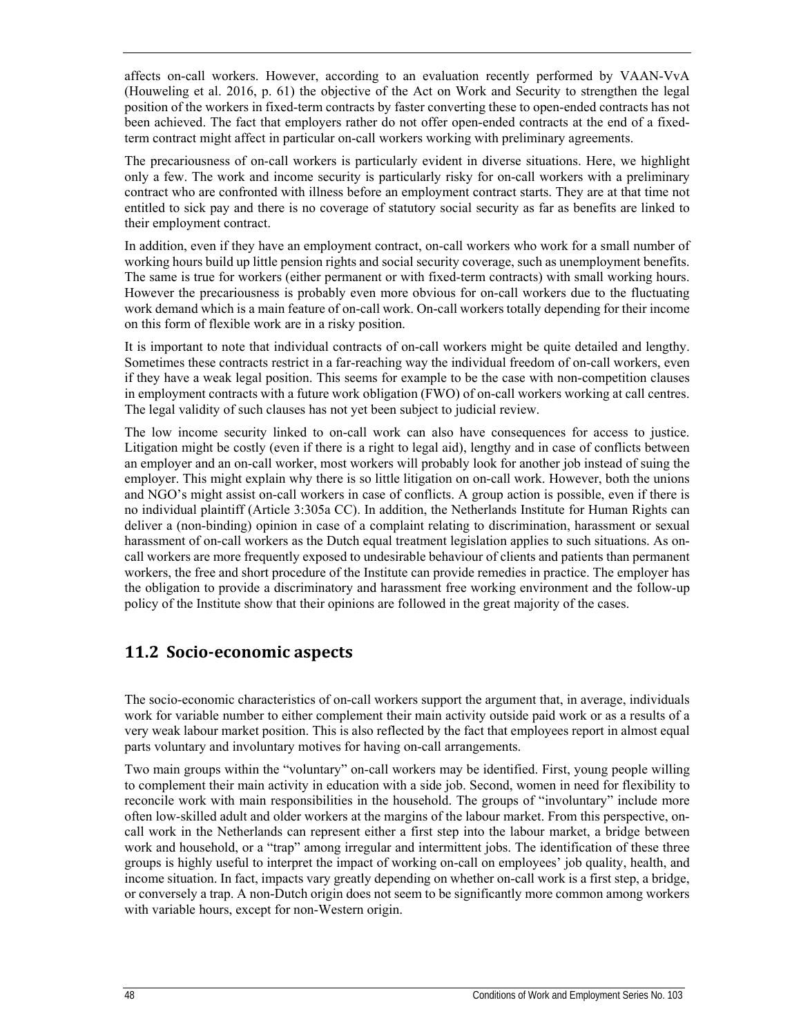affects on-call workers. However, according to an evaluation recently performed by VAAN-VvA (Houweling et al. 2016, p. 61) the objective of the Act on Work and Security to strengthen the legal position of the workers in fixed-term contracts by faster converting these to open-ended contracts has not been achieved. The fact that employers rather do not offer open-ended contracts at the end of a fixed-term contract might affect in particular on-call workers working with preliminary agreements.

The precariousness of on-call workers is particularly evident in diverse situations. Here, we highlight only a few. The work and income security is particularly risky for on-call workers with a preliminary contract who are confronted with illness before an employment contract starts. They are at that time not entitled to sick pay and there is no coverage of statutory social security as far as benefits are linked to their employment contract.

In addition, even if they have an employment contract, on-call workers who work for a small number of working hours build up little pension rights and social security coverage, such as unemployment benefits. The same is true for workers (either permanent or with fixed-term contracts) with small working hours. However the precariousness is probably even more obvious for on-call workers due to the fluctuating work demand which is a main feature of on-call work. On-call workers totally depending for their income on this form of flexible work are in a risky position.

It is important to note that individual contracts of on-call workers might be quite detailed and lengthy. Sometimes these contracts restrict in a far-reaching way the individual freedom of on-call workers, even if they have a weak legal position. This seems for example to be the case with non-competition clauses in employment contracts with a future work obligation (FWO) of on-call workers working at call centres. The legal validity of such clauses has not yet been subject to judicial review.

The low income security linked to on-call work can also have consequences for access to justice. Litigation might be costly (even if there is a right to legal aid), lengthy and in case of conflicts between an employer and an on-call worker, most workers will probably look for another job instead of suing the employer. This might explain why there is so little litigation on on-call work. However, both the unions and NGO's might assist on-call workers in case of conflicts. A group action is possible, even if there is no individual plaintiff (Article 3:305a CC). In addition, the Netherlands Institute for Human Rights can deliver a (non-binding) opinion in case of a complaint relating to discrimination, harassment or sexual harassment of on-call workers as the Dutch equal treatment legislation applies to such situations. As on-call workers are more frequently exposed to undesirable behaviour of clients and patients than permanent workers, the free and short procedure of the Institute can provide remedies in practice. The employer has the obligation to provide a discriminatory and harassment free working environment and the follow-up policy of the Institute show that their opinions are followed in the great majority of the cases.

## 11.2 Socio-economic aspects

The socio-economic characteristics of on-call workers support the argument that, in average, individuals work for variable number to either complement their main activity outside paid work or as a results of a very weak labour market position. This is also reflected by the fact that employees report in almost equal parts voluntary and involuntary motives for having on-call arrangements.

Two main groups within the "voluntary" on-call workers may be identified. First, young people willing to complement their main activity in education with a side job. Second, women in need for flexibility to reconcile work with main responsibilities in the household. The groups of "involuntary" include more often low-skilled adult and older workers at the margins of the labour market. From this perspective, on-call work in the Netherlands can represent either a first step into the labour market, a bridge between work and household, or a "trap" among irregular and intermittent jobs. The identification of these three groups is highly useful to interpret the impact of working on-call on employees' job quality, health, and income situation. In fact, impacts vary greatly depending on whether on-call work is a first step, a bridge, or conversely a trap. A non-Dutch origin does not seem to be significantly more common among workers with variable hours, except for non-Western origin.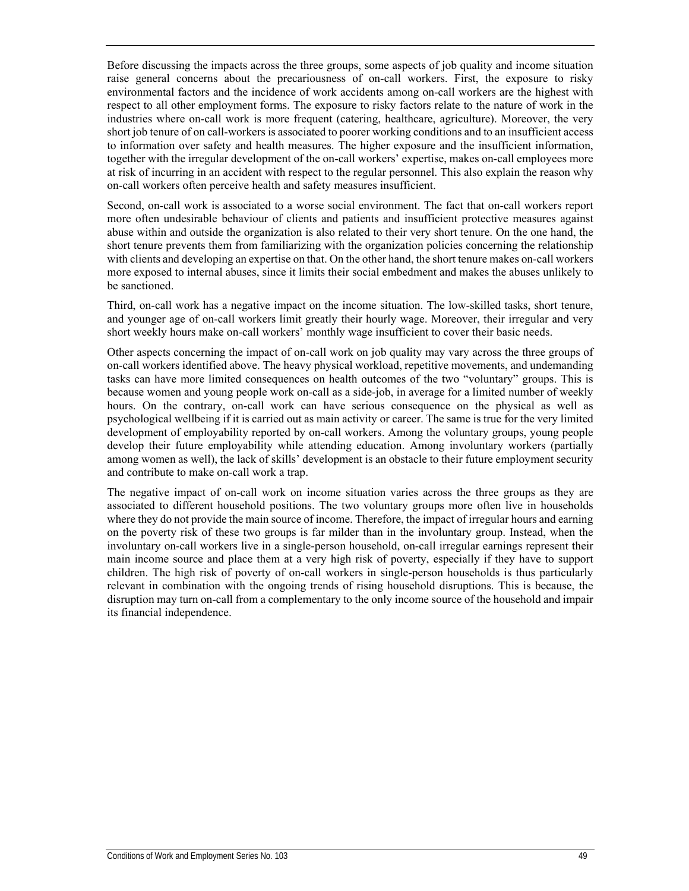Before discussing the impacts across the three groups, some aspects of job quality and income situation raise general concerns about the precariousness of on-call workers. First, the exposure to risky environmental factors and the incidence of work accidents among on-call workers are the highest with respect to all other employment forms. The exposure to risky factors relate to the nature of work in the industries where on-call work is more frequent (catering, healthcare, agriculture). Moreover, the very short job tenure of on call-workers is associated to poorer working conditions and to an insufficient access to information over safety and health measures. The higher exposure and the insufficient information, together with the irregular development of the on-call workers' expertise, makes on-call employees more at risk of incurring in an accident with respect to the regular personnel. This also explain the reason why on-call workers often perceive health and safety measures insufficient.

Second, on-call work is associated to a worse social environment. The fact that on-call workers report more often undesirable behaviour of clients and patients and insufficient protective measures against abuse within and outside the organization is also related to their very short tenure. On the one hand, the short tenure prevents them from familiarizing with the organization policies concerning the relationship with clients and developing an expertise on that. On the other hand, the short tenure makes on-call workers more exposed to internal abuses, since it limits their social embedment and makes the abuses unlikely to be sanctioned.

Third, on-call work has a negative impact on the income situation. The low-skilled tasks, short tenure, and younger age of on-call workers limit greatly their hourly wage. Moreover, their irregular and very short weekly hours make on-call workers' monthly wage insufficient to cover their basic needs.

Other aspects concerning the impact of on-call work on job quality may vary across the three groups of on-call workers identified above. The heavy physical workload, repetitive movements, and undemanding tasks can have more limited consequences on health outcomes of the two "voluntary" groups. This is because women and young people work on-call as a side-job, in average for a limited number of weekly hours. On the contrary, on-call work can have serious consequence on the physical as well as psychological wellbeing if it is carried out as main activity or career. The same is true for the very limited development of employability reported by on-call workers. Among the voluntary groups, young people develop their future employability while attending education. Among involuntary workers (partially among women as well), the lack of skills' development is an obstacle to their future employment security and contribute to make on-call work a trap.

The negative impact of on-call work on income situation varies across the three groups as they are associated to different household positions. The two voluntary groups more often live in households where they do not provide the main source of income. Therefore, the impact of irregular hours and earning on the poverty risk of these two groups is far milder than in the involuntary group. Instead, when the involuntary on-call workers live in a single-person household, on-call irregular earnings represent their main income source and place them at a very high risk of poverty, especially if they have to support children. The high risk of poverty of on-call workers in single-person households is thus particularly relevant in combination with the ongoing trends of rising household disruptions. This is because, the disruption may turn on-call from a complementary to the only income source of the household and impair its financial independence.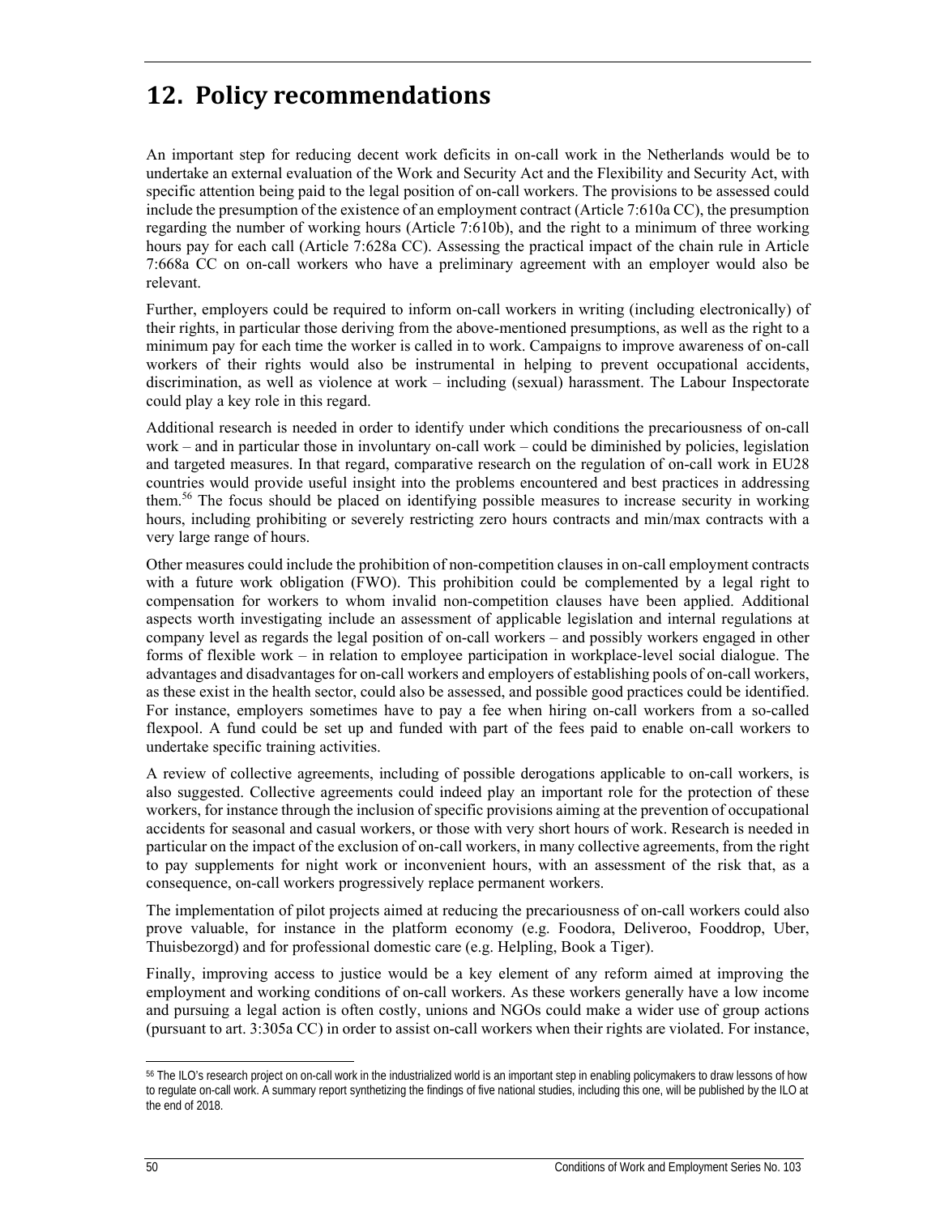# 12. Policy recommendations

An important step for reducing decent work deficits in on-call work in the Netherlands would be to undertake an external evaluation of the Work and Security Act and the Flexibility and Security Act, with specific attention being paid to the legal position of on-call workers. The provisions to be assessed could include the presumption of the existence of an employment contract (Article 7:610a CC), the presumption regarding the number of working hours (Article 7:610b), and the right to a minimum of three working hours pay for each call (Article 7:628a CC). Assessing the practical impact of the chain rule in Article 7:668a CC on on-call workers who have a preliminary agreement with an employer would also be relevant.

Further, employers could be required to inform on-call workers in writing (including electronically) of their rights, in particular those deriving from the above-mentioned presumptions, as well as the right to a minimum pay for each time the worker is called in to work. Campaigns to improve awareness of on-call workers of their rights would also be instrumental in helping to prevent occupational accidents, discrimination, as well as violence at work – including (sexual) harassment. The Labour Inspectorate could play a key role in this regard.

Additional research is needed in order to identify under which conditions the precariousness of on-call work – and in particular those in involuntary on-call work – could be diminished by policies, legislation and targeted measures. In that regard, comparative research on the regulation of on-call work in EU28 countries would provide useful insight into the problems encountered and best practices in addressing them.[56] The focus should be placed on identifying possible measures to increase security in working hours, including prohibiting or severely restricting zero hours contracts and min/max contracts with a very large range of hours.

Other measures could include the prohibition of non-competition clauses in on-call employment contracts with a future work obligation (FWO). This prohibition could be complemented by a legal right to compensation for workers to whom invalid non-competition clauses have been applied. Additional aspects worth investigating include an assessment of applicable legislation and internal regulations at company level as regards the legal position of on-call workers – and possibly workers engaged in other forms of flexible work – in relation to employee participation in workplace-level social dialogue. The advantages and disadvantages for on-call workers and employers of establishing pools of on-call workers, as these exist in the health sector, could also be assessed, and possible good practices could be identified. For instance, employers sometimes have to pay a fee when hiring on-call workers from a so-called flexpool. A fund could be set up and funded with part of the fees paid to enable on-call workers to undertake specific training activities.

A review of collective agreements, including of possible derogations applicable to on-call workers, is also suggested. Collective agreements could indeed play an important role for the protection of these workers, for instance through the inclusion of specific provisions aiming at the prevention of occupational accidents for seasonal and casual workers, or those with very short hours of work. Research is needed in particular on the impact of the exclusion of on-call workers, in many collective agreements, from the right to pay supplements for night work or inconvenient hours, with an assessment of the risk that, as a consequence, on-call workers progressively replace permanent workers.

The implementation of pilot projects aimed at reducing the precariousness of on-call workers could also prove valuable, for instance in the platform economy (e.g. Foodora, Deliveroo, Fooddrop, Uber, Thuisbezorgd) and for professional domestic care (e.g. Helpling, Book a Tiger).

Finally, improving access to justice would be a key element of any reform aimed at improving the employment and working conditions of on-call workers. As these workers generally have a low income and pursuing a legal action is often costly, unions and NGOs could make a wider use of group actions (pursuant to art. 3:305a CC) in order to assist on-call workers when their rights are violated. For instance,

[56] The ILO's research project on on-call work in the industrialized world is an important step in enabling policymakers to draw lessons of how to regulate on-call work. A summary report synthetizing the findings of five national studies, including this one, will be published by the ILO at the end of 2018.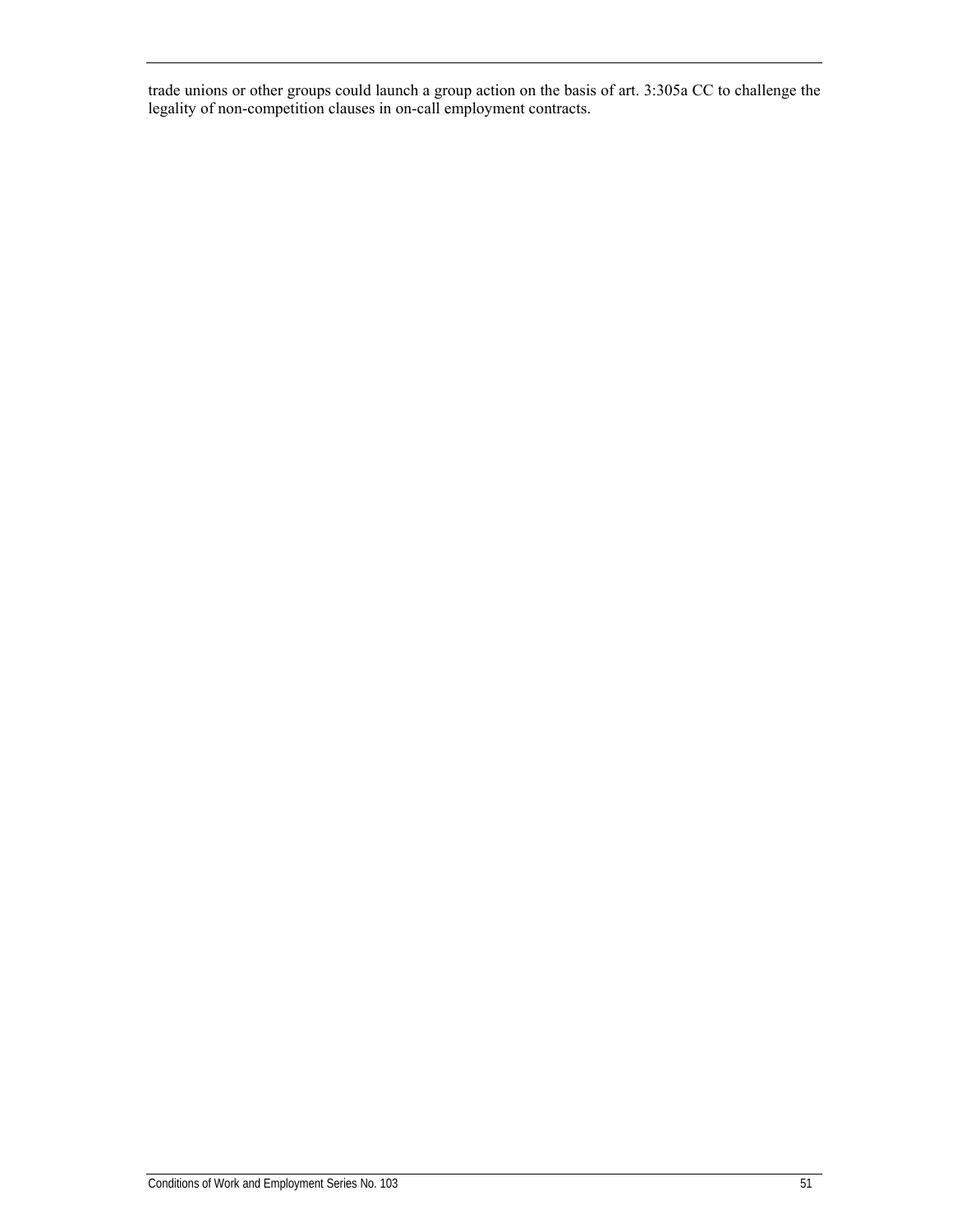trade unions or other groups could launch a group action on the basis of art. 3:305a CC to challenge the legality of non-competition clauses in on-call employment contracts.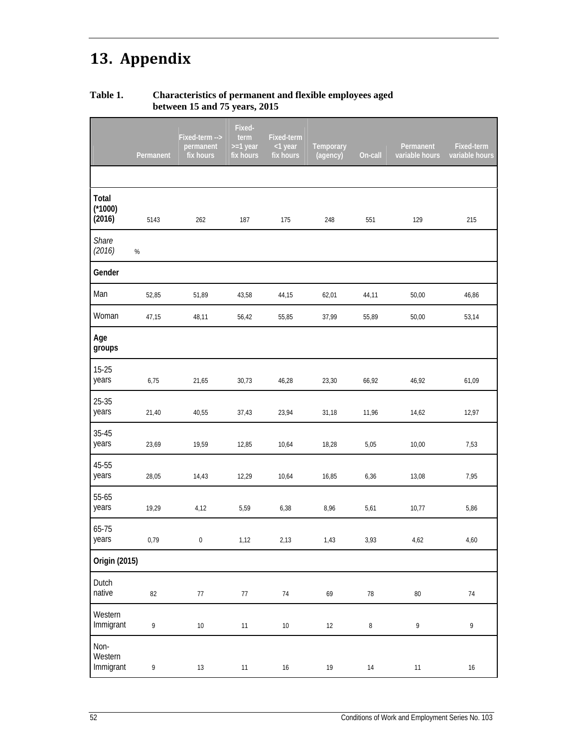# 13. Appendix

**Table 1. Characteristics of permanent and flexible employees aged between 15 and 75 years, 2015**

| | Permanent | Fixed-term --> permanent fix hours | Fixed-term >=1 year fix hours | Fixed-term <1 year fix hours | Temporary (agency) | On-call | Permanent variable hours | Fixed-term variable hours |
|---|---|---|---|---|---|---|---|---|
| | | | | | | | | |
| **Total (*1000) (2016)** | 5143 | 262 | 187 | 175 | 248 | 551 | 129 | 215 |
| *Share (2016)* | % | | | | | | | |
| **Gender** | | | | | | | | |
| Man | 52,85 | 51,89 | 43,58 | 44,15 | 62,01 | 44,11 | 50,00 | 46,86 |
| Woman | 47,15 | 48,11 | 56,42 | 55,85 | 37,99 | 55,89 | 50,00 | 53,14 |
| **Age groups** | | | | | | | | |
| 15-25 years | 6,75 | 21,65 | 30,73 | 46,28 | 23,30 | 66,92 | 46,92 | 61,09 |
| 25-35 years | 21,40 | 40,55 | 37,43 | 23,94 | 31,18 | 11,96 | 14,62 | 12,97 |
| 35-45 years | 23,69 | 19,59 | 12,85 | 10,64 | 18,28 | 5,05 | 10,00 | 7,53 |
| 45-55 years | 28,05 | 14,43 | 12,29 | 10,64 | 16,85 | 6,36 | 13,08 | 7,95 |
| 55-65 years | 19,29 | 4,12 | 5,59 | 6,38 | 8,96 | 5,61 | 10,77 | 5,86 |
| 65-75 years | 0,79 | 0 | 1,12 | 2,13 | 1,43 | 3,93 | 4,62 | 4,60 |
| **Origin (2015)** | | | | | | | | |
| Dutch native | 82 | 77 | 77 | 74 | 69 | 78 | 80 | 74 |
| Western Immigrant | 9 | 10 | 11 | 10 | 12 | 8 | 9 | 9 |
| Non-Western Immigrant | 9 | 13 | 11 | 16 | 19 | 14 | 11 | 16 |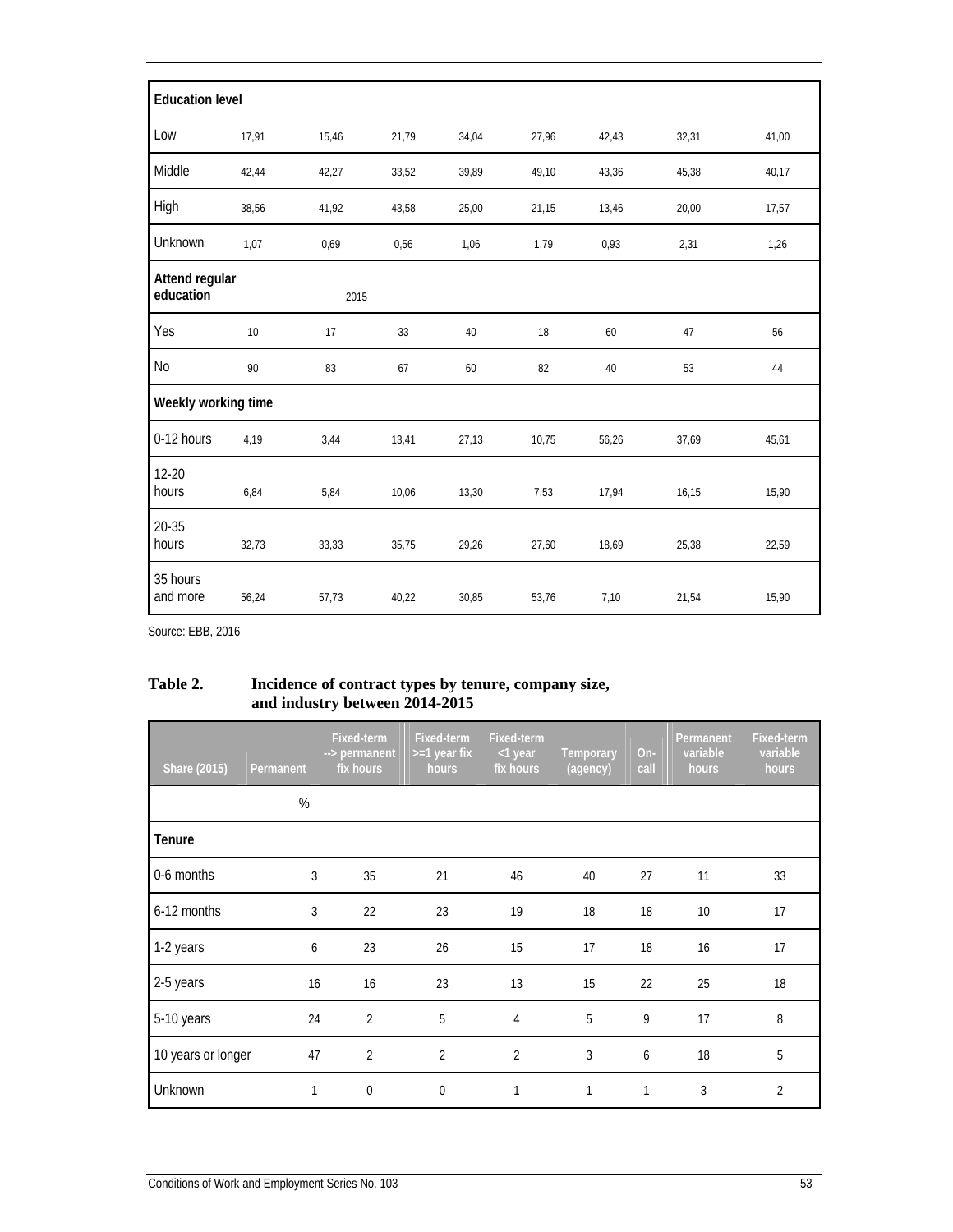| | | | | | | | | |
|---|---|---|---|---|---|---|---|---|
| **Education level** | | | | | | | | |
| Low | 17,91 | 15,46 | 21,79 | 34,04 | 27,96 | 42,43 | 32,31 | 41,00 |
| Middle | 42,44 | 42,27 | 33,52 | 39,89 | 49,10 | 43,36 | 45,38 | 40,17 |
| High | 38,56 | 41,92 | 43,58 | 25,00 | 21,15 | 13,46 | 20,00 | 17,57 |
| Unknown | 1,07 | 0,69 | 0,56 | 1,06 | 1,79 | 0,93 | 2,31 | 1,26 |
| **Attend regular education** | | 2015 | | | | | | |
| Yes | 10 | 17 | 33 | 40 | 18 | 60 | 47 | 56 |
| No | 90 | 83 | 67 | 60 | 82 | 40 | 53 | 44 |
| **Weekly working time** | | | | | | | | |
| 0-12 hours | 4,19 | 3,44 | 13,41 | 27,13 | 10,75 | 56,26 | 37,69 | 45,61 |
| 12-20 hours | 6,84 | 5,84 | 10,06 | 13,30 | 7,53 | 17,94 | 16,15 | 15,90 |
| 20-35 hours | 32,73 | 33,33 | 35,75 | 29,26 | 27,60 | 18,69 | 25,38 | 22,59 |
| 35 hours and more | 56,24 | 57,73 | 40,22 | 30,85 | 53,76 | 7,10 | 21,54 | 15,90 |

Source: EBB, 2016

**Table 2. Incidence of contract types by tenure, company size, and industry between 2014-2015**

| Share (2015) | Permanent | Fixed-term --> permanent fix hours | Fixed-term >=1 year fix hours | Fixed-term <1 year fix hours | Temporary (agency) | On-call | Permanent variable hours | Fixed-term variable hours |
|---|---|---|---|---|---|---|---|---|
| | % | | | | | | | |
| **Tenure** | | | | | | | | |
| 0-6 months | 3 | 35 | 21 | 46 | 40 | 27 | 11 | 33 |
| 6-12 months | 3 | 22 | 23 | 19 | 18 | 18 | 10 | 17 |
| 1-2 years | 6 | 23 | 26 | 15 | 17 | 18 | 16 | 17 |
| 2-5 years | 16 | 16 | 23 | 13 | 15 | 22 | 25 | 18 |
| 5-10 years | 24 | 2 | 5 | 4 | 5 | 9 | 17 | 8 |
| 10 years or longer | 47 | 2 | 2 | 2 | 3 | 6 | 18 | 5 |
| Unknown | 1 | 0 | 0 | 1 | 1 | 1 | 3 | 2 |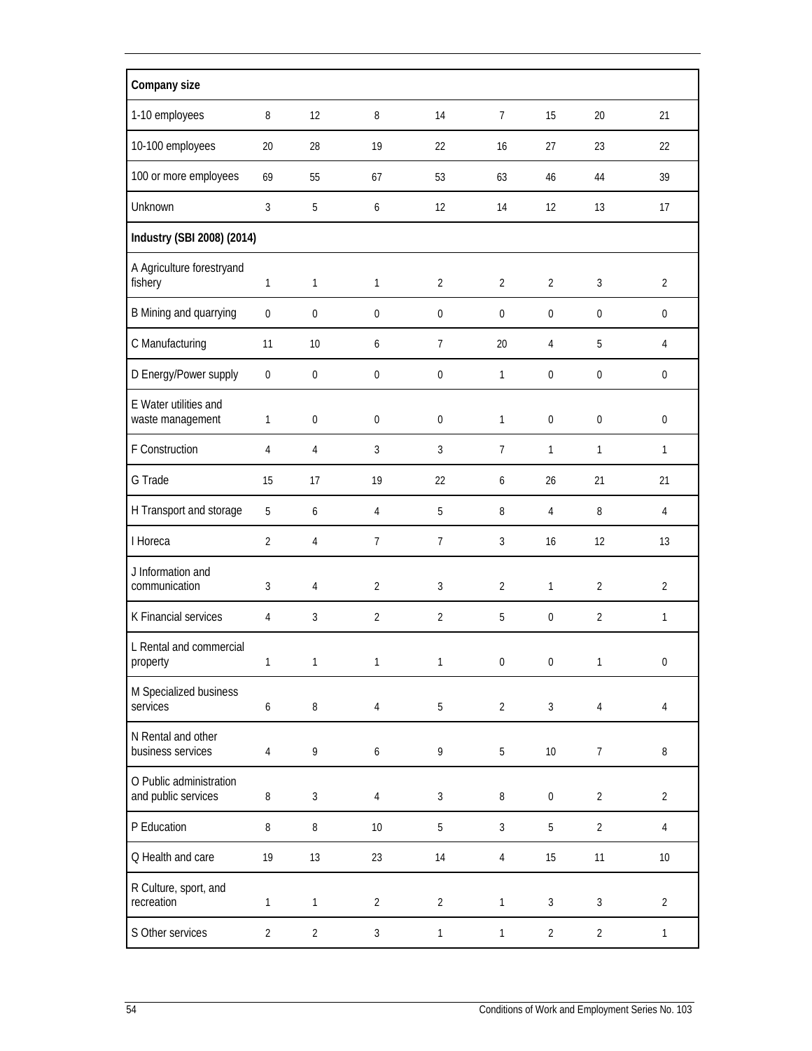| Company size | | | | | | | | |
|---|---|---|---|---|---|---|---|---|
| 1-10 employees | 8 | 12 | 8 | 14 | 7 | 15 | 20 | 21 |
| 10-100 employees | 20 | 28 | 19 | 22 | 16 | 27 | 23 | 22 |
| 100 or more employees | 69 | 55 | 67 | 53 | 63 | 46 | 44 | 39 |
| Unknown | 3 | 5 | 6 | 12 | 14 | 12 | 13 | 17 |
| **Industry (SBI 2008) (2014)** | | | | | | | | |
| A Agriculture forestryand fishery | 1 | 1 | 1 | 2 | 2 | 2 | 3 | 2 |
| B Mining and quarrying | 0 | 0 | 0 | 0 | 0 | 0 | 0 | 0 |
| C Manufacturing | 11 | 10 | 6 | 7 | 20 | 4 | 5 | 4 |
| D Energy/Power supply | 0 | 0 | 0 | 0 | 1 | 0 | 0 | 0 |
| E Water utilities and waste management | 1 | 0 | 0 | 0 | 1 | 0 | 0 | 0 |
| F Construction | 4 | 4 | 3 | 3 | 7 | 1 | 1 | 1 |
| G Trade | 15 | 17 | 19 | 22 | 6 | 26 | 21 | 21 |
| H Transport and storage | 5 | 6 | 4 | 5 | 8 | 4 | 8 | 4 |
| I Horeca | 2 | 4 | 7 | 7 | 3 | 16 | 12 | 13 |
| J Information and communication | 3 | 4 | 2 | 3 | 2 | 1 | 2 | 2 |
| K Financial services | 4 | 3 | 2 | 2 | 5 | 0 | 2 | 1 |
| L Rental and commercial property | 1 | 1 | 1 | 1 | 0 | 0 | 1 | 0 |
| M Specialized business services | 6 | 8 | 4 | 5 | 2 | 3 | 4 | 4 |
| N Rental and other business services | 4 | 9 | 6 | 9 | 5 | 10 | 7 | 8 |
| O Public administration and public services | 8 | 3 | 4 | 3 | 8 | 0 | 2 | 2 |
| P Education | 8 | 8 | 10 | 5 | 3 | 5 | 2 | 4 |
| Q Health and care | 19 | 13 | 23 | 14 | 4 | 15 | 11 | 10 |
| R Culture, sport, and recreation | 1 | 1 | 2 | 2 | 1 | 3 | 3 | 2 |
| S Other services | 2 | 2 | 3 | 1 | 1 | 2 | 2 | 1 |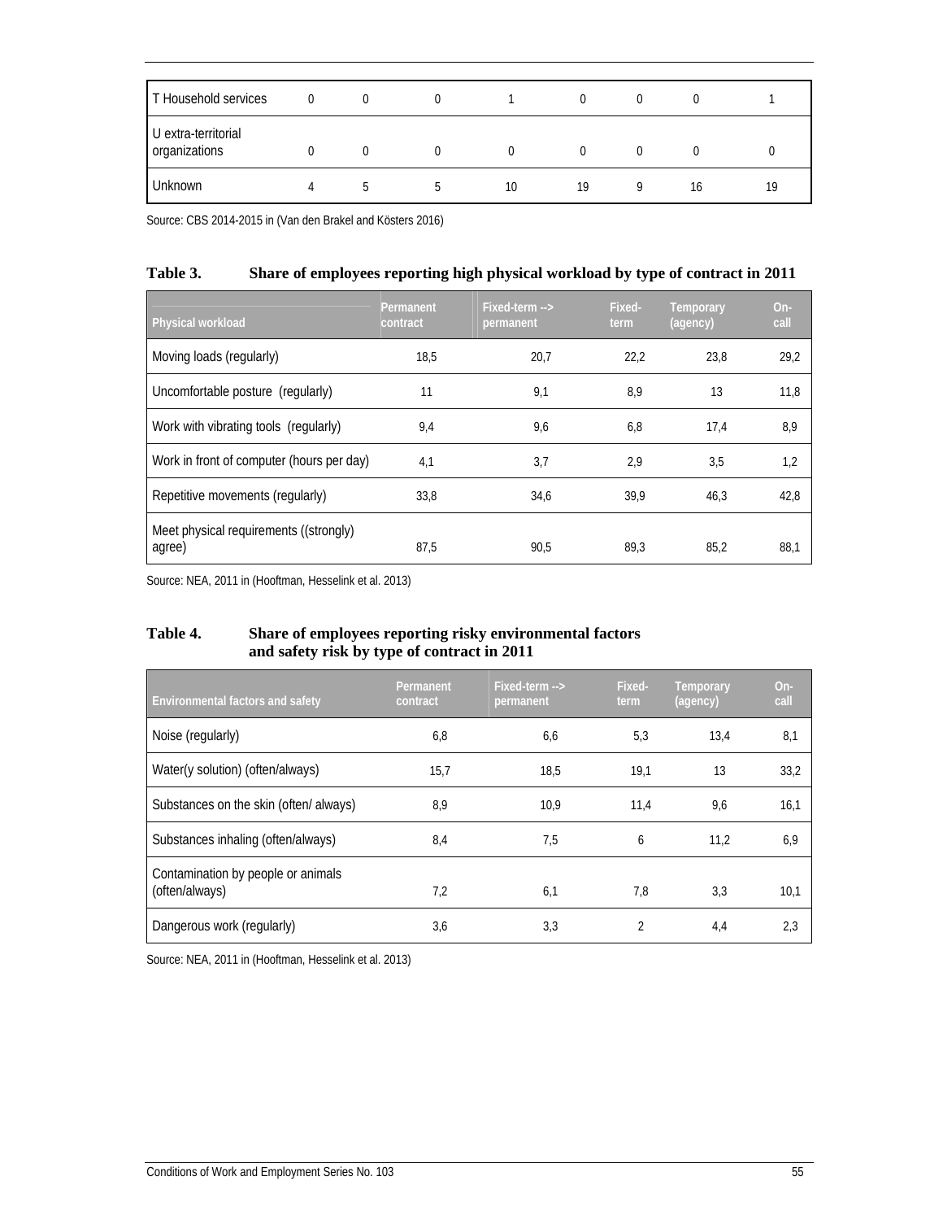| T Household services | 0 | 0 | 0 | 1 | 0 | 0 | 0 | 1 |
|---|---|---|---|---|---|---|---|---|
| U extra-territorial organizations | 0 | 0 | 0 | 0 | 0 | 0 | 0 | 0 |
| Unknown | 4 | 5 | 5 | 10 | 19 | 9 | 16 | 19 |

Source: CBS 2014-2015 in (Van den Brakel and Kösters 2016)

**Table 3. Share of employees reporting high physical workload by type of contract in 2011**

| Physical workload | Permanent contract | Fixed-term --> permanent | Fixed-term | Temporary (agency) | On-call |
|---|---|---|---|---|---|
| Moving loads (regularly) | 18,5 | 20,7 | 22,2 | 23,8 | 29,2 |
| Uncomfortable posture (regularly) | 11 | 9,1 | 8,9 | 13 | 11,8 |
| Work with vibrating tools (regularly) | 9,4 | 9,6 | 6,8 | 17,4 | 8,9 |
| Work in front of computer (hours per day) | 4,1 | 3,7 | 2,9 | 3,5 | 1,2 |
| Repetitive movements (regularly) | 33,8 | 34,6 | 39,9 | 46,3 | 42,8 |
| Meet physical requirements ((strongly) agree) | 87,5 | 90,5 | 89,3 | 85,2 | 88,1 |

Source: NEA, 2011 in (Hooftman, Hesselink et al. 2013)

**Table 4. Share of employees reporting risky environmental factors and safety risk by type of contract in 2011**

| Environmental factors and safety | Permanent contract | Fixed-term --> permanent | Fixed-term | Temporary (agency) | On-call |
|---|---|---|---|---|---|
| Noise (regularly) | 6,8 | 6,6 | 5,3 | 13,4 | 8,1 |
| Water(y solution) (often/always) | 15,7 | 18,5 | 19,1 | 13 | 33,2 |
| Substances on the skin (often/ always) | 8,9 | 10,9 | 11,4 | 9,6 | 16,1 |
| Substances inhaling (often/always) | 8,4 | 7,5 | 6 | 11,2 | 6,9 |
| Contamination by people or animals (often/always) | 7,2 | 6,1 | 7,8 | 3,3 | 10,1 |
| Dangerous work (regularly) | 3,6 | 3,3 | 2 | 4,4 | 2,3 |

Source: NEA, 2011 in (Hooftman, Hesselink et al. 2013)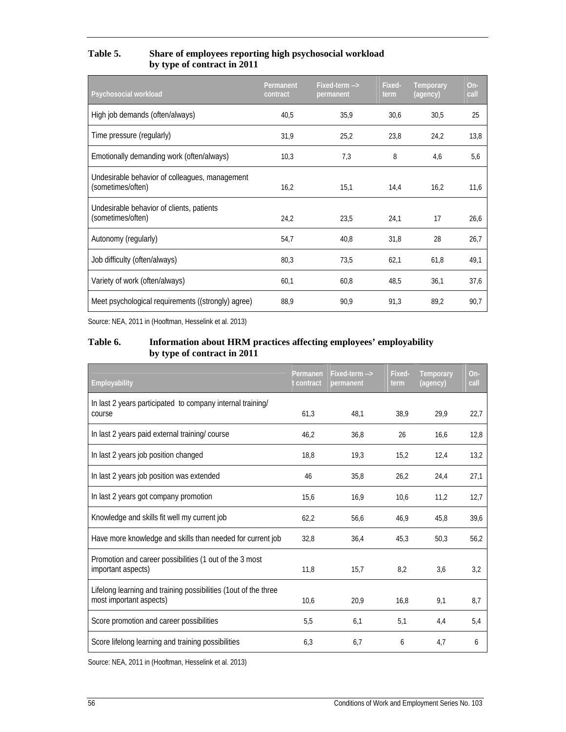**Table 5. Share of employees reporting high psychosocial workload by type of contract in 2011**

| Psychosocial workload | Permanent contract | Fixed-term --> permanent | Fixed-term | Temporary (agency) | On-call |
|---|---|---|---|---|---|
| High job demands (often/always) | 40,5 | 35,9 | 30,6 | 30,5 | 25 |
| Time pressure (regularly) | 31,9 | 25,2 | 23,8 | 24,2 | 13,8 |
| Emotionally demanding work (often/always) | 10,3 | 7,3 | 8 | 4,6 | 5,6 |
| Undesirable behavior of colleagues, management (sometimes/often) | 16,2 | 15,1 | 14,4 | 16,2 | 11,6 |
| Undesirable behavior of clients, patients (sometimes/often) | 24,2 | 23,5 | 24,1 | 17 | 26,6 |
| Autonomy (regularly) | 54,7 | 40,8 | 31,8 | 28 | 26,7 |
| Job difficulty (often/always) | 80,3 | 73,5 | 62,1 | 61,8 | 49,1 |
| Variety of work (often/always) | 60,1 | 60,8 | 48,5 | 36,1 | 37,6 |
| Meet psychological requirements ((strongly) agree) | 88,9 | 90,9 | 91,3 | 89,2 | 90,7 |

Source: NEA, 2011 in (Hooftman, Hesselink et al. 2013)

**Table 6. Information about HRM practices affecting employees' employability by type of contract in 2011**

| Employability | Permanent contract | Fixed-term --> permanent | Fixed-term | Temporary (agency) | On-call |
|---|---|---|---|---|---|
| In last 2 years participated to company internal training/ course | 61,3 | 48,1 | 38,9 | 29,9 | 22,7 |
| In last 2 years paid external training/ course | 46,2 | 36,8 | 26 | 16,6 | 12,8 |
| In last 2 years job position changed | 18,8 | 19,3 | 15,2 | 12,4 | 13,2 |
| In last 2 years job position was extended | 46 | 35,8 | 26,2 | 24,4 | 27,1 |
| In last 2 years got company promotion | 15,6 | 16,9 | 10,6 | 11,2 | 12,7 |
| Knowledge and skills fit well my current job | 62,2 | 56,6 | 46,9 | 45,8 | 39,6 |
| Have more knowledge and skills than needed for current job | 32,8 | 36,4 | 45,3 | 50,3 | 56,2 |
| Promotion and career possibilities (1 out of the 3 most important aspects) | 11,8 | 15,7 | 8,2 | 3,6 | 3,2 |
| Lifelong learning and training possibilities (1out of the three most important aspects) | 10,6 | 20,9 | 16,8 | 9,1 | 8,7 |
| Score promotion and career possibilities | 5,5 | 6,1 | 5,1 | 4,4 | 5,4 |
| Score lifelong learning and training possibilities | 6,3 | 6,7 | 6 | 4,7 | 6 |

Source: NEA, 2011 in (Hooftman, Hesselink et al. 2013)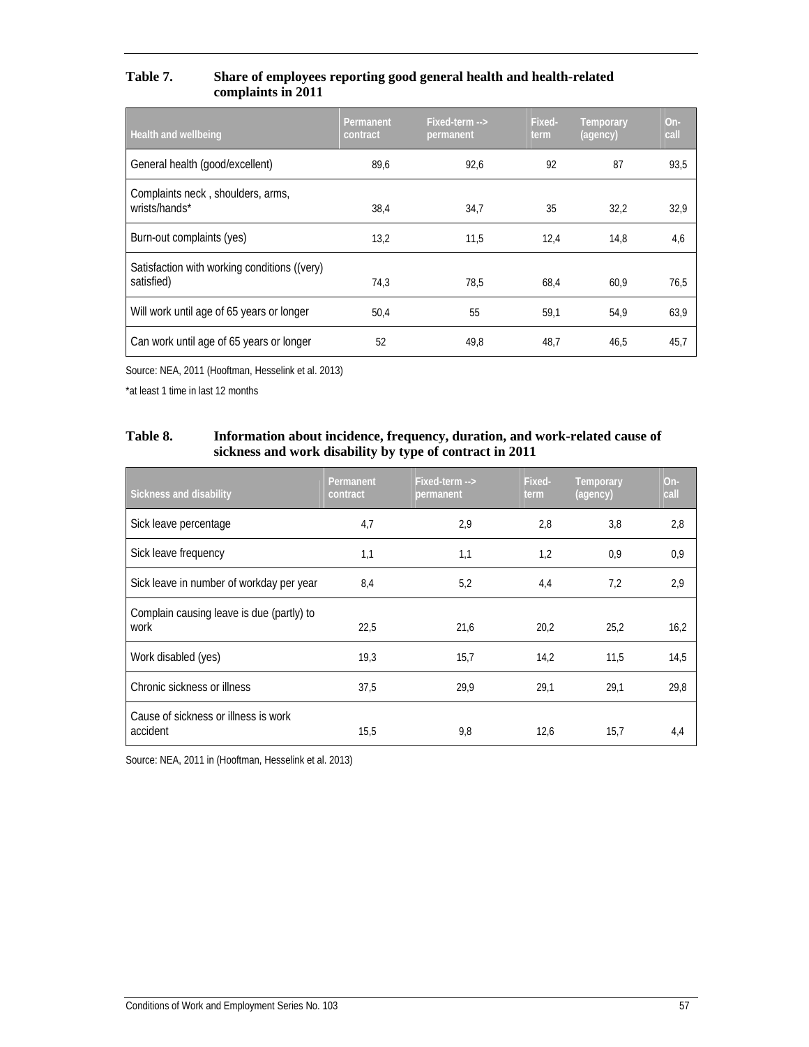**Table 7. Share of employees reporting good general health and health-related complaints in 2011**

| Health and wellbeing | Permanent contract | Fixed-term --> permanent | Fixed-term | Temporary (agency) | On-call |
|---|---|---|---|---|---|
| General health (good/excellent) | 89,6 | 92,6 | 92 | 87 | 93,5 |
| Complaints neck , shoulders, arms, wrists/hands* | 38,4 | 34,7 | 35 | 32,2 | 32,9 |
| Burn-out complaints (yes) | 13,2 | 11,5 | 12,4 | 14,8 | 4,6 |
| Satisfaction with working conditions ((very) satisfied) | 74,3 | 78,5 | 68,4 | 60,9 | 76,5 |
| Will work until age of 65 years or longer | 50,4 | 55 | 59,1 | 54,9 | 63,9 |
| Can work until age of 65 years or longer | 52 | 49,8 | 48,7 | 46,5 | 45,7 |

Source: NEA, 2011 (Hooftman, Hesselink et al. 2013)

*at least 1 time in last 12 months

**Table 8. Information about incidence, frequency, duration, and work-related cause of sickness and work disability by type of contract in 2011**

| Sickness and disability | Permanent contract | Fixed-term --> permanent | Fixed-term | Temporary (agency) | On-call |
|---|---|---|---|---|---|
| Sick leave percentage | 4,7 | 2,9 | 2,8 | 3,8 | 2,8 |
| Sick leave frequency | 1,1 | 1,1 | 1,2 | 0,9 | 0,9 |
| Sick leave in number of workday per year | 8,4 | 5,2 | 4,4 | 7,2 | 2,9 |
| Complain causing leave is due (partly) to work | 22,5 | 21,6 | 20,2 | 25,2 | 16,2 |
| Work disabled (yes) | 19,3 | 15,7 | 14,2 | 11,5 | 14,5 |
| Chronic sickness or illness | 37,5 | 29,9 | 29,1 | 29,1 | 29,8 |
| Cause of sickness or illness is work accident | 15,5 | 9,8 | 12,6 | 15,7 | 4,4 |

Source: NEA, 2011 in (Hooftman, Hesselink et al. 2013)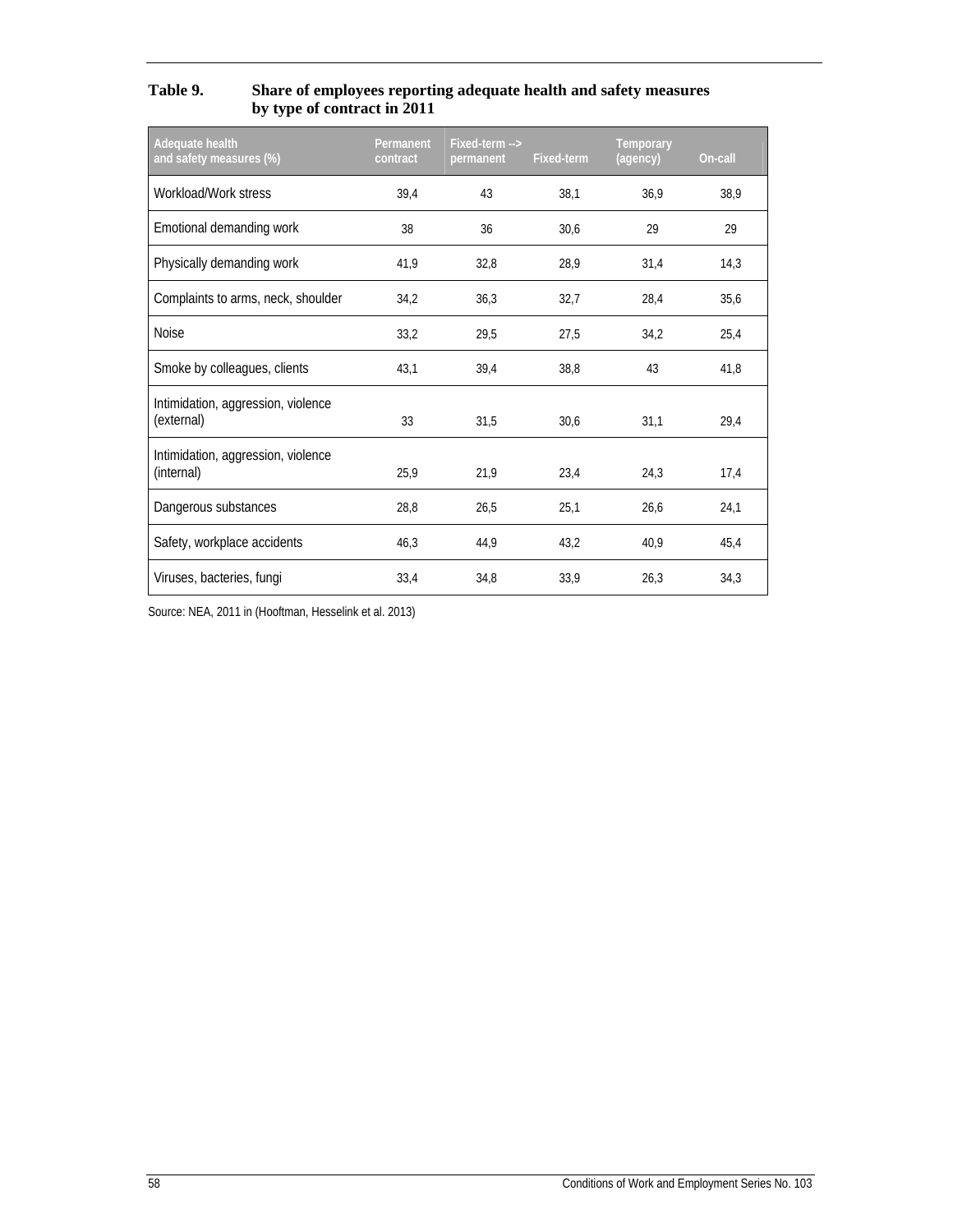**Table 9. Share of employees reporting adequate health and safety measures by type of contract in 2011**

| Adequate health and safety measures (%) | Permanent contract | Fixed-term --> permanent | Fixed-term | Temporary (agency) | On-call |
|---|---|---|---|---|---|
| Workload/Work stress | 39,4 | 43 | 38,1 | 36,9 | 38,9 |
| Emotional demanding work | 38 | 36 | 30,6 | 29 | 29 |
| Physically demanding work | 41,9 | 32,8 | 28,9 | 31,4 | 14,3 |
| Complaints to arms, neck, shoulder | 34,2 | 36,3 | 32,7 | 28,4 | 35,6 |
| Noise | 33,2 | 29,5 | 27,5 | 34,2 | 25,4 |
| Smoke by colleagues, clients | 43,1 | 39,4 | 38,8 | 43 | 41,8 |
| Intimidation, aggression, violence (external) | 33 | 31,5 | 30,6 | 31,1 | 29,4 |
| Intimidation, aggression, violence (internal) | 25,9 | 21,9 | 23,4 | 24,3 | 17,4 |
| Dangerous substances | 28,8 | 26,5 | 25,1 | 26,6 | 24,1 |
| Safety, workplace accidents | 46,3 | 44,9 | 43,2 | 40,9 | 45,4 |
| Viruses, bacteries, fungi | 33,4 | 34,8 | 33,9 | 26,3 | 34,3 |

Source: NEA, 2011 in (Hooftman, Hesselink et al. 2013)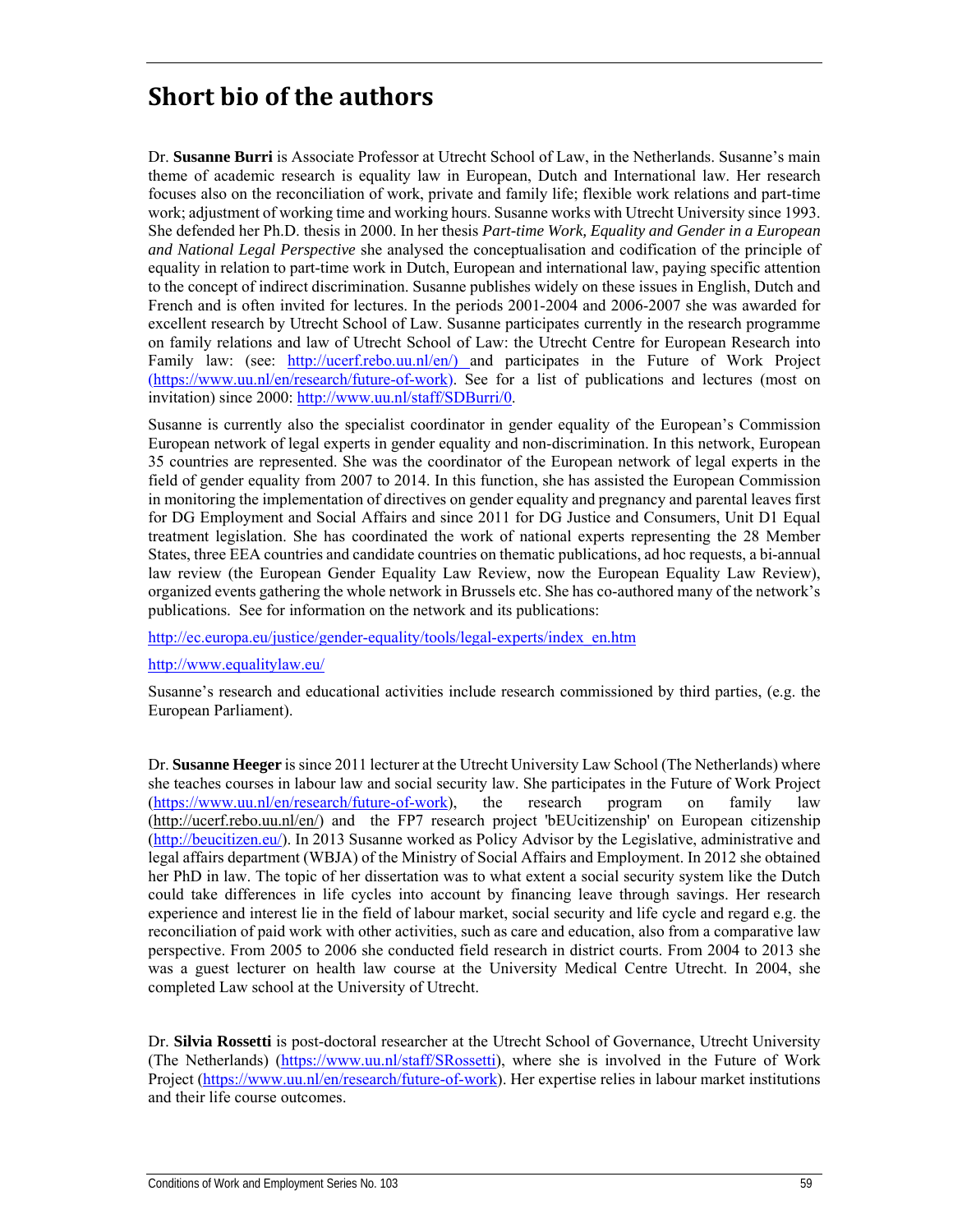# Short bio of the authors

Dr. **Susanne Burri** is Associate Professor at Utrecht School of Law, in the Netherlands. Susanne's main theme of academic research is equality law in European, Dutch and International law. Her research focuses also on the reconciliation of work, private and family life; flexible work relations and part-time work; adjustment of working time and working hours. Susanne works with Utrecht University since 1993. She defended her Ph.D. thesis in 2000. In her thesis *Part-time Work, Equality and Gender in a European and National Legal Perspective* she analysed the conceptualisation and codification of the principle of equality in relation to part-time work in Dutch, European and international law, paying specific attention to the concept of indirect discrimination. Susanne publishes widely on these issues in English, Dutch and French and is often invited for lectures. In the periods 2001-2004 and 2006-2007 she was awarded for excellent research by Utrecht School of Law. Susanne participates currently in the research programme on family relations and law of Utrecht School of Law: the Utrecht Centre for European Research into Family law: (see: http://ucerf.rebo.uu.nl/en/) and participates in the Future of Work Project (https://www.uu.nl/en/research/future-of-work). See for a list of publications and lectures (most on invitation) since 2000: http://www.uu.nl/staff/SDBurri/0.

Susanne is currently also the specialist coordinator in gender equality of the European's Commission European network of legal experts in gender equality and non-discrimination. In this network, European 35 countries are represented. She was the coordinator of the European network of legal experts in the field of gender equality from 2007 to 2014. In this function, she has assisted the European Commission in monitoring the implementation of directives on gender equality and pregnancy and parental leaves first for DG Employment and Social Affairs and since 2011 for DG Justice and Consumers, Unit D1 Equal treatment legislation. She has coordinated the work of national experts representing the 28 Member States, three EEA countries and candidate countries on thematic publications, ad hoc requests, a bi-annual law review (the European Gender Equality Law Review, now the European Equality Law Review), organized events gathering the whole network in Brussels etc. She has co-authored many of the network's publications. See for information on the network and its publications:

http://ec.europa.eu/justice/gender-equality/tools/legal-experts/index_en.htm

http://www.equalitylaw.eu/

Susanne's research and educational activities include research commissioned by third parties, (e.g. the European Parliament).

Dr. **Susanne Heeger** is since 2011 lecturer at the Utrecht University Law School (The Netherlands) where she teaches courses in labour law and social security law. She participates in the Future of Work Project (https://www.uu.nl/en/research/future-of-work), the research program on family law (http://ucerf.rebo.uu.nl/en/) and the FP7 research project 'bEUcitizenship' on European citizenship (http://beucitizen.eu/). In 2013 Susanne worked as Policy Advisor by the Legislative, administrative and legal affairs department (WBJA) of the Ministry of Social Affairs and Employment. In 2012 she obtained her PhD in law. The topic of her dissertation was to what extent a social security system like the Dutch could take differences in life cycles into account by financing leave through savings. Her research experience and interest lie in the field of labour market, social security and life cycle and regard e.g. the reconciliation of paid work with other activities, such as care and education, also from a comparative law perspective. From 2005 to 2006 she conducted field research in district courts. From 2004 to 2013 she was a guest lecturer on health law course at the University Medical Centre Utrecht. In 2004, she completed Law school at the University of Utrecht.

Dr. **Silvia Rossetti** is post-doctoral researcher at the Utrecht School of Governance, Utrecht University (The Netherlands) (https://www.uu.nl/staff/SRossetti), where she is involved in the Future of Work Project (https://www.uu.nl/en/research/future-of-work). Her expertise relies in labour market institutions and their life course outcomes.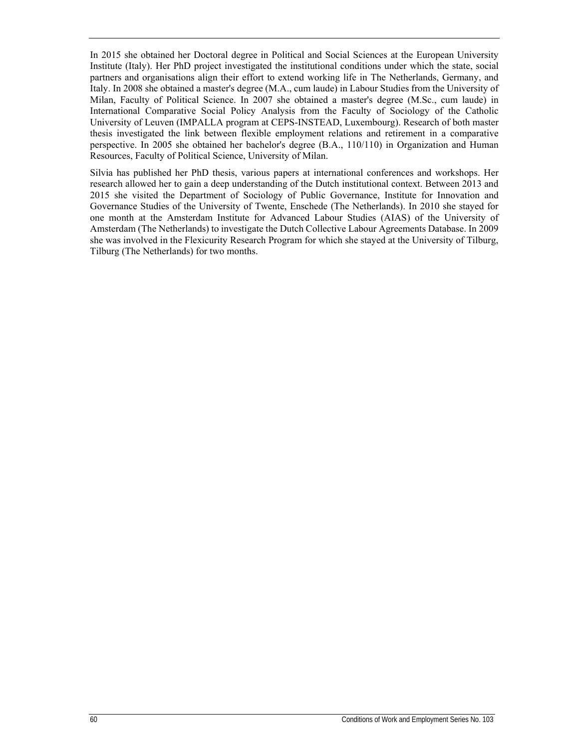In 2015 she obtained her Doctoral degree in Political and Social Sciences at the European University Institute (Italy). Her PhD project investigated the institutional conditions under which the state, social partners and organisations align their effort to extend working life in The Netherlands, Germany, and Italy. In 2008 she obtained a master's degree (M.A., cum laude) in Labour Studies from the University of Milan, Faculty of Political Science. In 2007 she obtained a master's degree (M.Sc., cum laude) in International Comparative Social Policy Analysis from the Faculty of Sociology of the Catholic University of Leuven (IMPALLA program at CEPS-INSTEAD, Luxembourg). Research of both master thesis investigated the link between flexible employment relations and retirement in a comparative perspective. In 2005 she obtained her bachelor's degree (B.A., 110/110) in Organization and Human Resources, Faculty of Political Science, University of Milan.

Silvia has published her PhD thesis, various papers at international conferences and workshops. Her research allowed her to gain a deep understanding of the Dutch institutional context. Between 2013 and 2015 she visited the Department of Sociology of Public Governance, Institute for Innovation and Governance Studies of the University of Twente, Enschede (The Netherlands). In 2010 she stayed for one month at the Amsterdam Institute for Advanced Labour Studies (AIAS) of the University of Amsterdam (The Netherlands) to investigate the Dutch Collective Labour Agreements Database. In 2009 she was involved in the Flexicurity Research Program for which she stayed at the University of Tilburg, Tilburg (The Netherlands) for two months.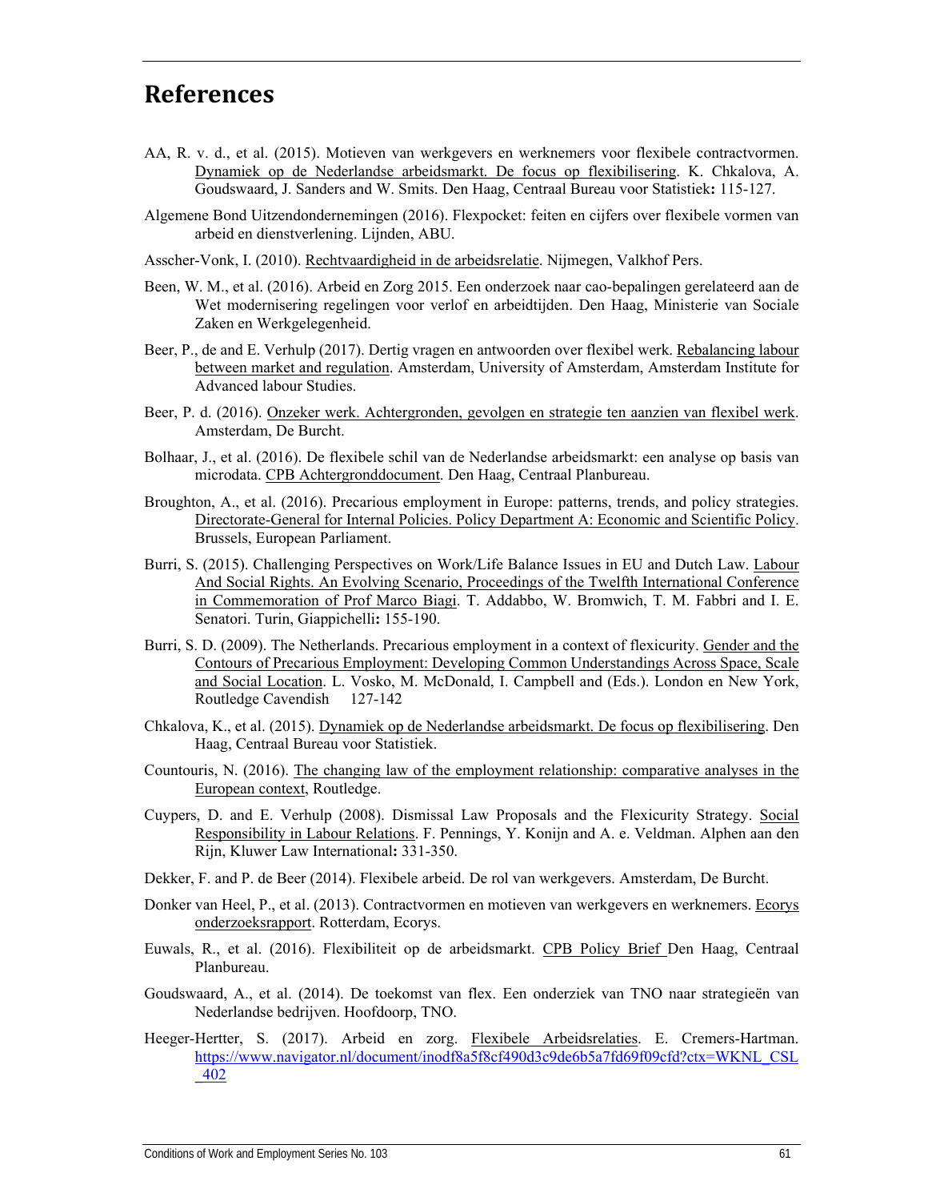# References

AA, R. v. d., et al. (2015). Motieven van werkgevers en werknemers voor flexibele contractvormen. Dynamiek op de Nederlandse arbeidsmarkt. De focus op flexibilisering. K. Chkalova, A. Goudswaard, J. Sanders and W. Smits. Den Haag, Centraal Bureau voor Statistiek**:** 115-127.

Algemene Bond Uitzendondernemingen (2016). Flexpocket: feiten en cijfers over flexibele vormen van arbeid en dienstverlening. Lijnden, ABU.

Asscher-Vonk, I. (2010). Rechtvaardigheid in de arbeidsrelatie. Nijmegen, Valkhof Pers.

Been, W. M., et al. (2016). Arbeid en Zorg 2015. Een onderzoek naar cao-bepalingen gerelateerd aan de Wet modernisering regelingen voor verlof en arbeidtijden. Den Haag, Ministerie van Sociale Zaken en Werkgelegenheid.

Beer, P., de and E. Verhulp (2017). Dertig vragen en antwoorden over flexibel werk. Rebalancing labour between market and regulation. Amsterdam, University of Amsterdam, Amsterdam Institute for Advanced labour Studies.

Beer, P. d. (2016). Onzeker werk. Achtergronden, gevolgen en strategie ten aanzien van flexibel werk. Amsterdam, De Burcht.

Bolhaar, J., et al. (2016). De flexibele schil van de Nederlandse arbeidsmarkt: een analyse op basis van microdata. CPB Achtergronddocument. Den Haag, Centraal Planbureau.

Broughton, A., et al. (2016). Precarious employment in Europe: patterns, trends, and policy strategies. Directorate-General for Internal Policies. Policy Department A: Economic and Scientific Policy. Brussels, European Parliament.

Burri, S. (2015). Challenging Perspectives on Work/Life Balance Issues in EU and Dutch Law. Labour And Social Rights. An Evolving Scenario, Proceedings of the Twelfth International Conference in Commemoration of Prof Marco Biagi. T. Addabbo, W. Bromwich, T. M. Fabbri and I. E. Senatori. Turin, Giappichelli**:** 155-190.

Burri, S. D. (2009). The Netherlands. Precarious employment in a context of flexicurity. Gender and the Contours of Precarious Employment: Developing Common Understandings Across Space, Scale and Social Location. L. Vosko, M. McDonald, I. Campbell and (Eds.). London en New York, Routledge Cavendish 127-142

Chkalova, K., et al. (2015). Dynamiek op de Nederlandse arbeidsmarkt. De focus op flexibilisering. Den Haag, Centraal Bureau voor Statistiek.

Countouris, N. (2016). The changing law of the employment relationship: comparative analyses in the European context, Routledge.

Cuypers, D. and E. Verhulp (2008). Dismissal Law Proposals and the Flexicurity Strategy. Social Responsibility in Labour Relations. F. Pennings, Y. Konijn and A. e. Veldman. Alphen aan den Rijn, Kluwer Law International**:** 331-350.

Dekker, F. and P. de Beer (2014). Flexibele arbeid. De rol van werkgevers. Amsterdam, De Burcht.

Donker van Heel, P., et al. (2013). Contractvormen en motieven van werkgevers en werknemers. Ecorys onderzoeksrapport. Rotterdam, Ecorys.

Euwals, R., et al. (2016). Flexibiliteit op de arbeidsmarkt. CPB Policy Brief Den Haag, Centraal Planbureau.

Goudswaard, A., et al. (2014). De toekomst van flex. Een onderziek van TNO naar strategieën van Nederlandse bedrijven. Hoofdoorp, TNO.

Heeger-Hertter, S. (2017). Arbeid en zorg. Flexibele Arbeidsrelaties. E. Cremers-Hartman. https://www.navigator.nl/document/inodf8a5f8cf490d3c9de6b5a7fd69f09cfd?ctx=WKNL_CSL_402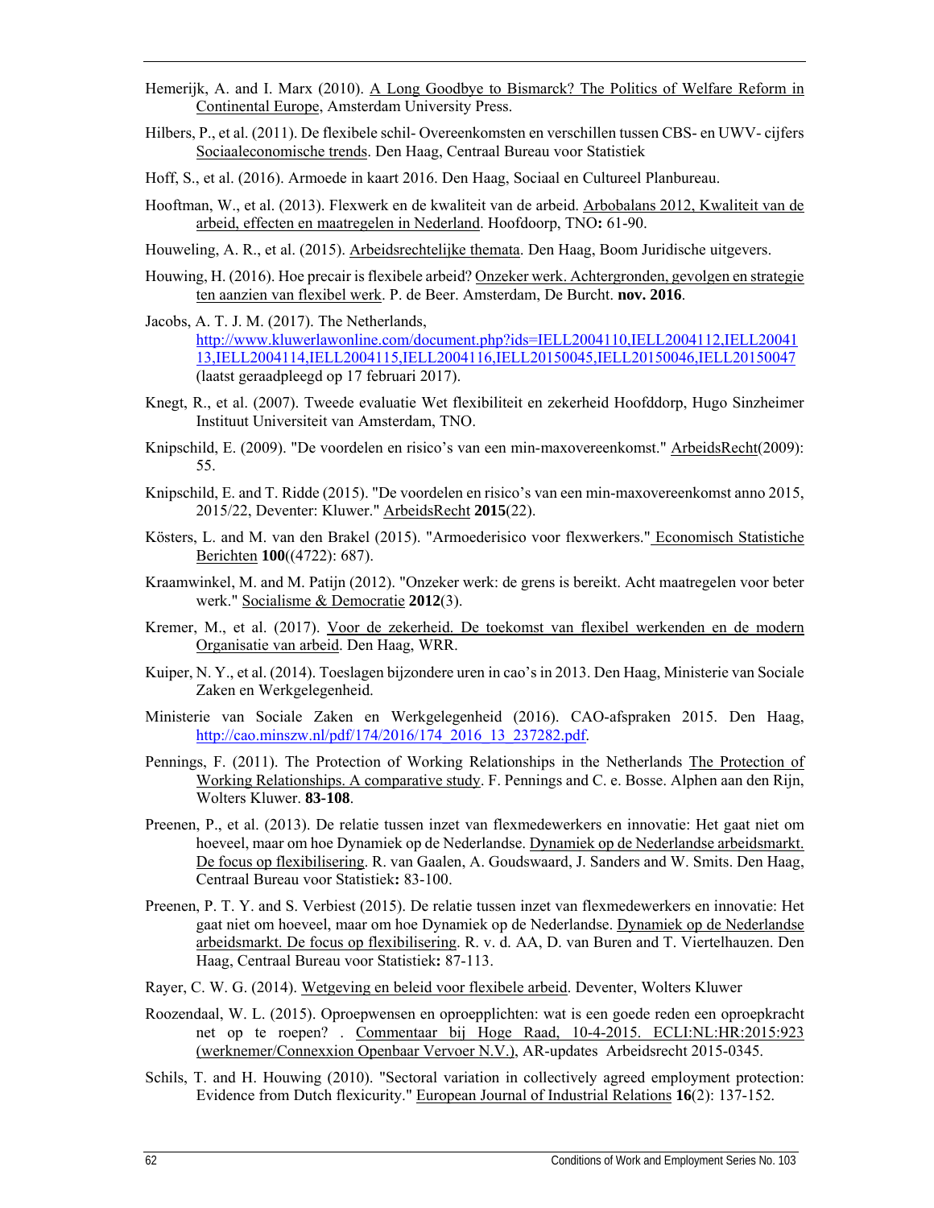Hemerijk, A. and I. Marx (2010). A Long Goodbye to Bismarck? The Politics of Welfare Reform in Continental Europe, Amsterdam University Press.

Hilbers, P., et al. (2011). De flexibele schil- Overeenkomsten en verschillen tussen CBS- en UWV- cijfers Sociaaleconomische trends. Den Haag, Centraal Bureau voor Statistiek

Hoff, S., et al. (2016). Armoede in kaart 2016. Den Haag, Sociaal en Cultureel Planbureau.

Hooftman, W., et al. (2013). Flexwerk en de kwaliteit van de arbeid. Arbobalans 2012, Kwaliteit van de arbeid, effecten en maatregelen in Nederland. Hoofdoorp, TNO**:** 61-90.

Houweling, A. R., et al. (2015). Arbeidsrechtelijke themata. Den Haag, Boom Juridische uitgevers.

Houwing, H. (2016). Hoe precair is flexibele arbeid? Onzeker werk. Achtergronden, gevolgen en strategie ten aanzien van flexibel werk. P. de Beer. Amsterdam, De Burcht. **nov. 2016**.

Jacobs, A. T. J. M. (2017). The Netherlands, http://www.kluwerlawonline.com/document.php?ids=IELL2004110,IELL2004112,IELL2004113,IELL2004114,IELL2004115,IELL2004116,IELL20150045,IELL20150046,IELL20150047 (laatst geraadpleegd op 17 februari 2017).

Knegt, R., et al. (2007). Tweede evaluatie Wet flexibiliteit en zekerheid Hoofddorp, Hugo Sinzheimer Instituut Universiteit van Amsterdam, TNO.

Knipschild, E. (2009). "De voordelen en risico's van een min-maxovereenkomst." ArbeidsRecht(2009): 55.

Knipschild, E. and T. Ridde (2015). "De voordelen en risico's van een min-maxovereenkomst anno 2015, 2015/22, Deventer: Kluwer." ArbeidsRecht **2015**(22).

Kösters, L. and M. van den Brakel (2015). "Armoederisico voor flexwerkers." Economisch Statistiche Berichten **100**((4722): 687).

Kraamwinkel, M. and M. Patijn (2012). "Onzeker werk: de grens is bereikt. Acht maatregelen voor beter werk." Socialisme & Democratie **2012**(3).

Kremer, M., et al. (2017). Voor de zekerheid. De toekomst van flexibel werkenden en de modern Organisatie van arbeid. Den Haag, WRR.

Kuiper, N. Y., et al. (2014). Toeslagen bijzondere uren in cao's in 2013. Den Haag, Ministerie van Sociale Zaken en Werkgelegenheid.

Ministerie van Sociale Zaken en Werkgelegenheid (2016). CAO-afspraken 2015. Den Haag, http://cao.minszw.nl/pdf/174/2016/174_2016_13_237282.pdf.

Pennings, F. (2011). The Protection of Working Relationships in the Netherlands The Protection of Working Relationships. A comparative study. F. Pennings and C. e. Bosse. Alphen aan den Rijn, Wolters Kluwer. **83-108**.

Preenen, P., et al. (2013). De relatie tussen inzet van flexmedewerkers en innovatie: Het gaat niet om hoeveel, maar om hoe Dynamiek op de Nederlandse. Dynamiek op de Nederlandse arbeidsmarkt. De focus op flexibilisering. R. van Gaalen, A. Goudswaard, J. Sanders and W. Smits. Den Haag, Centraal Bureau voor Statistiek**:** 83-100.

Preenen, P. T. Y. and S. Verbiest (2015). De relatie tussen inzet van flexmedewerkers en innovatie: Het gaat niet om hoeveel, maar om hoe Dynamiek op de Nederlandse. Dynamiek op de Nederlandse arbeidsmarkt. De focus op flexibilisering. R. v. d. AA, D. van Buren and T. Viertelhauzen. Den Haag, Centraal Bureau voor Statistiek**:** 87-113.

Rayer, C. W. G. (2014). Wetgeving en beleid voor flexibele arbeid. Deventer, Wolters Kluwer

Roozendaal, W. L. (2015). Oproepwensen en oproepplichten: wat is een goede reden een oproepkracht net op te roepen? . Commentaar bij Hoge Raad, 10-4-2015. ECLI:NL:HR:2015:923 (werknemer/Connexxion Openbaar Vervoer N.V.), AR-updates Arbeidsrecht 2015-0345.

Schils, T. and H. Houwing (2010). "Sectoral variation in collectively agreed employment protection: Evidence from Dutch flexicurity." European Journal of Industrial Relations **16**(2): 137-152.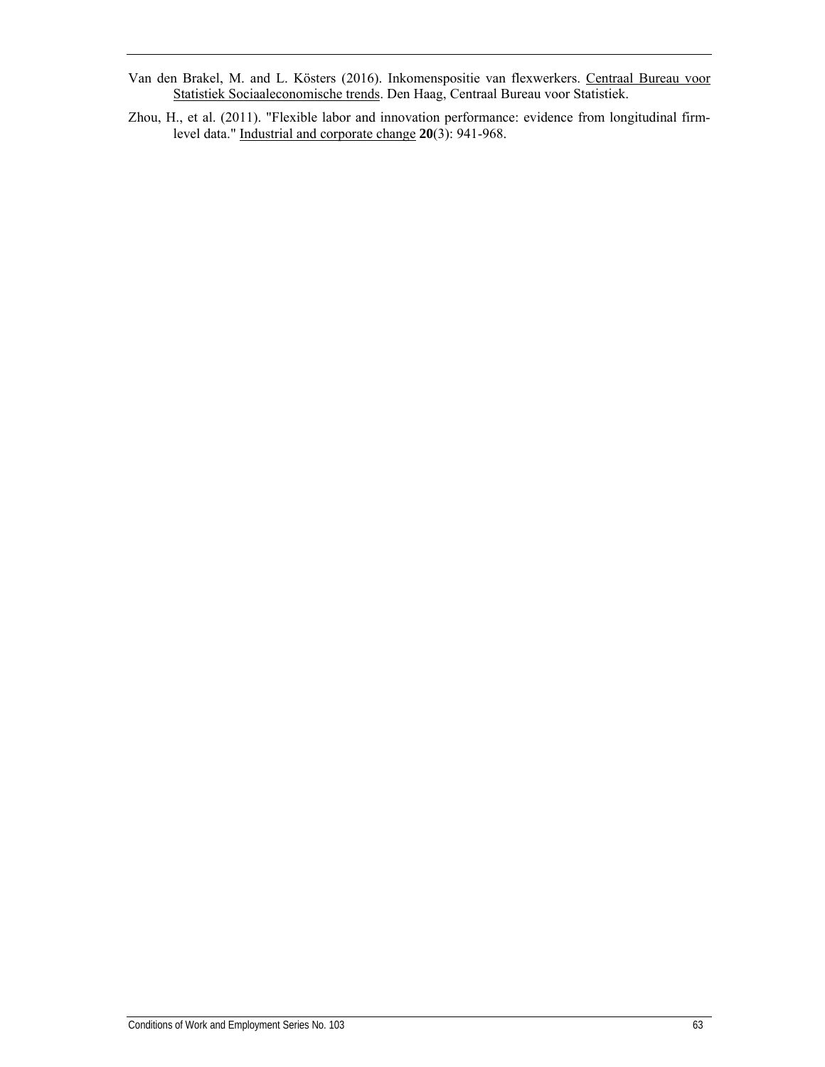Van den Brakel, M. and L. Kösters (2016). Inkomenspositie van flexwerkers. Centraal Bureau voor Statistiek Sociaaleconomische trends. Den Haag, Centraal Bureau voor Statistiek.

Zhou, H., et al. (2011). "Flexible labor and innovation performance: evidence from longitudinal firm-level data." Industrial and corporate change **20**(3): 941-968.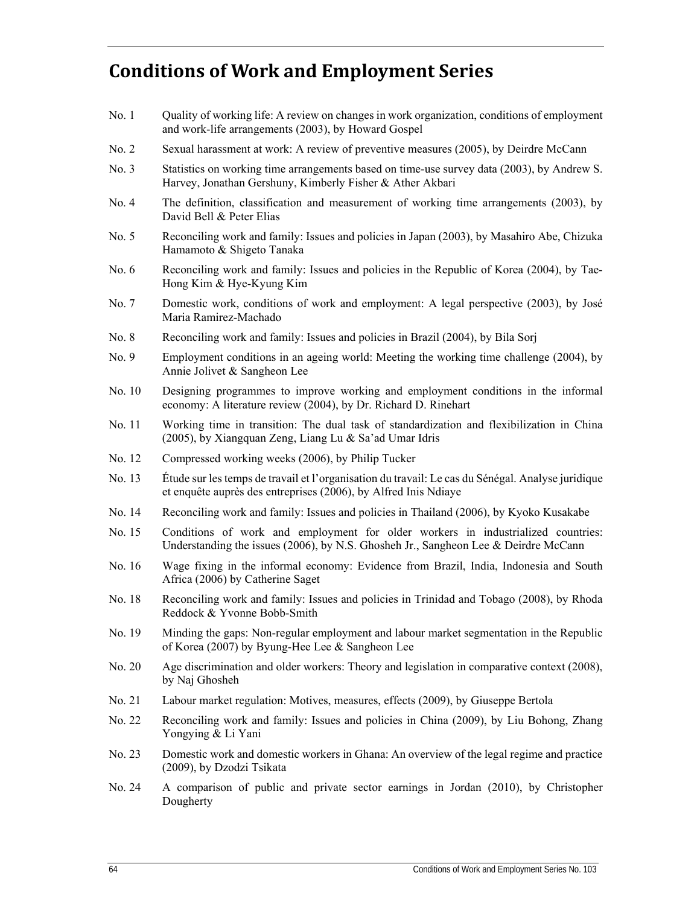# Conditions of Work and Employment Series

No. 1 Quality of working life: A review on changes in work organization, conditions of employment and work-life arrangements (2003), by Howard Gospel

No. 2 Sexual harassment at work: A review of preventive measures (2005), by Deirdre McCann

No. 3 Statistics on working time arrangements based on time-use survey data (2003), by Andrew S. Harvey, Jonathan Gershuny, Kimberly Fisher & Ather Akbari

No. 4 The definition, classification and measurement of working time arrangements (2003), by David Bell & Peter Elias

No. 5 Reconciling work and family: Issues and policies in Japan (2003), by Masahiro Abe, Chizuka Hamamoto & Shigeto Tanaka

No. 6 Reconciling work and family: Issues and policies in the Republic of Korea (2004), by Tae-Hong Kim & Hye-Kyung Kim

No. 7 Domestic work, conditions of work and employment: A legal perspective (2003), by José Maria Ramirez-Machado

No. 8 Reconciling work and family: Issues and policies in Brazil (2004), by Bila Sorj

No. 9 Employment conditions in an ageing world: Meeting the working time challenge (2004), by Annie Jolivet & Sangheon Lee

No. 10 Designing programmes to improve working and employment conditions in the informal economy: A literature review (2004), by Dr. Richard D. Rinehart

No. 11 Working time in transition: The dual task of standardization and flexibilization in China (2005), by Xiangquan Zeng, Liang Lu & Sa'ad Umar Idris

No. 12 Compressed working weeks (2006), by Philip Tucker

No. 13 Étude sur les temps de travail et l'organisation du travail: Le cas du Sénégal. Analyse juridique et enquête auprès des entreprises (2006), by Alfred Inis Ndiaye

No. 14 Reconciling work and family: Issues and policies in Thailand (2006), by Kyoko Kusakabe

No. 15 Conditions of work and employment for older workers in industrialized countries: Understanding the issues (2006), by N.S. Ghosheh Jr., Sangheon Lee & Deirdre McCann

No. 16 Wage fixing in the informal economy: Evidence from Brazil, India, Indonesia and South Africa (2006) by Catherine Saget

No. 18 Reconciling work and family: Issues and policies in Trinidad and Tobago (2008), by Rhoda Reddock & Yvonne Bobb-Smith

No. 19 Minding the gaps: Non-regular employment and labour market segmentation in the Republic of Korea (2007) by Byung-Hee Lee & Sangheon Lee

No. 20 Age discrimination and older workers: Theory and legislation in comparative context (2008), by Naj Ghosheh

No. 21 Labour market regulation: Motives, measures, effects (2009), by Giuseppe Bertola

No. 22 Reconciling work and family: Issues and policies in China (2009), by Liu Bohong, Zhang Yongying & Li Yani

No. 23 Domestic work and domestic workers in Ghana: An overview of the legal regime and practice (2009), by Dzodzi Tsikata

No. 24 A comparison of public and private sector earnings in Jordan (2010), by Christopher Dougherty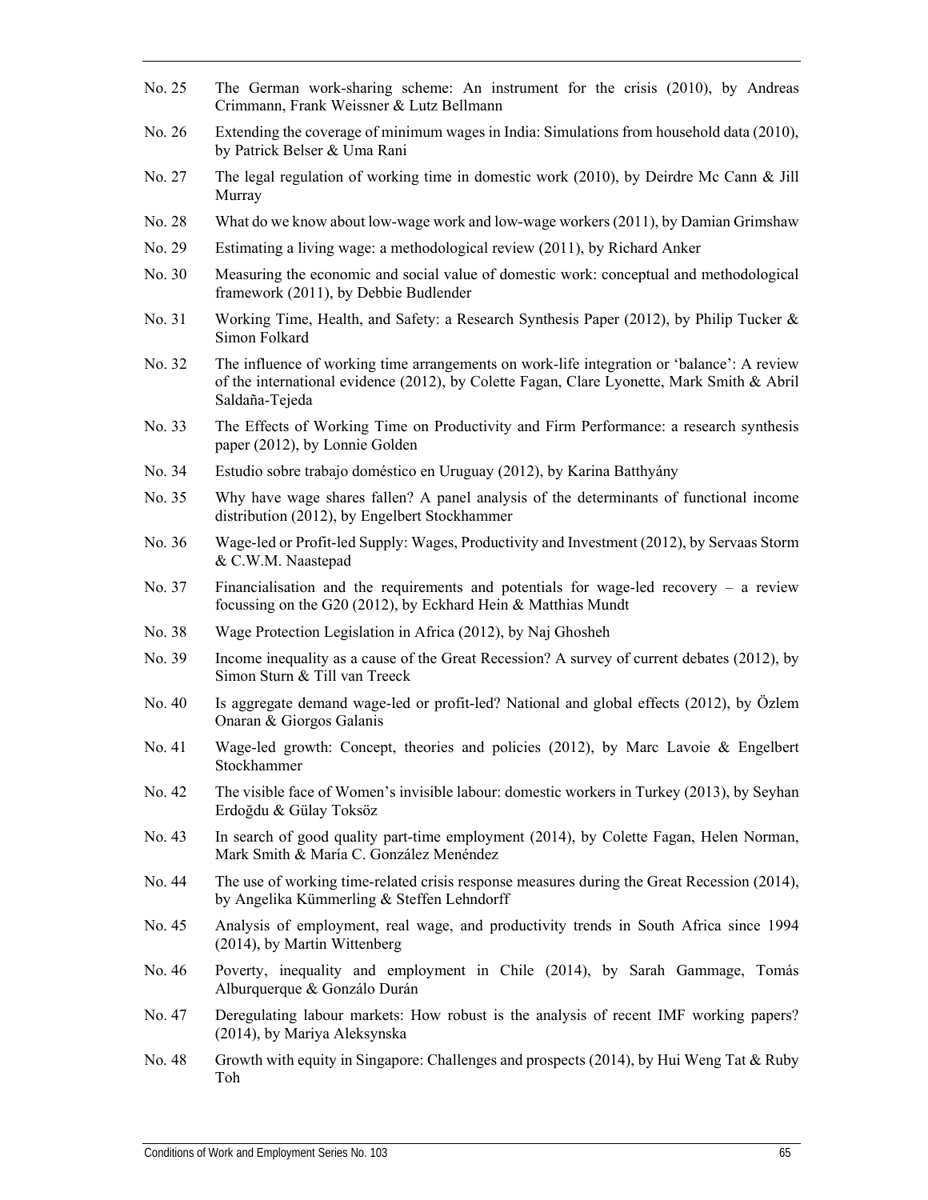No. 25 The German work-sharing scheme: An instrument for the crisis (2010), by Andreas Crimmann, Frank Weissner & Lutz Bellmann

No. 26 Extending the coverage of minimum wages in India: Simulations from household data (2010), by Patrick Belser & Uma Rani

No. 27 The legal regulation of working time in domestic work (2010), by Deirdre Mc Cann & Jill Murray

No. 28 What do we know about low-wage work and low-wage workers (2011), by Damian Grimshaw

No. 29 Estimating a living wage: a methodological review (2011), by Richard Anker

No. 30 Measuring the economic and social value of domestic work: conceptual and methodological framework (2011), by Debbie Budlender

No. 31 Working Time, Health, and Safety: a Research Synthesis Paper (2012), by Philip Tucker & Simon Folkard

No. 32 The influence of working time arrangements on work-life integration or 'balance': A review of the international evidence (2012), by Colette Fagan, Clare Lyonette, Mark Smith & Abril Saldaña-Tejeda

No. 33 The Effects of Working Time on Productivity and Firm Performance: a research synthesis paper (2012), by Lonnie Golden

No. 34 Estudio sobre trabajo doméstico en Uruguay (2012), by Karina Batthyány

No. 35 Why have wage shares fallen? A panel analysis of the determinants of functional income distribution (2012), by Engelbert Stockhammer

No. 36 Wage-led or Profit-led Supply: Wages, Productivity and Investment (2012), by Servaas Storm & C.W.M. Naastepad

No. 37 Financialisation and the requirements and potentials for wage-led recovery – a review focussing on the G20 (2012), by Eckhard Hein & Matthias Mundt

No. 38 Wage Protection Legislation in Africa (2012), by Naj Ghosheh

No. 39 Income inequality as a cause of the Great Recession? A survey of current debates (2012), by Simon Sturn & Till van Treeck

No. 40 Is aggregate demand wage-led or profit-led? National and global effects (2012), by Özlem Onaran & Giorgos Galanis

No. 41 Wage-led growth: Concept, theories and policies (2012), by Marc Lavoie & Engelbert Stockhammer

No. 42 The visible face of Women's invisible labour: domestic workers in Turkey (2013), by Seyhan Erdoğdu & Gülay Toksöz

No. 43 In search of good quality part-time employment (2014), by Colette Fagan, Helen Norman, Mark Smith & María C. González Menéndez

No. 44 The use of working time-related crisis response measures during the Great Recession (2014), by Angelika Kümmerling & Steffen Lehndorff

No. 45 Analysis of employment, real wage, and productivity trends in South Africa since 1994 (2014), by Martin Wittenberg

No. 46 Poverty, inequality and employment in Chile (2014), by Sarah Gammage, Tomás Alburquerque & Gonzálo Durán

No. 47 Deregulating labour markets: How robust is the analysis of recent IMF working papers? (2014), by Mariya Aleksynska

No. 48 Growth with equity in Singapore: Challenges and prospects (2014), by Hui Weng Tat & Ruby Toh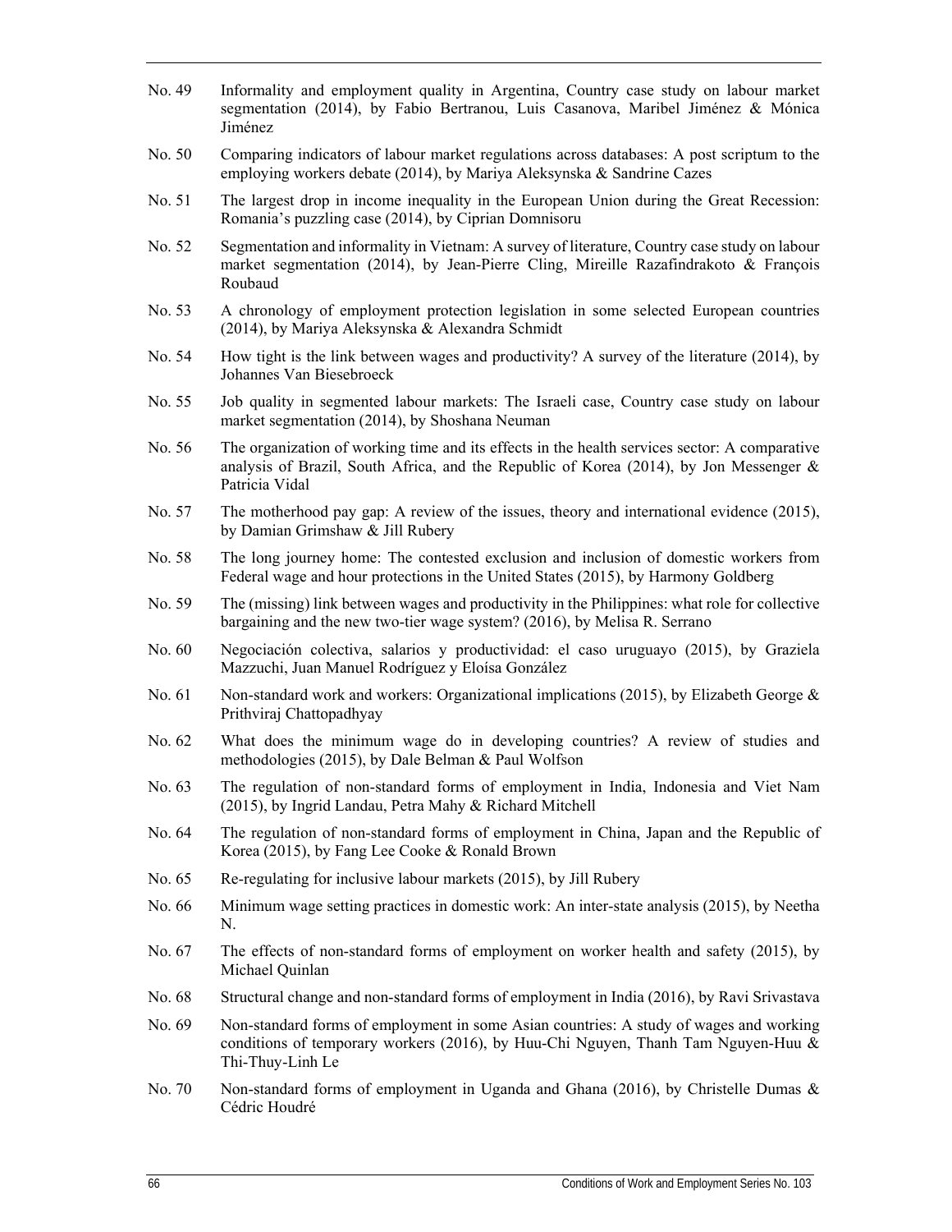No. 49 Informality and employment quality in Argentina, Country case study on labour market segmentation (2014), by Fabio Bertranou, Luis Casanova, Maribel Jiménez & Mónica Jiménez

No. 50 Comparing indicators of labour market regulations across databases: A post scriptum to the employing workers debate (2014), by Mariya Aleksynska & Sandrine Cazes

No. 51 The largest drop in income inequality in the European Union during the Great Recession: Romania's puzzling case (2014), by Ciprian Domnisoru

No. 52 Segmentation and informality in Vietnam: A survey of literature, Country case study on labour market segmentation (2014), by Jean-Pierre Cling, Mireille Razafindrakoto & François Roubaud

No. 53 A chronology of employment protection legislation in some selected European countries (2014), by Mariya Aleksynska & Alexandra Schmidt

No. 54 How tight is the link between wages and productivity? A survey of the literature (2014), by Johannes Van Biesebroeck

No. 55 Job quality in segmented labour markets: The Israeli case, Country case study on labour market segmentation (2014), by Shoshana Neuman

No. 56 The organization of working time and its effects in the health services sector: A comparative analysis of Brazil, South Africa, and the Republic of Korea (2014), by Jon Messenger & Patricia Vidal

No. 57 The motherhood pay gap: A review of the issues, theory and international evidence (2015), by Damian Grimshaw & Jill Rubery

No. 58 The long journey home: The contested exclusion and inclusion of domestic workers from Federal wage and hour protections in the United States (2015), by Harmony Goldberg

No. 59 The (missing) link between wages and productivity in the Philippines: what role for collective bargaining and the new two-tier wage system? (2016), by Melisa R. Serrano

No. 60 Negociación colectiva, salarios y productividad: el caso uruguayo (2015), by Graziela Mazzuchi, Juan Manuel Rodríguez y Eloísa González

No. 61 Non-standard work and workers: Organizational implications (2015), by Elizabeth George & Prithviraj Chattopadhyay

No. 62 What does the minimum wage do in developing countries? A review of studies and methodologies (2015), by Dale Belman & Paul Wolfson

No. 63 The regulation of non-standard forms of employment in India, Indonesia and Viet Nam (2015), by Ingrid Landau, Petra Mahy & Richard Mitchell

No. 64 The regulation of non-standard forms of employment in China, Japan and the Republic of Korea (2015), by Fang Lee Cooke & Ronald Brown

No. 65 Re-regulating for inclusive labour markets (2015), by Jill Rubery

No. 66 Minimum wage setting practices in domestic work: An inter-state analysis (2015), by Neetha N.

No. 67 The effects of non-standard forms of employment on worker health and safety (2015), by Michael Quinlan

No. 68 Structural change and non-standard forms of employment in India (2016), by Ravi Srivastava

No. 69 Non-standard forms of employment in some Asian countries: A study of wages and working conditions of temporary workers (2016), by Huu-Chi Nguyen, Thanh Tam Nguyen-Huu & Thi-Thuy-Linh Le

No. 70 Non-standard forms of employment in Uganda and Ghana (2016), by Christelle Dumas & Cédric Houdré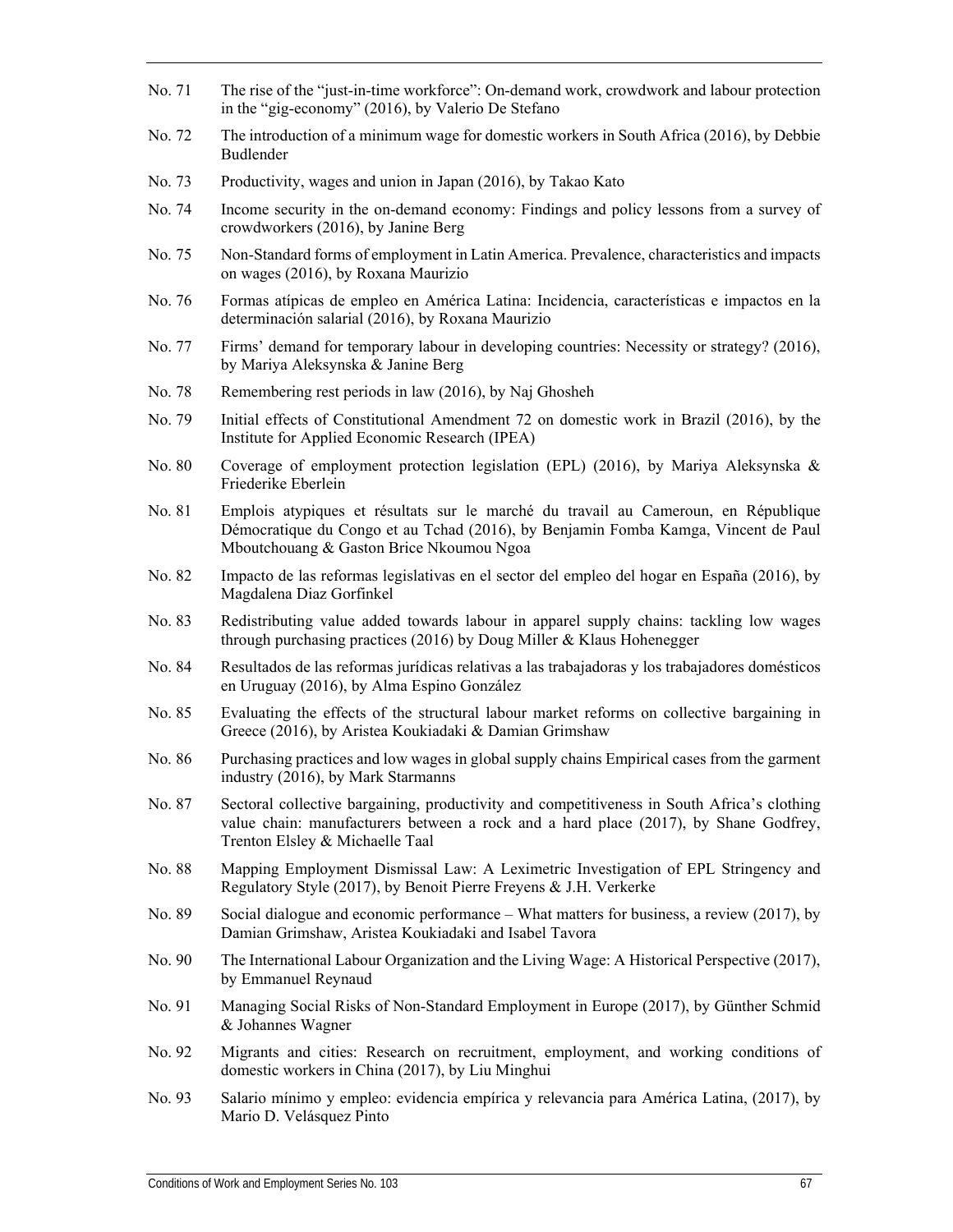No. 71 The rise of the "just-in-time workforce": On-demand work, crowdwork and labour protection in the "gig-economy" (2016), by Valerio De Stefano

No. 72 The introduction of a minimum wage for domestic workers in South Africa (2016), by Debbie Budlender

No. 73 Productivity, wages and union in Japan (2016), by Takao Kato

No. 74 Income security in the on-demand economy: Findings and policy lessons from a survey of crowdworkers (2016), by Janine Berg

No. 75 Non-Standard forms of employment in Latin America. Prevalence, characteristics and impacts on wages (2016), by Roxana Maurizio

No. 76 Formas atípicas de empleo en América Latina: Incidencia, características e impactos en la determinación salarial (2016), by Roxana Maurizio

No. 77 Firms' demand for temporary labour in developing countries: Necessity or strategy? (2016), by Mariya Aleksynska & Janine Berg

No. 78 Remembering rest periods in law (2016), by Naj Ghosheh

No. 79 Initial effects of Constitutional Amendment 72 on domestic work in Brazil (2016), by the Institute for Applied Economic Research (IPEA)

No. 80 Coverage of employment protection legislation (EPL) (2016), by Mariya Aleksynska & Friederike Eberlein

No. 81 Emplois atypiques et résultats sur le marché du travail au Cameroun, en République Démocratique du Congo et au Tchad (2016), by Benjamin Fomba Kamga, Vincent de Paul Mboutchouang & Gaston Brice Nkoumou Ngoa

No. 82 Impacto de las reformas legislativas en el sector del empleo del hogar en España (2016), by Magdalena Diaz Gorfinkel

No. 83 Redistributing value added towards labour in apparel supply chains: tackling low wages through purchasing practices (2016) by Doug Miller & Klaus Hohenegger

No. 84 Resultados de las reformas jurídicas relativas a las trabajadoras y los trabajadores domésticos en Uruguay (2016), by Alma Espino González

No. 85 Evaluating the effects of the structural labour market reforms on collective bargaining in Greece (2016), by Aristea Koukiadaki & Damian Grimshaw

No. 86 Purchasing practices and low wages in global supply chains Empirical cases from the garment industry (2016), by Mark Starmanns

No. 87 Sectoral collective bargaining, productivity and competitiveness in South Africa's clothing value chain: manufacturers between a rock and a hard place (2017), by Shane Godfrey, Trenton Elsley & Michaelle Taal

No. 88 Mapping Employment Dismissal Law: A Leximetric Investigation of EPL Stringency and Regulatory Style (2017), by Benoit Pierre Freyens & J.H. Verkerke

No. 89 Social dialogue and economic performance – What matters for business, a review (2017), by Damian Grimshaw, Aristea Koukiadaki and Isabel Tavora

No. 90 The International Labour Organization and the Living Wage: A Historical Perspective (2017), by Emmanuel Reynaud

No. 91 Managing Social Risks of Non-Standard Employment in Europe (2017), by Günther Schmid & Johannes Wagner

No. 92 Migrants and cities: Research on recruitment, employment, and working conditions of domestic workers in China (2017), by Liu Minghui

No. 93 Salario mínimo y empleo: evidencia empírica y relevancia para América Latina, (2017), by Mario D. Velásquez Pinto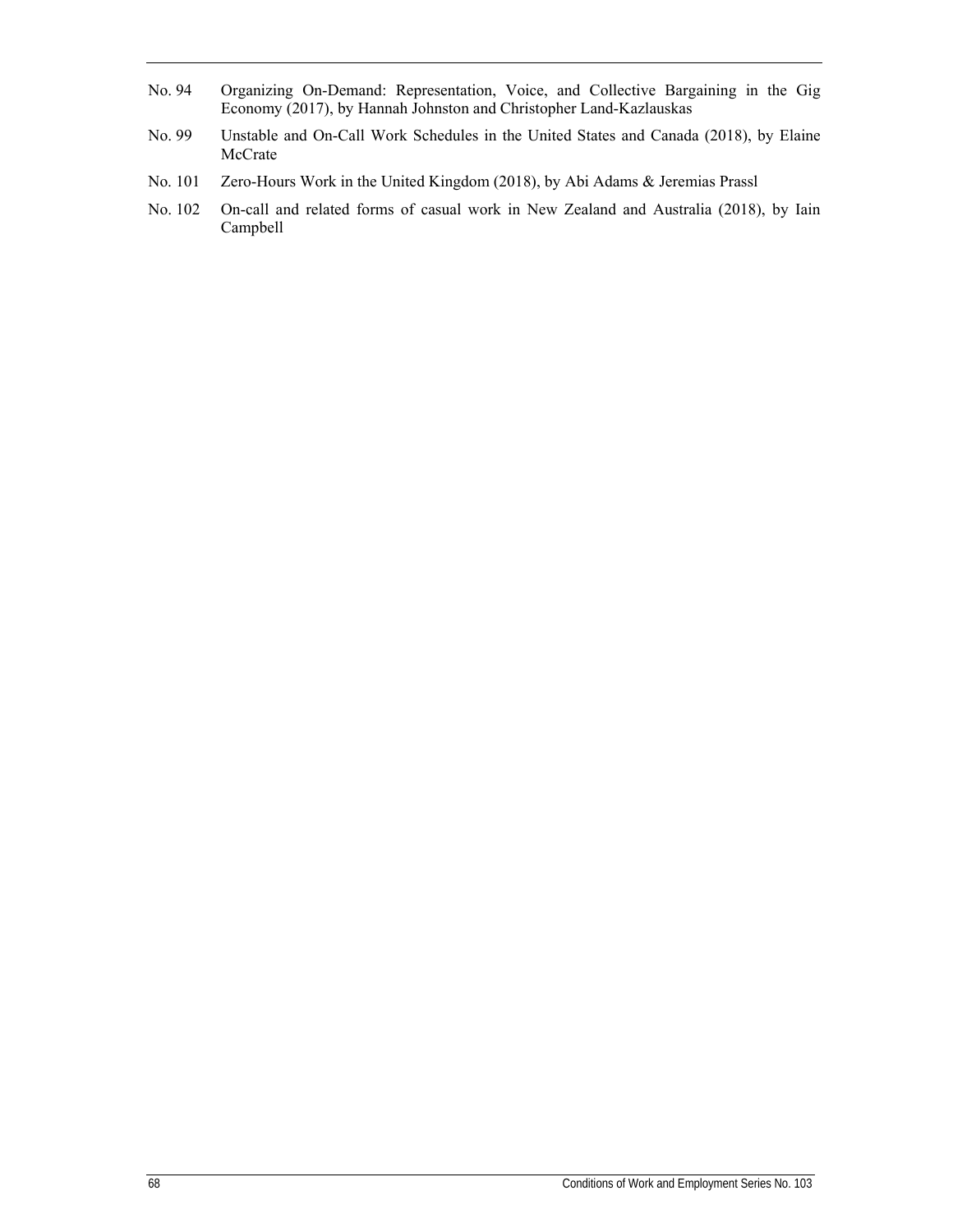No. 94 Organizing On-Demand: Representation, Voice, and Collective Bargaining in the Gig Economy (2017), by Hannah Johnston and Christopher Land-Kazlauskas

No. 99 Unstable and On-Call Work Schedules in the United States and Canada (2018), by Elaine McCrate

No. 101 Zero-Hours Work in the United Kingdom (2018), by Abi Adams & Jeremias Prassl

No. 102 On-call and related forms of casual work in New Zealand and Australia (2018), by Iain Campbell